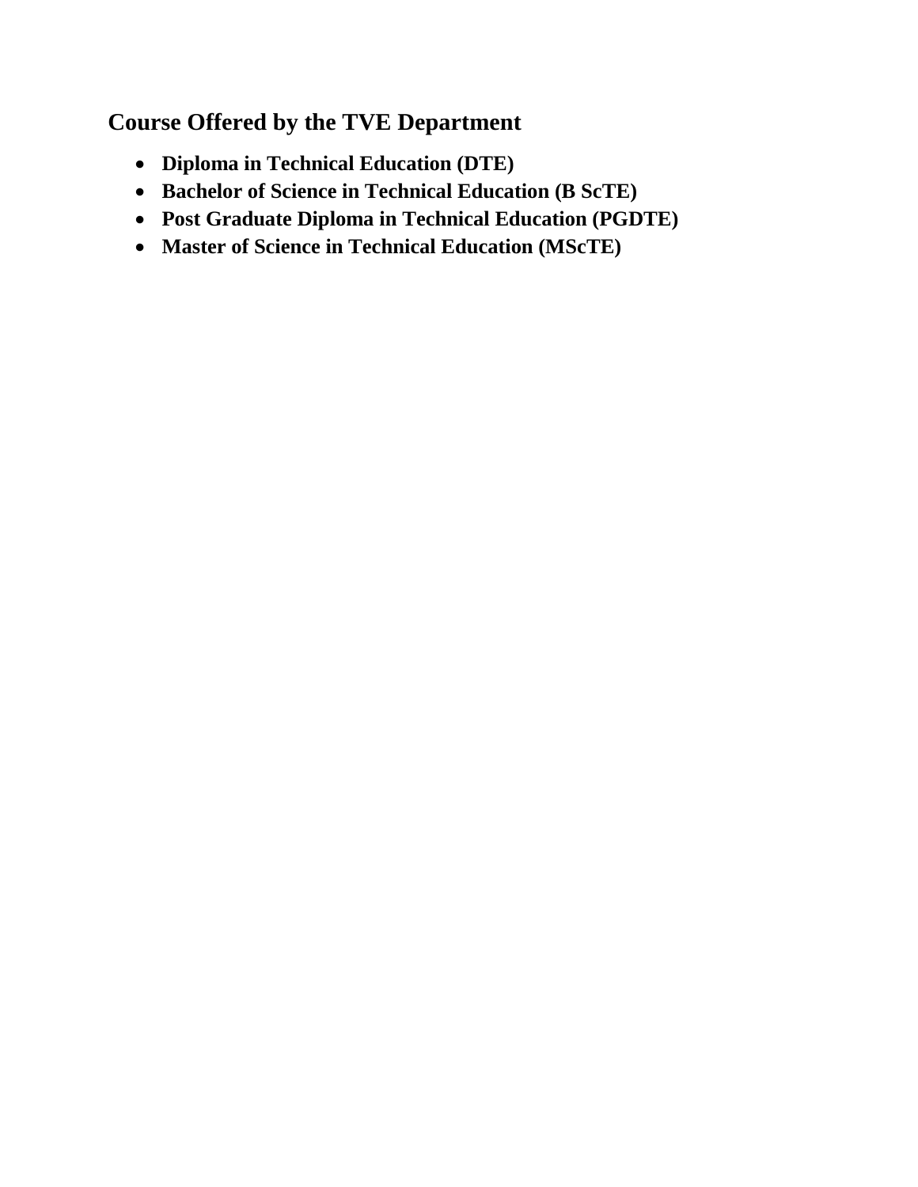## Course Offered by the TVE Department

- **Diploma in Technical Education (DTE)**
- **Bachelor of Science in Technical Education (B ScTE)**
- **Post Graduate Diploma in Technical Education (PGDTE)**
- **Master of Science in Technical Education (MScTE)**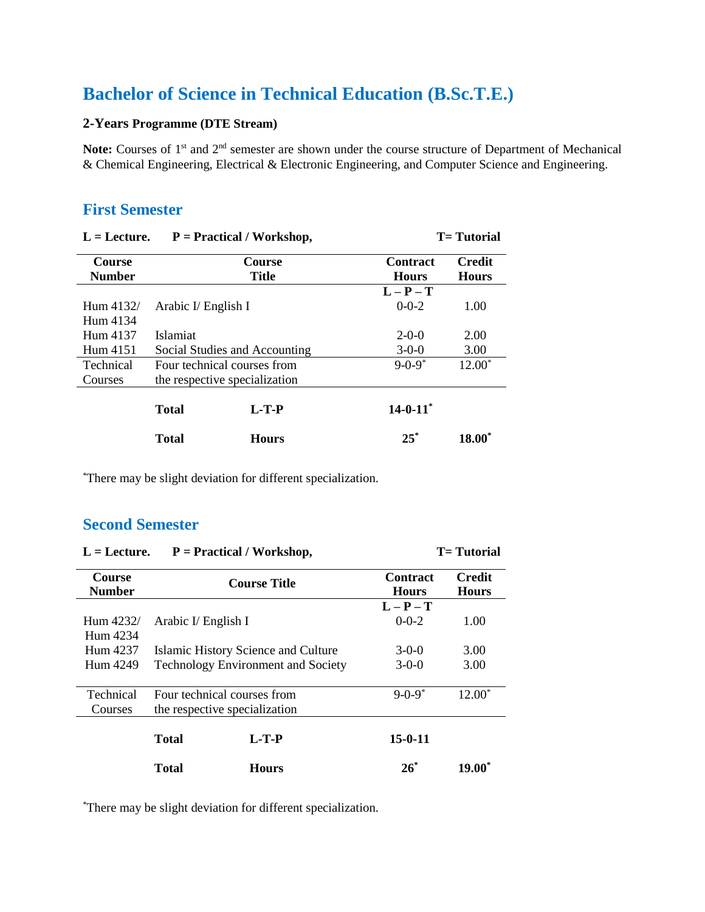# Bachelor of Science in Technical Education (B.Sc.T.E.)

**2-Years Programme (DTE Stream)**

**Note:** Courses of 1st and 2nd semester are shown under the course structure of Department of Mechanical & Chemical Engineering, Electrical & Electronic Engineering, and Computer Science and Engineering.

## First Semester

**L = Lecture.** **P = Practical / Workshop,** **T= Tutorial**

| Course Number | Course Title | | Contract Hours | Credit Hours |
|---|---|---|---|---|
| | | | **L – P – T** | |
| Hum 4132/ Hum 4134 | Arabic I/ English I | | 0-0-2 | 1.00 |
| Hum 4137 | Islamiat | | 2-0-0 | 2.00 |
| Hum 4151 | Social Studies and Accounting | | 3-0-0 | 3.00 |
| Technical Courses | Four technical courses from the respective specialization | | 9-0-9* | 12.00* |
| | **Total** | **L-T-P** | **14-0-11*** | |
| | **Total** | **Hours** | **25*** | **18.00*** |

*There may be slight deviation for different specialization.

## Second Semester

**L = Lecture.** **P = Practical / Workshop,** **T= Tutorial**

| Course Number | Course Title | | Contract Hours | Credit Hours |
|---|---|---|---|---|
| | | | **L – P – T** | |
| Hum 4232/ Hum 4234 | Arabic I/ English I | | 0-0-2 | 1.00 |
| Hum 4237 | Islamic History Science and Culture | | 3-0-0 | 3.00 |
| Hum 4249 | Technology Environment and Society | | 3-0-0 | 3.00 |
| Technical Courses | Four technical courses from the respective specialization | | 9-0-9* | 12.00* |
| | **Total** | **L-T-P** | **15-0-11** | |
| | **Total** | **Hours** | **26*** | **19.00*** |

*There may be slight deviation for different specialization.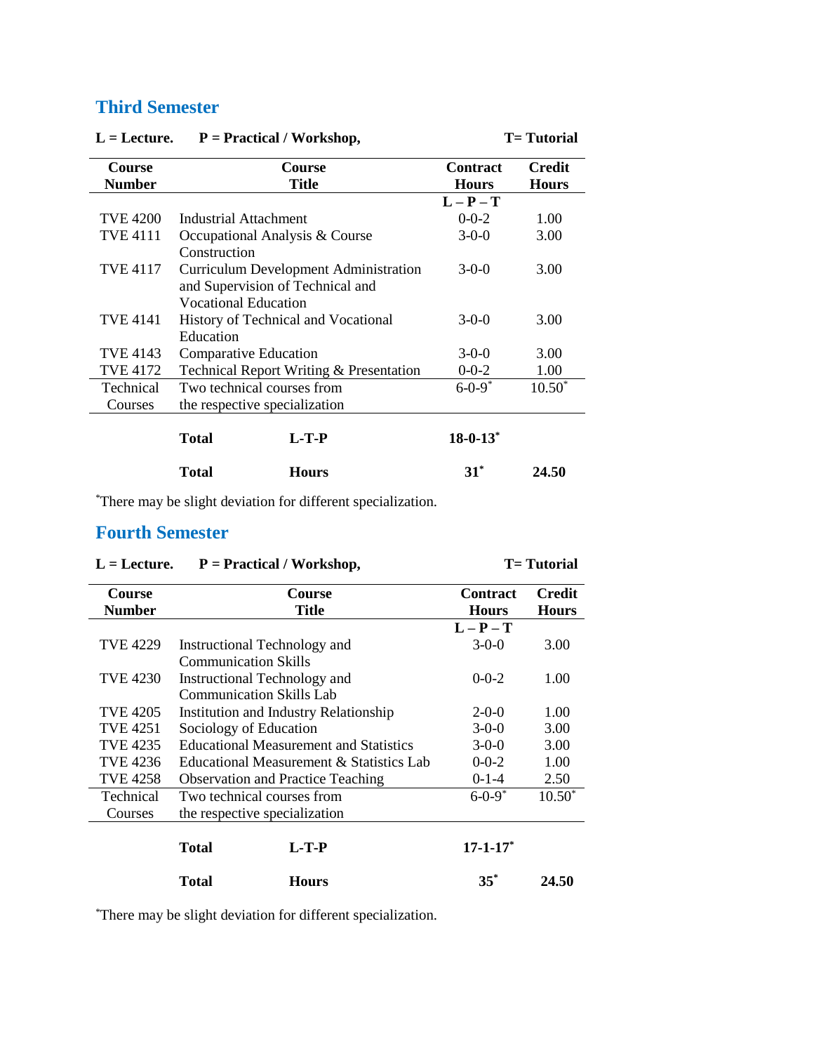## Third Semester

**L = Lecture.** **P = Practical / Workshop,** **T= Tutorial**

| Course Number | Course Title | Contract Hours | Credit Hours |
|---|---|---|---|
| | | **L – P – T** | |
| TVE 4200 | Industrial Attachment | 0-0-2 | 1.00 |
| TVE 4111 | Occupational Analysis & Course Construction | 3-0-0 | 3.00 |
| TVE 4117 | Curriculum Development Administration and Supervision of Technical and Vocational Education | 3-0-0 | 3.00 |
| TVE 4141 | History of Technical and Vocational Education | 3-0-0 | 3.00 |
| TVE 4143 | Comparative Education | 3-0-0 | 3.00 |
| TVE 4172 | Technical Report Writing & Presentation | 0-0-2 | 1.00 |
| Technical Courses | Two technical courses from the respective specialization | 6-0-9* | 10.50* |
| | **Total** **L-T-P** | **18-0-13*** | |
| | **Total** **Hours** | **31*** | **24.50** |

*There may be slight deviation for different specialization.

## Fourth Semester

**L = Lecture.** **P = Practical / Workshop,** **T= Tutorial**

| Course Number | Course Title | Contract Hours | Credit Hours |
|---|---|---|---|
| | | **L – P – T** | |
| TVE 4229 | Instructional Technology and Communication Skills | 3-0-0 | 3.00 |
| TVE 4230 | Instructional Technology and Communication Skills Lab | 0-0-2 | 1.00 |
| TVE 4205 | Institution and Industry Relationship | 2-0-0 | 1.00 |
| TVE 4251 | Sociology of Education | 3-0-0 | 3.00 |
| TVE 4235 | Educational Measurement and Statistics | 3-0-0 | 3.00 |
| TVE 4236 | Educational Measurement & Statistics Lab | 0-0-2 | 1.00 |
| TVE 4258 | Observation and Practice Teaching | 0-1-4 | 2.50 |
| Technical Courses | Two technical courses from the respective specialization | 6-0-9* | 10.50* |
| | **Total** **L-T-P** | **17-1-17*** | |
| | **Total** **Hours** | **35*** | **24.50** |

*There may be slight deviation for different specialization.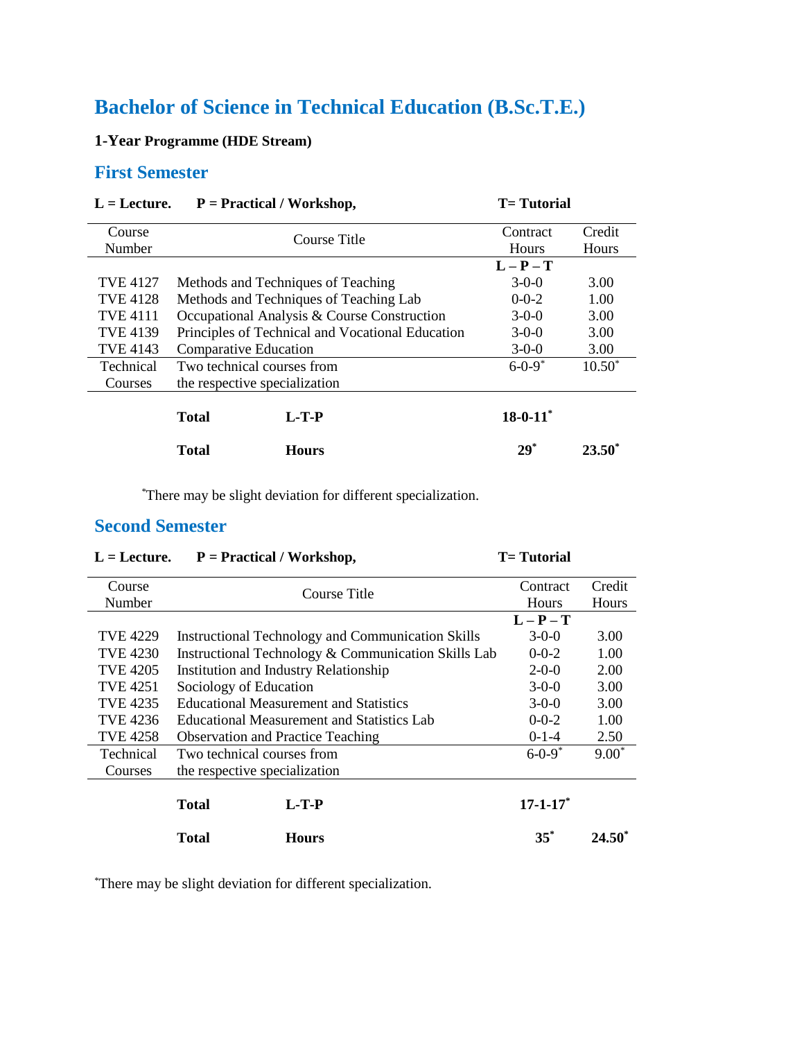# Bachelor of Science in Technical Education (B.Sc.T.E.)

**1-Year Programme (HDE Stream)**

## First Semester

**L = Lecture.** **P = Practical / Workshop,** **T= Tutorial**

| Course Number | Course Title | Contract Hours | Credit Hours |
|---|---|---|---|
| | | **L – P – T** | |
| TVE 4127 | Methods and Techniques of Teaching | 3-0-0 | 3.00 |
| TVE 4128 | Methods and Techniques of Teaching Lab | 0-0-2 | 1.00 |
| TVE 4111 | Occupational Analysis & Course Construction | 3-0-0 | 3.00 |
| TVE 4139 | Principles of Technical and Vocational Education | 3-0-0 | 3.00 |
| TVE 4143 | Comparative Education | 3-0-0 | 3.00 |
| Technical Courses | Two technical courses from the respective specialization | 6-0-9* | 10.50* |
| | **Total** **L-T-P** | **18-0-11*** | |
| | **Total** **Hours** | **29*** | **23.50*** |

*There may be slight deviation for different specialization.

## Second Semester

**L = Lecture.** **P = Practical / Workshop,** **T= Tutorial**

| Course Number | Course Title | Contract Hours | Credit Hours |
|---|---|---|---|
| | | **L – P – T** | |
| TVE 4229 | Instructional Technology and Communication Skills | 3-0-0 | 3.00 |
| TVE 4230 | Instructional Technology & Communication Skills Lab | 0-0-2 | 1.00 |
| TVE 4205 | Institution and Industry Relationship | 2-0-0 | 2.00 |
| TVE 4251 | Sociology of Education | 3-0-0 | 3.00 |
| TVE 4235 | Educational Measurement and Statistics | 3-0-0 | 3.00 |
| TVE 4236 | Educational Measurement and Statistics Lab | 0-0-2 | 1.00 |
| TVE 4258 | Observation and Practice Teaching | 0-1-4 | 2.50 |
| Technical Courses | Two technical courses from the respective specialization | 6-0-9* | 9.00* |
| | **Total** **L-T-P** | **17-1-17*** | |
| | **Total** **Hours** | **35*** | **24.50*** |

*There may be slight deviation for different specialization.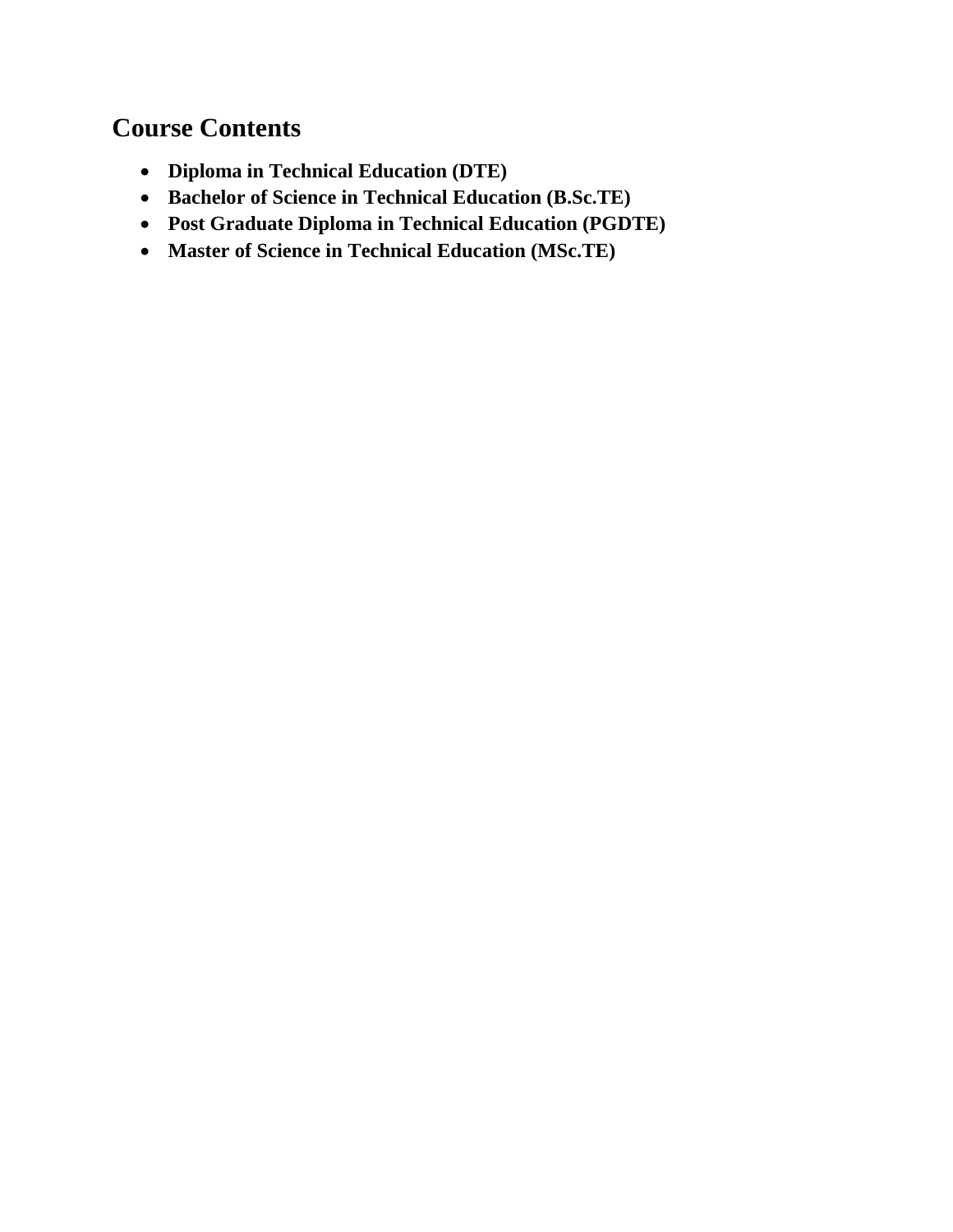## Course Contents

- **Diploma in Technical Education (DTE)**
- **Bachelor of Science in Technical Education (B.Sc.TE)**
- **Post Graduate Diploma in Technical Education (PGDTE)**
- **Master of Science in Technical Education (MSc.TE)**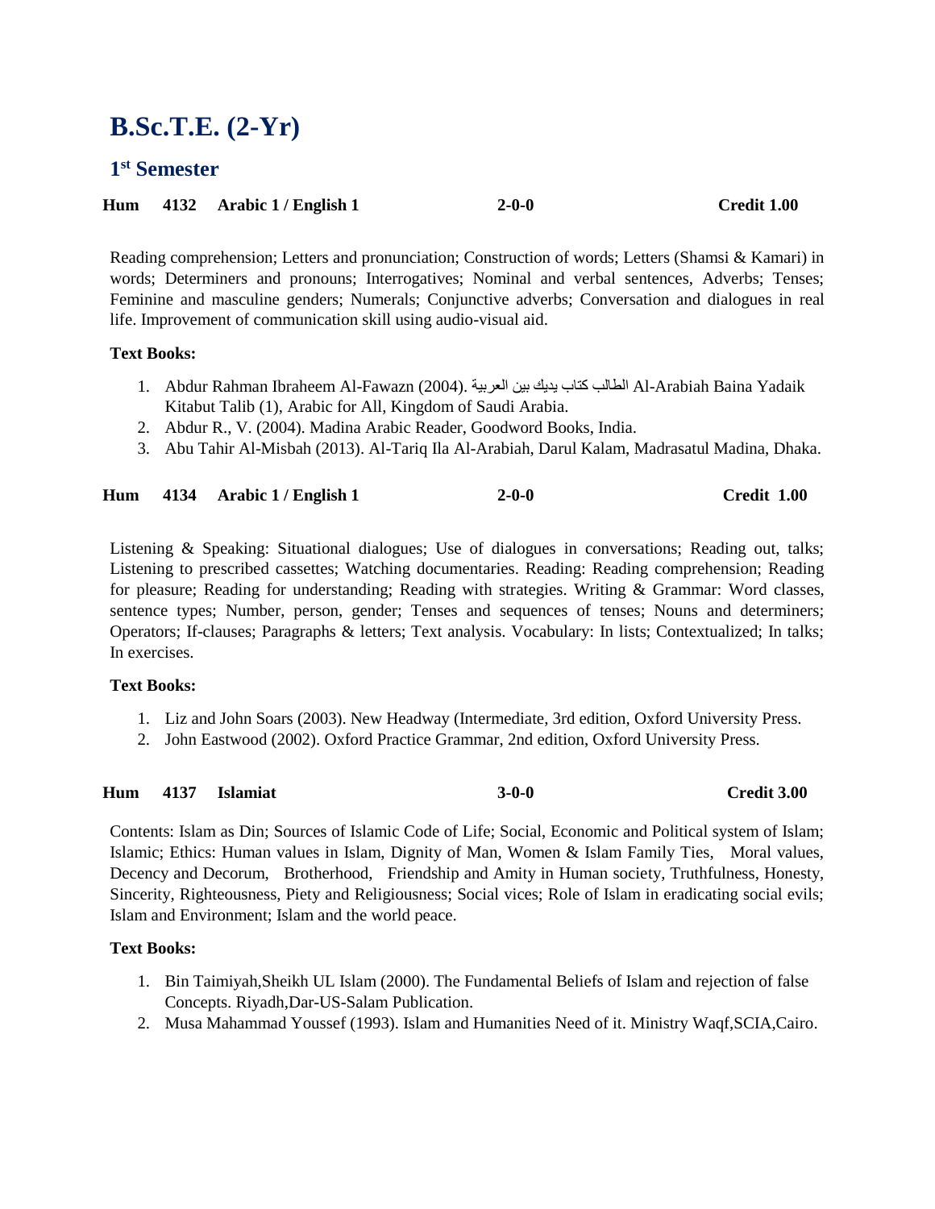# B.Sc.T.E. (2-Yr)

## 1st Semester

**Hum 4132 Arabic 1 / English 1 2-0-0 Credit 1.00**

Reading comprehension; Letters and pronunciation; Construction of words; Letters (Shamsi & Kamari) in words; Determiners and pronouns; Interrogatives; Nominal and verbal sentences, Adverbs; Tenses; Feminine and masculine genders; Numerals; Conjunctive adverbs; Conversation and dialogues in real life. Improvement of communication skill using audio-visual aid.

**Text Books:**

1. Abdur Rahman Ibraheem Al-Fawazn (2004). العربية بين يديك كتاب الطالب Al-Arabiah Baina Yadaik Kitabut Talib (1), Arabic for All, Kingdom of Saudi Arabia.
2. Abdur R., V. (2004). Madina Arabic Reader, Goodword Books, India.
3. Abu Tahir Al-Misbah (2013). Al-Tariq Ila Al-Arabiah, Darul Kalam, Madrasatul Madina, Dhaka.

**Hum 4134 Arabic 1 / English 1 2-0-0 Credit 1.00**

Listening & Speaking: Situational dialogues; Use of dialogues in conversations; Reading out, talks; Listening to prescribed cassettes; Watching documentaries. Reading: Reading comprehension; Reading for pleasure; Reading for understanding; Reading with strategies. Writing & Grammar: Word classes, sentence types; Number, person, gender; Tenses and sequences of tenses; Nouns and determiners; Operators; If-clauses; Paragraphs & letters; Text analysis. Vocabulary: In lists; Contextualized; In talks; In exercises.

**Text Books:**

1. Liz and John Soars (2003). New Headway (Intermediate, 3rd edition, Oxford University Press.
2. John Eastwood (2002). Oxford Practice Grammar, 2nd edition, Oxford University Press.

**Hum 4137 Islamiat 3-0-0 Credit 3.00**

Contents: Islam as Din; Sources of Islamic Code of Life; Social, Economic and Political system of Islam; Islamic; Ethics: Human values in Islam, Dignity of Man, Women & Islam Family Ties, Moral values, Decency and Decorum, Brotherhood, Friendship and Amity in Human society, Truthfulness, Honesty, Sincerity, Righteousness, Piety and Religiousness; Social vices; Role of Islam in eradicating social evils; Islam and Environment; Islam and the world peace.

**Text Books:**

1. Bin Taimiyah,Sheikh UL Islam (2000). The Fundamental Beliefs of Islam and rejection of false Concepts. Riyadh,Dar-US-Salam Publication.
2. Musa Mahammad Youssef (1993). Islam and Humanities Need of it. Ministry Waqf,SCIA,Cairo.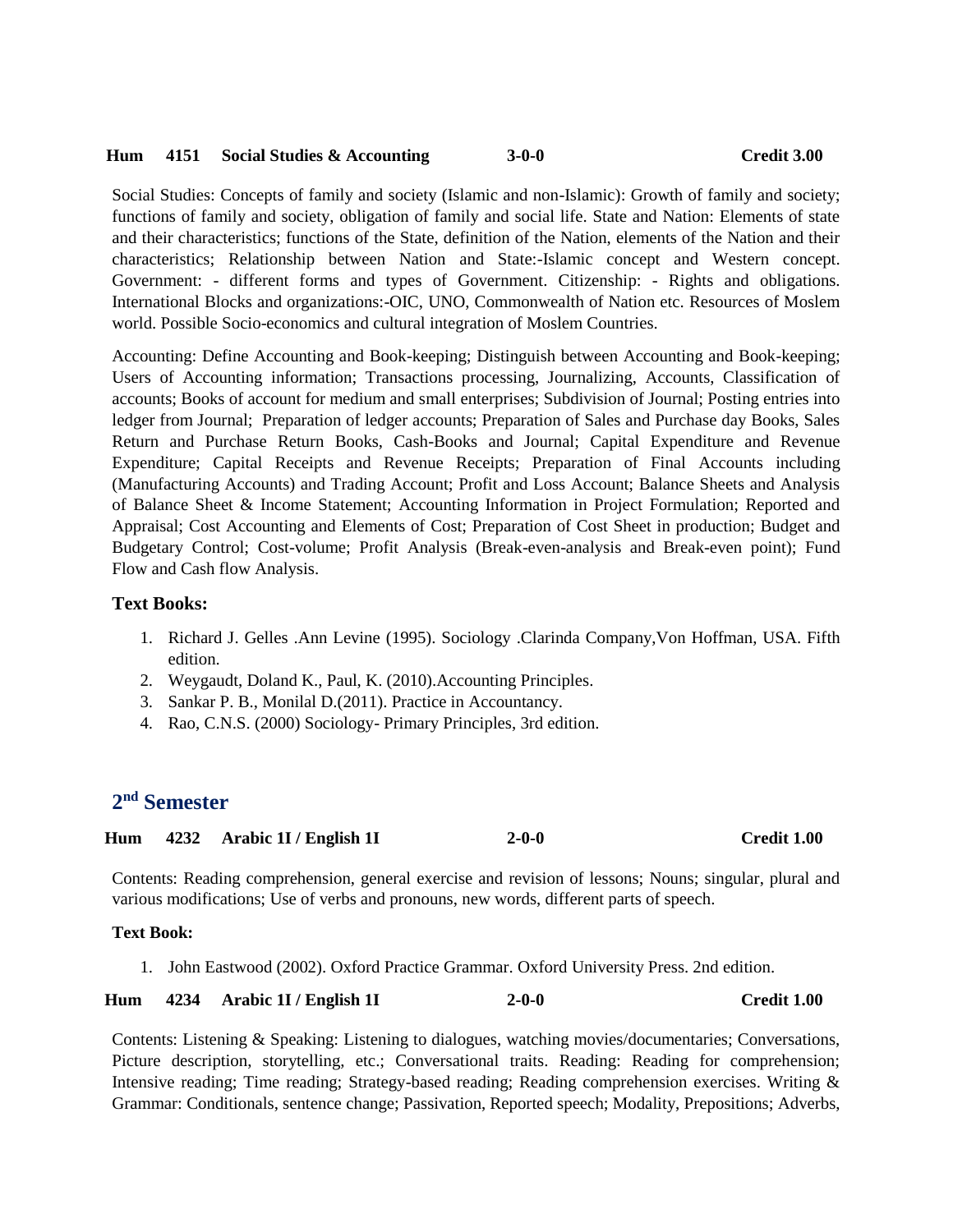**Hum 4151 Social Studies & Accounting 3-0-0 Credit 3.00**

Social Studies: Concepts of family and society (Islamic and non-Islamic): Growth of family and society; functions of family and society, obligation of family and social life. State and Nation: Elements of state and their characteristics; functions of the State, definition of the Nation, elements of the Nation and their characteristics; Relationship between Nation and State:-Islamic concept and Western concept. Government: - different forms and types of Government. Citizenship: - Rights and obligations. International Blocks and organizations:-OIC, UNO, Commonwealth of Nation etc. Resources of Moslem world. Possible Socio-economics and cultural integration of Moslem Countries.

Accounting: Define Accounting and Book-keeping; Distinguish between Accounting and Book-keeping; Users of Accounting information; Transactions processing, Journalizing, Accounts, Classification of accounts; Books of account for medium and small enterprises; Subdivision of Journal; Posting entries into ledger from Journal; Preparation of ledger accounts; Preparation of Sales and Purchase day Books, Sales Return and Purchase Return Books, Cash-Books and Journal; Capital Expenditure and Revenue Expenditure; Capital Receipts and Revenue Receipts; Preparation of Final Accounts including (Manufacturing Accounts) and Trading Account; Profit and Loss Account; Balance Sheets and Analysis of Balance Sheet & Income Statement; Accounting Information in Project Formulation; Reported and Appraisal; Cost Accounting and Elements of Cost; Preparation of Cost Sheet in production; Budget and Budgetary Control; Cost-volume; Profit Analysis (Break-even-analysis and Break-even point); Fund Flow and Cash flow Analysis.

### Text Books:

1. Richard J. Gelles .Ann Levine (1995). Sociology .Clarinda Company,Von Hoffman, USA. Fifth edition.
2. Weygaudt, Doland K., Paul, K. (2010).Accounting Principles.
3. Sankar P. B., Monilal D.(2011). Practice in Accountancy.
4. Rao, C.N.S. (2000) Sociology- Primary Principles, 3rd edition.

## 2nd Semester

**Hum 4232 Arabic 1I / English 1I 2-0-0 Credit 1.00**

Contents: Reading comprehension, general exercise and revision of lessons; Nouns; singular, plural and various modifications; Use of verbs and pronouns, new words, different parts of speech.

**Text Book:**

1. John Eastwood (2002). Oxford Practice Grammar. Oxford University Press. 2nd edition.

**Hum 4234 Arabic 1I / English 1I 2-0-0 Credit 1.00**

Contents: Listening & Speaking: Listening to dialogues, watching movies/documentaries; Conversations, Picture description, storytelling, etc.; Conversational traits. Reading: Reading for comprehension; Intensive reading; Time reading; Strategy-based reading; Reading comprehension exercises. Writing & Grammar: Conditionals, sentence change; Passivation, Reported speech; Modality, Prepositions; Adverbs,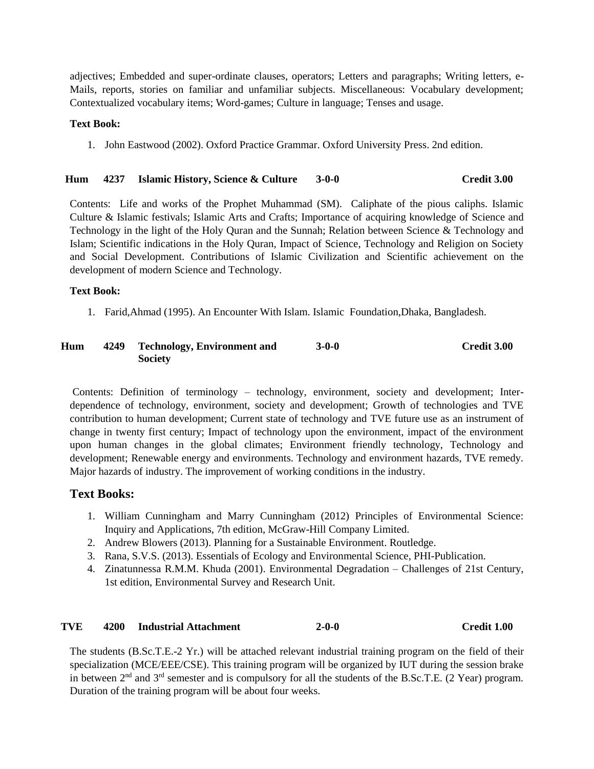adjectives; Embedded and super-ordinate clauses, operators; Letters and paragraphs; Writing letters, e-Mails, reports, stories on familiar and unfamiliar subjects. Miscellaneous: Vocabulary development; Contextualized vocabulary items; Word-games; Culture in language; Tenses and usage.

**Text Book:**

1. John Eastwood (2002). Oxford Practice Grammar. Oxford University Press. 2nd edition.

**Hum 4237 Islamic History, Science & Culture 3-0-0 Credit 3.00**

Contents: Life and works of the Prophet Muhammad (SM). Caliphate of the pious caliphs. Islamic Culture & Islamic festivals; Islamic Arts and Crafts; Importance of acquiring knowledge of Science and Technology in the light of the Holy Quran and the Sunnah; Relation between Science & Technology and Islam; Scientific indications in the Holy Quran, Impact of Science, Technology and Religion on Society and Social Development. Contributions of Islamic Civilization and Scientific achievement on the development of modern Science and Technology.

**Text Book:**

1. Farid,Ahmad (1995). An Encounter With Islam. Islamic Foundation,Dhaka, Bangladesh.

**Hum 4249 Technology, Environment and Society 3-0-0 Credit 3.00**

Contents: Definition of terminology – technology, environment, society and development; Inter-dependence of technology, environment, society and development; Growth of technologies and TVE contribution to human development; Current state of technology and TVE future use as an instrument of change in twenty first century; Impact of technology upon the environment, impact of the environment upon human changes in the global climates; Environment friendly technology, Technology and development; Renewable energy and environments. Technology and environment hazards, TVE remedy. Major hazards of industry. The improvement of working conditions in the industry.

### Text Books:

1. William Cunningham and Marry Cunningham (2012) Principles of Environmental Science: Inquiry and Applications, 7th edition, McGraw-Hill Company Limited.
2. Andrew Blowers (2013). Planning for a Sustainable Environment. Routledge.
3. Rana, S.V.S. (2013). Essentials of Ecology and Environmental Science, PHI-Publication.
4. Zinatunnessa R.M.M. Khuda (2001). Environmental Degradation – Challenges of 21st Century, 1st edition, Environmental Survey and Research Unit.

**TVE 4200 Industrial Attachment 2-0-0 Credit 1.00**

The students (B.Sc.T.E.-2 Yr.) will be attached relevant industrial training program on the field of their specialization (MCE/EEE/CSE). This training program will be organized by IUT during the session brake in between 2nd and 3rd semester and is compulsory for all the students of the B.Sc.T.E. (2 Year) program. Duration of the training program will be about four weeks.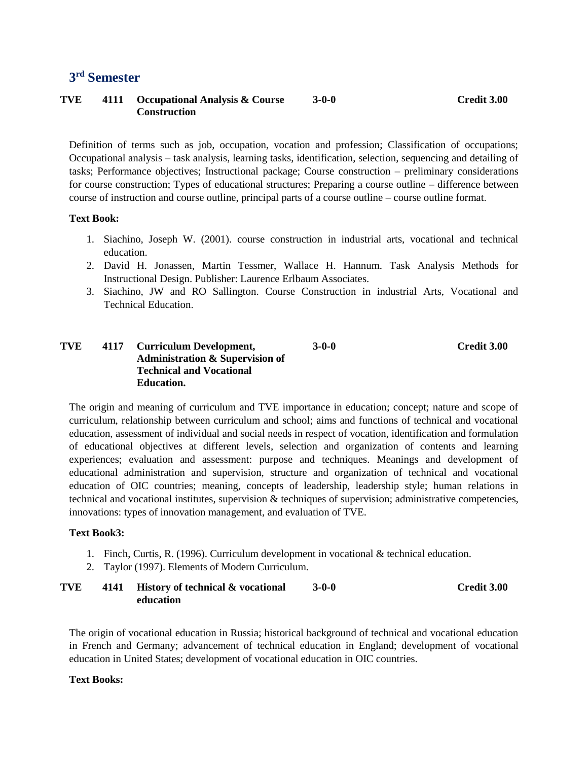## 3rd Semester

**TVE 4111 Occupational Analysis & Course Construction 3-0-0 Credit 3.00**

Definition of terms such as job, occupation, vocation and profession; Classification of occupations; Occupational analysis – task analysis, learning tasks, identification, selection, sequencing and detailing of tasks; Performance objectives; Instructional package; Course construction – preliminary considerations for course construction; Types of educational structures; Preparing a course outline – difference between course of instruction and course outline, principal parts of a course outline – course outline format.

**Text Book:**

1. Siachino, Joseph W. (2001). course construction in industrial arts, vocational and technical education.
2. David H. Jonassen, Martin Tessmer, Wallace H. Hannum. Task Analysis Methods for Instructional Design. Publisher: Laurence Erlbaum Associates.
3. Siachino, JW and RO Sallington. Course Construction in industrial Arts, Vocational and Technical Education.

**TVE 4117 Curriculum Development, Administration & Supervision of Technical and Vocational Education. 3-0-0 Credit 3.00**

The origin and meaning of curriculum and TVE importance in education; concept; nature and scope of curriculum, relationship between curriculum and school; aims and functions of technical and vocational education, assessment of individual and social needs in respect of vocation, identification and formulation of educational objectives at different levels, selection and organization of contents and learning experiences; evaluation and assessment: purpose and techniques. Meanings and development of educational administration and supervision, structure and organization of technical and vocational education of OIC countries; meaning, concepts of leadership, leadership style; human relations in technical and vocational institutes, supervision & techniques of supervision; administrative competencies, innovations: types of innovation management, and evaluation of TVE.

**Text Book3:**

1. Finch, Curtis, R. (1996). Curriculum development in vocational & technical education.
2. Taylor (1997). Elements of Modern Curriculum.

**TVE 4141 History of technical & vocational education 3-0-0 Credit 3.00**

The origin of vocational education in Russia; historical background of technical and vocational education in French and Germany; advancement of technical education in England; development of vocational education in United States; development of vocational education in OIC countries.

**Text Books:**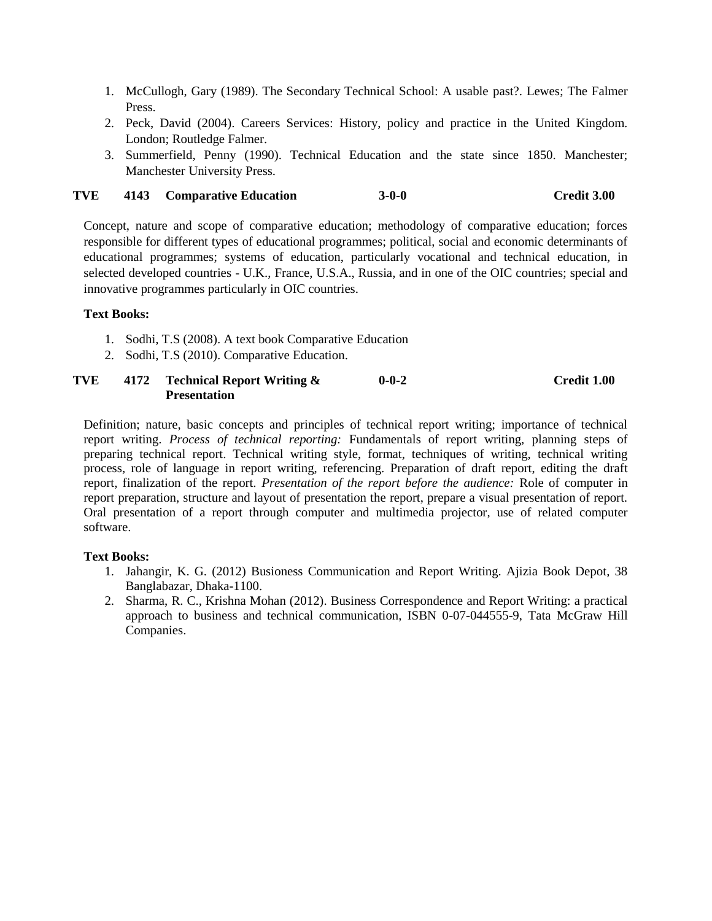1. McCullogh, Gary (1989). The Secondary Technical School: A usable past?. Lewes; The Falmer Press.
2. Peck, David (2004). Careers Services: History, policy and practice in the United Kingdom. London; Routledge Falmer.
3. Summerfield, Penny (1990). Technical Education and the state since 1850. Manchester; Manchester University Press.

**TVE 4143 Comparative Education 3-0-0 Credit 3.00**

Concept, nature and scope of comparative education; methodology of comparative education; forces responsible for different types of educational programmes; political, social and economic determinants of educational programmes; systems of education, particularly vocational and technical education, in selected developed countries - U.K., France, U.S.A., Russia, and in one of the OIC countries; special and innovative programmes particularly in OIC countries.

**Text Books:**

1. Sodhi, T.S (2008). A text book Comparative Education
2. Sodhi, T.S (2010). Comparative Education.

**TVE 4172 Technical Report Writing & Presentation 0-0-2 Credit 1.00**

Definition; nature, basic concepts and principles of technical report writing; importance of technical report writing. *Process of technical reporting:* Fundamentals of report writing, planning steps of preparing technical report. Technical writing style, format, techniques of writing, technical writing process, role of language in report writing, referencing. Preparation of draft report, editing the draft report, finalization of the report. *Presentation of the report before the audience:* Role of computer in report preparation, structure and layout of presentation the report, prepare a visual presentation of report. Oral presentation of a report through computer and multimedia projector, use of related computer software.

**Text Books:**

1. Jahangir, K. G. (2012) Busioness Communication and Report Writing. Ajizia Book Depot, 38 Banglabazar, Dhaka-1100.
2. Sharma, R. C., Krishna Mohan (2012). Business Correspondence and Report Writing: a practical approach to business and technical communication, ISBN 0-07-044555-9, Tata McGraw Hill Companies.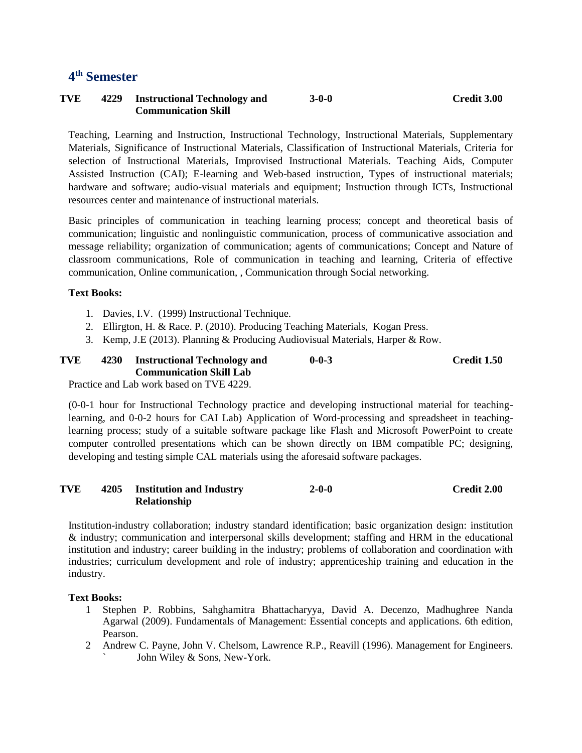## 4th Semester

**TVE 4229 Instructional Technology and Communication Skill** **3-0-0** **Credit 3.00**

Teaching, Learning and Instruction, Instructional Technology, Instructional Materials, Supplementary Materials, Significance of Instructional Materials, Classification of Instructional Materials, Criteria for selection of Instructional Materials, Improvised Instructional Materials. Teaching Aids, Computer Assisted Instruction (CAI); E-learning and Web-based instruction, Types of instructional materials; hardware and software; audio-visual materials and equipment; Instruction through ICTs, Instructional resources center and maintenance of instructional materials.

Basic principles of communication in teaching learning process; concept and theoretical basis of communication; linguistic and nonlinguistic communication, process of communicative association and message reliability; organization of communication; agents of communications; Concept and Nature of classroom communications, Role of communication in teaching and learning, Criteria of effective communication, Online communication, , Communication through Social networking.

**Text Books:**

1. Davies, I.V. (1999) Instructional Technique.
2. Ellirgton, H. & Race. P. (2010). Producing Teaching Materials, Kogan Press.
3. Kemp, J.E (2013). Planning & Producing Audiovisual Materials, Harper & Row.

**TVE 4230 Instructional Technology and Communication Skill Lab** **0-0-3** **Credit 1.50**

Practice and Lab work based on TVE 4229.

(0-0-1 hour for Instructional Technology practice and developing instructional material for teaching-learning, and 0-0-2 hours for CAI Lab) Application of Word-processing and spreadsheet in teaching-learning process; study of a suitable software package like Flash and Microsoft PowerPoint to create computer controlled presentations which can be shown directly on IBM compatible PC; designing, developing and testing simple CAL materials using the aforesaid software packages.

**TVE 4205 Institution and Industry Relationship** **2-0-0** **Credit 2.00**

Institution-industry collaboration; industry standard identification; basic organization design: institution & industry; communication and interpersonal skills development; staffing and HRM in the educational institution and industry; career building in the industry; problems of collaboration and coordination with industries; curriculum development and role of industry; apprenticeship training and education in the industry.

**Text Books:**

1. Stephen P. Robbins, Sahghamitra Bhattacharyya, David A. Decenzo, Madhughree Nanda Agarwal (2009). Fundamentals of Management: Essential concepts and applications. 6th edition, Pearson.
2. Andrew C. Payne, John V. Chelsom, Lawrence R.P., Reavill (1996). Management for Engineers. ` John Wiley & Sons, New-York.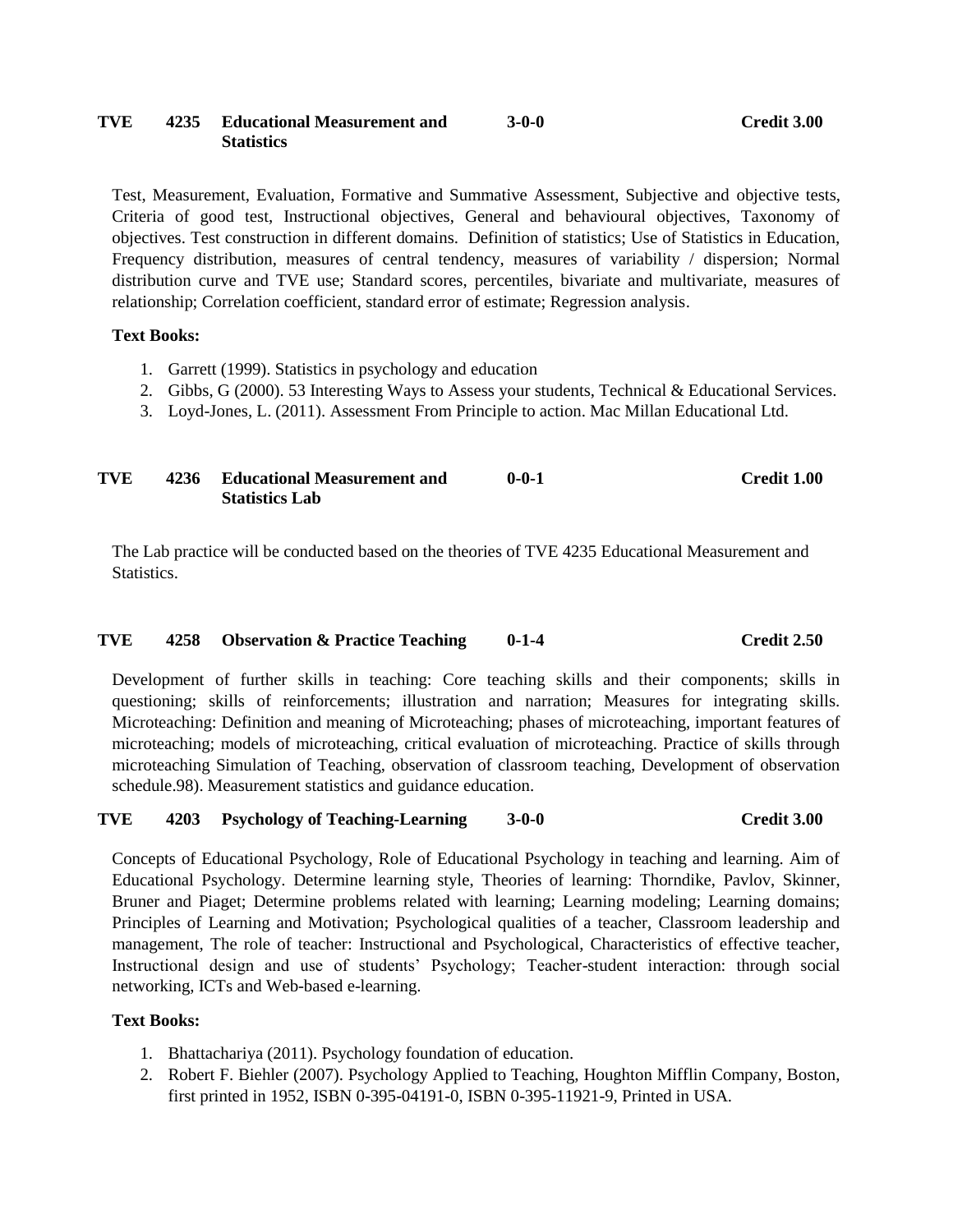### TVE 4235 Educational Measurement and Statistics — 3-0-0 — Credit 3.00

Test, Measurement, Evaluation, Formative and Summative Assessment, Subjective and objective tests, Criteria of good test, Instructional objectives, General and behavioural objectives, Taxonomy of objectives. Test construction in different domains. Definition of statistics; Use of Statistics in Education, Frequency distribution, measures of central tendency, measures of variability / dispersion; Normal distribution curve and TVE use; Standard scores, percentiles, bivariate and multivariate, measures of relationship; Correlation coefficient, standard error of estimate; Regression analysis.

**Text Books:**

1. Garrett (1999). Statistics in psychology and education
2. Gibbs, G (2000). 53 Interesting Ways to Assess your students, Technical & Educational Services.
3. Loyd-Jones, L. (2011). Assessment From Principle to action. Mac Millan Educational Ltd.

### TVE 4236 Educational Measurement and Statistics Lab — 0-0-1 — Credit 1.00

The Lab practice will be conducted based on the theories of TVE 4235 Educational Measurement and Statistics.

### TVE 4258 Observation & Practice Teaching — 0-1-4 — Credit 2.50

Development of further skills in teaching: Core teaching skills and their components; skills in questioning; skills of reinforcements; illustration and narration; Measures for integrating skills. Microteaching: Definition and meaning of Microteaching; phases of microteaching, important features of microteaching; models of microteaching, critical evaluation of microteaching. Practice of skills through microteaching Simulation of Teaching, observation of classroom teaching, Development of observation schedule.98). Measurement statistics and guidance education.

### TVE 4203 Psychology of Teaching-Learning — 3-0-0 — Credit 3.00

Concepts of Educational Psychology, Role of Educational Psychology in teaching and learning. Aim of Educational Psychology. Determine learning style, Theories of learning: Thorndike, Pavlov, Skinner, Bruner and Piaget; Determine problems related with learning; Learning modeling; Learning domains; Principles of Learning and Motivation; Psychological qualities of a teacher, Classroom leadership and management, The role of teacher: Instructional and Psychological, Characteristics of effective teacher, Instructional design and use of students' Psychology; Teacher-student interaction: through social networking, ICTs and Web-based e-learning.

**Text Books:**

1. Bhattachariya (2011). Psychology foundation of education.
2. Robert F. Biehler (2007). Psychology Applied to Teaching, Houghton Mifflin Company, Boston, first printed in 1952, ISBN 0-395-04191-0, ISBN 0-395-11921-9, Printed in USA.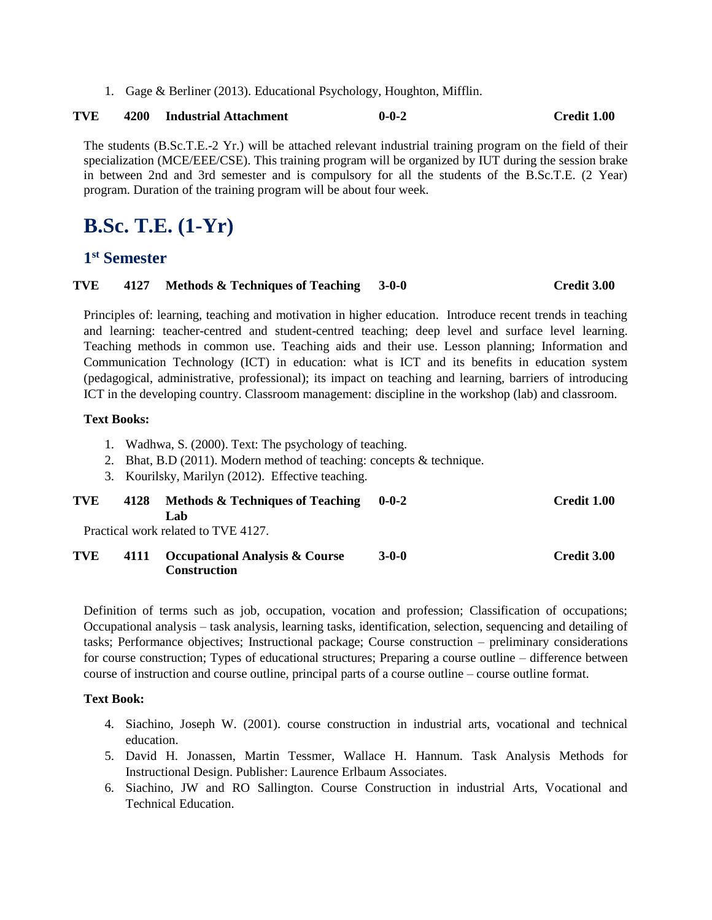1. Gage & Berliner (2013). Educational Psychology, Houghton, Mifflin.

**TVE 4200 Industrial Attachment 0-0-2 Credit 1.00**

The students (B.Sc.T.E.-2 Yr.) will be attached relevant industrial training program on the field of their specialization (MCE/EEE/CSE). This training program will be organized by IUT during the session brake in between 2nd and 3rd semester and is compulsory for all the students of the B.Sc.T.E. (2 Year) program. Duration of the training program will be about four week.

# B.Sc. T.E. (1-Yr)

## 1st Semester

**TVE 4127 Methods & Techniques of Teaching 3-0-0 Credit 3.00**

Principles of: learning, teaching and motivation in higher education. Introduce recent trends in teaching and learning: teacher-centred and student-centred teaching; deep level and surface level learning. Teaching methods in common use. Teaching aids and their use. Lesson planning; Information and Communication Technology (ICT) in education: what is ICT and its benefits in education system (pedagogical, administrative, professional); its impact on teaching and learning, barriers of introducing ICT in the developing country. Classroom management: discipline in the workshop (lab) and classroom.

**Text Books:**

1. Wadhwa, S. (2000). Text: The psychology of teaching.
2. Bhat, B.D (2011). Modern method of teaching: concepts & technique.
3. Kourilsky, Marilyn (2012). Effective teaching.

**TVE 4128 Methods & Techniques of Teaching Lab 0-0-2 Credit 1.00**

Practical work related to TVE 4127.

**TVE 4111 Occupational Analysis & Course Construction 3-0-0 Credit 3.00**

Definition of terms such as job, occupation, vocation and profession; Classification of occupations; Occupational analysis – task analysis, learning tasks, identification, selection, sequencing and detailing of tasks; Performance objectives; Instructional package; Course construction – preliminary considerations for course construction; Types of educational structures; Preparing a course outline – difference between course of instruction and course outline, principal parts of a course outline – course outline format.

**Text Book:**

4. Siachino, Joseph W. (2001). course construction in industrial arts, vocational and technical education.
5. David H. Jonassen, Martin Tessmer, Wallace H. Hannum. Task Analysis Methods for Instructional Design. Publisher: Laurence Erlbaum Associates.
6. Siachino, JW and RO Sallington. Course Construction in industrial Arts, Vocational and Technical Education.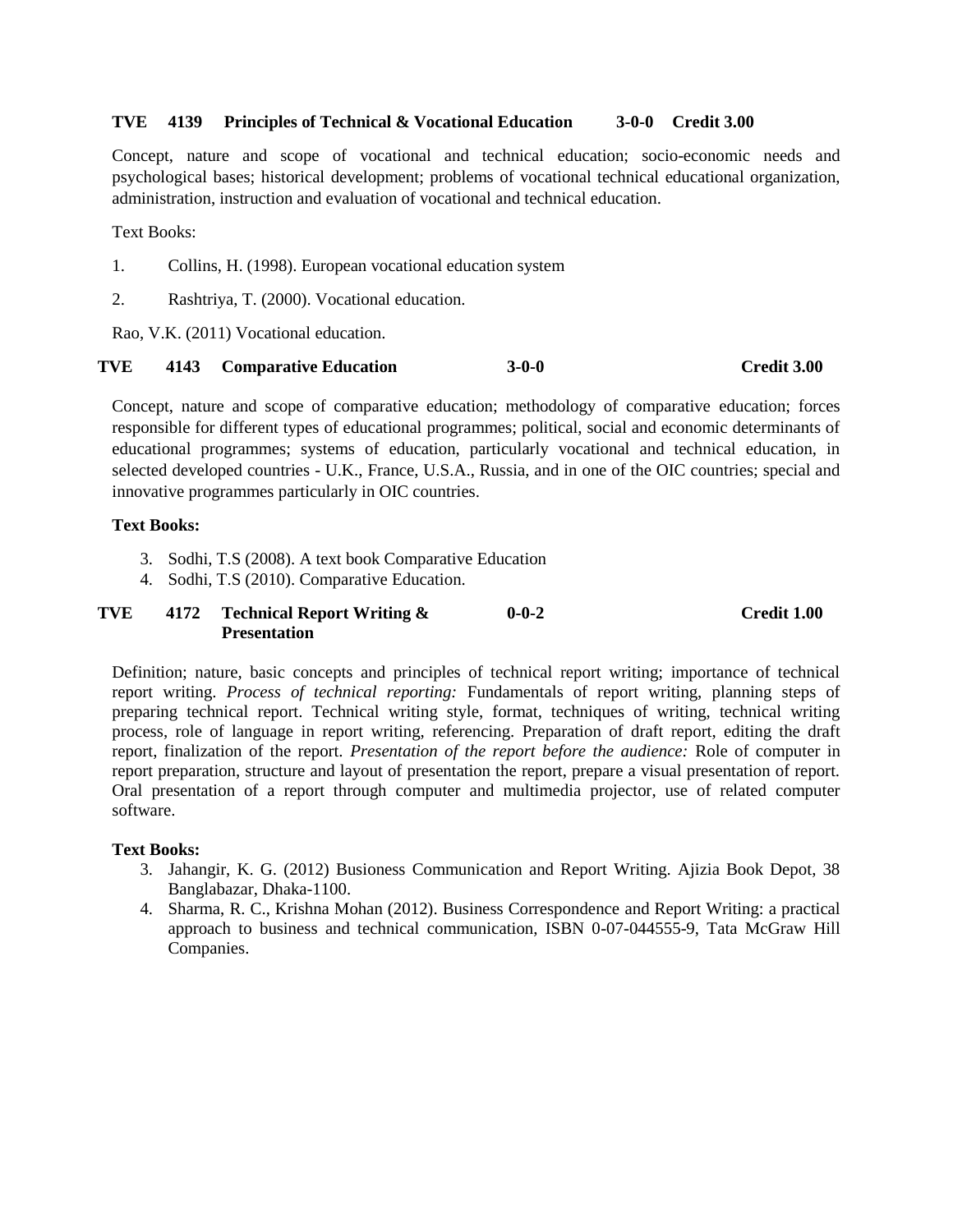**TVE 4139 Principles of Technical & Vocational Education 3-0-0 Credit 3.00**

Concept, nature and scope of vocational and technical education; socio-economic needs and psychological bases; historical development; problems of vocational technical educational organization, administration, instruction and evaluation of vocational and technical education.

Text Books:

1. Collins, H. (1998). European vocational education system
2. Rashtriya, T. (2000). Vocational education.

Rao, V.K. (2011) Vocational education.

**TVE 4143 Comparative Education 3-0-0 Credit 3.00**

Concept, nature and scope of comparative education; methodology of comparative education; forces responsible for different types of educational programmes; political, social and economic determinants of educational programmes; systems of education, particularly vocational and technical education, in selected developed countries - U.K., France, U.S.A., Russia, and in one of the OIC countries; special and innovative programmes particularly in OIC countries.

**Text Books:**

3. Sodhi, T.S (2008). A text book Comparative Education
4. Sodhi, T.S (2010). Comparative Education.

**TVE 4172 Technical Report Writing & Presentation 0-0-2 Credit 1.00**

Definition; nature, basic concepts and principles of technical report writing; importance of technical report writing. *Process of technical reporting:* Fundamentals of report writing, planning steps of preparing technical report. Technical writing style, format, techniques of writing, technical writing process, role of language in report writing, referencing. Preparation of draft report, editing the draft report, finalization of the report. *Presentation of the report before the audience:* Role of computer in report preparation, structure and layout of presentation the report, prepare a visual presentation of report. Oral presentation of a report through computer and multimedia projector, use of related computer software.

**Text Books:**

3. Jahangir, K. G. (2012) Busioness Communication and Report Writing. Ajizia Book Depot, 38 Banglabazar, Dhaka-1100.
4. Sharma, R. C., Krishna Mohan (2012). Business Correspondence and Report Writing: a practical approach to business and technical communication, ISBN 0-07-044555-9, Tata McGraw Hill Companies.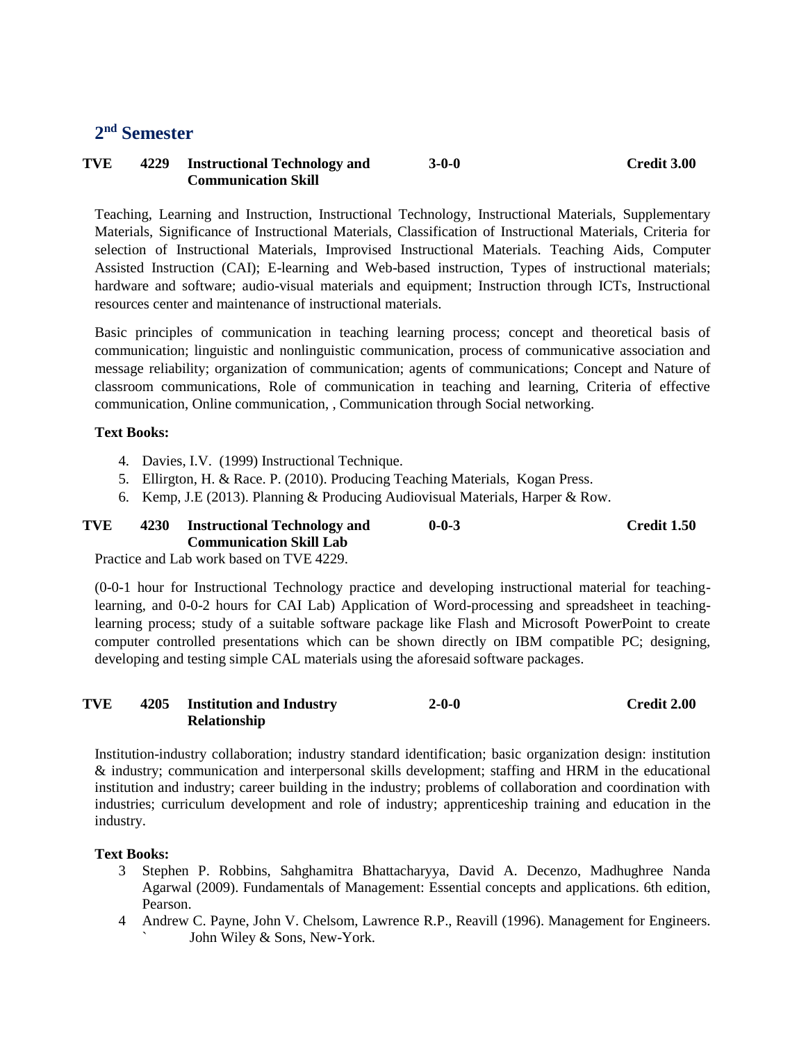## 2nd Semester

**TVE 4229 Instructional Technology and Communication Skill — 3-0-0 — Credit 3.00**

Teaching, Learning and Instruction, Instructional Technology, Instructional Materials, Supplementary Materials, Significance of Instructional Materials, Classification of Instructional Materials, Criteria for selection of Instructional Materials, Improvised Instructional Materials. Teaching Aids, Computer Assisted Instruction (CAI); E-learning and Web-based instruction, Types of instructional materials; hardware and software; audio-visual materials and equipment; Instruction through ICTs, Instructional resources center and maintenance of instructional materials.

Basic principles of communication in teaching learning process; concept and theoretical basis of communication; linguistic and nonlinguistic communication, process of communicative association and message reliability; organization of communication; agents of communications; Concept and Nature of classroom communications, Role of communication in teaching and learning, Criteria of effective communication, Online communication, , Communication through Social networking.

**Text Books:**

4. Davies, I.V. (1999) Instructional Technique.
5. Ellirgton, H. & Race. P. (2010). Producing Teaching Materials, Kogan Press.
6. Kemp, J.E (2013). Planning & Producing Audiovisual Materials, Harper & Row.

**TVE 4230 Instructional Technology and Communication Skill Lab — 0-0-3 — Credit 1.50**

Practice and Lab work based on TVE 4229.

(0-0-1 hour for Instructional Technology practice and developing instructional material for teaching-learning, and 0-0-2 hours for CAI Lab) Application of Word-processing and spreadsheet in teaching-learning process; study of a suitable software package like Flash and Microsoft PowerPoint to create computer controlled presentations which can be shown directly on IBM compatible PC; designing, developing and testing simple CAL materials using the aforesaid software packages.

**TVE 4205 Institution and Industry Relationship — 2-0-0 — Credit 2.00**

Institution-industry collaboration; industry standard identification; basic organization design: institution & industry; communication and interpersonal skills development; staffing and HRM in the educational institution and industry; career building in the industry; problems of collaboration and coordination with industries; curriculum development and role of industry; apprenticeship training and education in the industry.

**Text Books:**

3. Stephen P. Robbins, Sahghamitra Bhattacharyya, David A. Decenzo, Madhughree Nanda Agarwal (2009). Fundamentals of Management: Essential concepts and applications. 6th edition, Pearson.
4. Andrew C. Payne, John V. Chelsom, Lawrence R.P., Reavill (1996). Management for Engineers. ` John Wiley & Sons, New-York.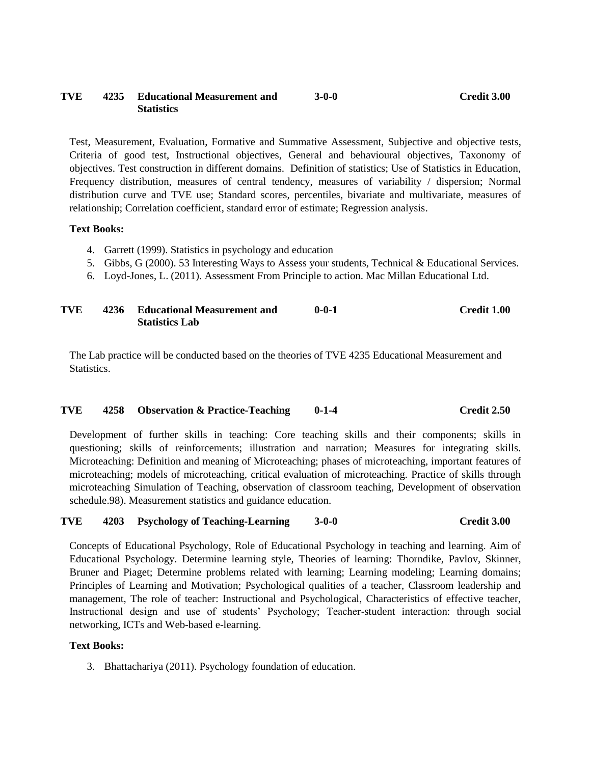### TVE 4235 Educational Measurement and Statistics — 3-0-0 — Credit 3.00

Test, Measurement, Evaluation, Formative and Summative Assessment, Subjective and objective tests, Criteria of good test, Instructional objectives, General and behavioural objectives, Taxonomy of objectives. Test construction in different domains. Definition of statistics; Use of Statistics in Education, Frequency distribution, measures of central tendency, measures of variability / dispersion; Normal distribution curve and TVE use; Standard scores, percentiles, bivariate and multivariate, measures of relationship; Correlation coefficient, standard error of estimate; Regression analysis.

**Text Books:**

4. Garrett (1999). Statistics in psychology and education
5. Gibbs, G (2000). 53 Interesting Ways to Assess your students, Technical & Educational Services.
6. Loyd-Jones, L. (2011). Assessment From Principle to action. Mac Millan Educational Ltd.

### TVE 4236 Educational Measurement and Statistics Lab — 0-0-1 — Credit 1.00

The Lab practice will be conducted based on the theories of TVE 4235 Educational Measurement and Statistics.

### TVE 4258 Observation & Practice-Teaching — 0-1-4 — Credit 2.50

Development of further skills in teaching: Core teaching skills and their components; skills in questioning; skills of reinforcements; illustration and narration; Measures for integrating skills. Microteaching: Definition and meaning of Microteaching; phases of microteaching, important features of microteaching; models of microteaching, critical evaluation of microteaching. Practice of skills through microteaching Simulation of Teaching, observation of classroom teaching, Development of observation schedule.98). Measurement statistics and guidance education.

### TVE 4203 Psychology of Teaching-Learning — 3-0-0 — Credit 3.00

Concepts of Educational Psychology, Role of Educational Psychology in teaching and learning. Aim of Educational Psychology. Determine learning style, Theories of learning: Thorndike, Pavlov, Skinner, Bruner and Piaget; Determine problems related with learning; Learning modeling; Learning domains; Principles of Learning and Motivation; Psychological qualities of a teacher, Classroom leadership and management, The role of teacher: Instructional and Psychological, Characteristics of effective teacher, Instructional design and use of students' Psychology; Teacher-student interaction: through social networking, ICTs and Web-based e-learning.

**Text Books:**

3. Bhattachariya (2011). Psychology foundation of education.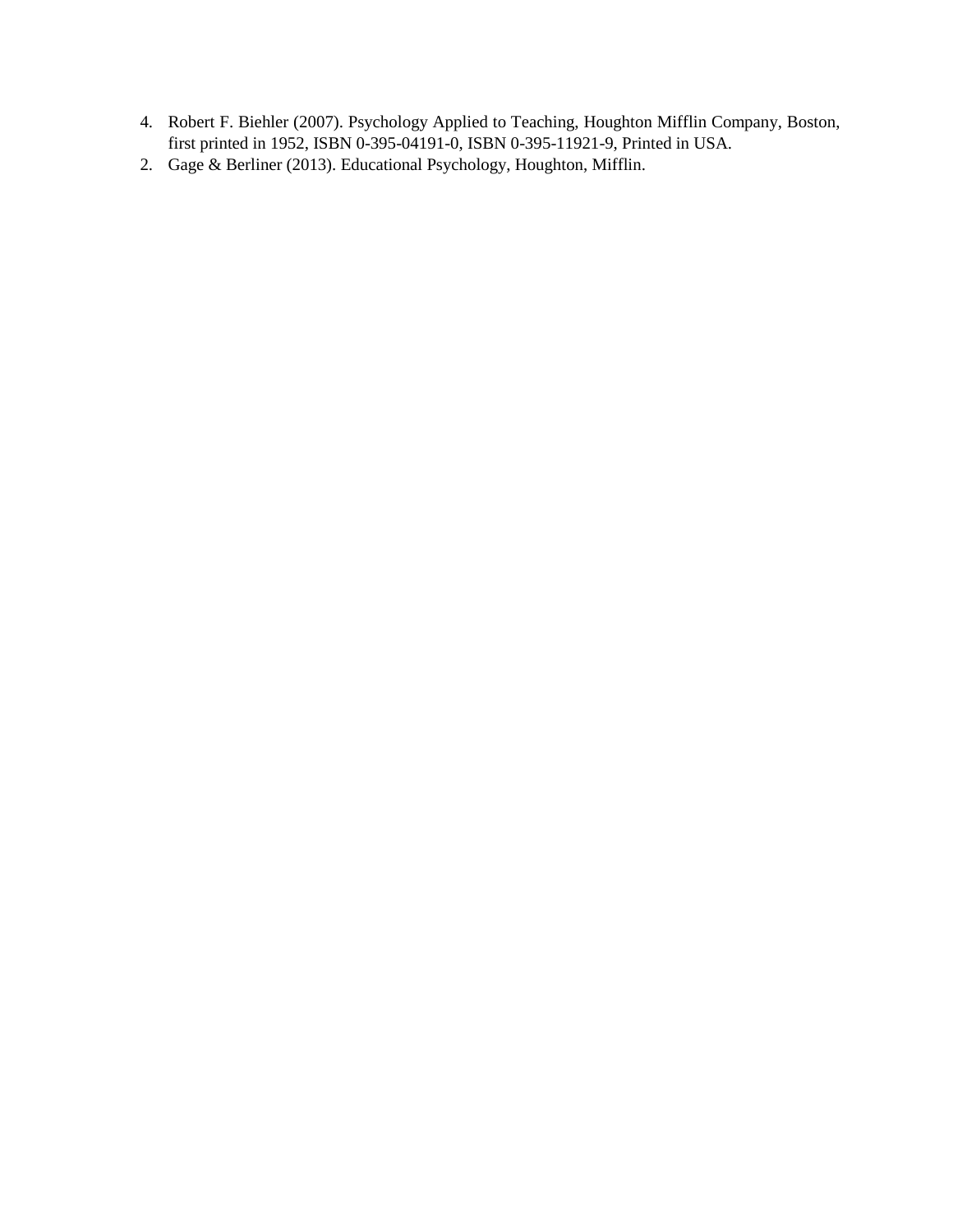4. Robert F. Biehler (2007). Psychology Applied to Teaching, Houghton Mifflin Company, Boston, first printed in 1952, ISBN 0-395-04191-0, ISBN 0-395-11921-9, Printed in USA.
2. Gage & Berliner (2013). Educational Psychology, Houghton, Mifflin.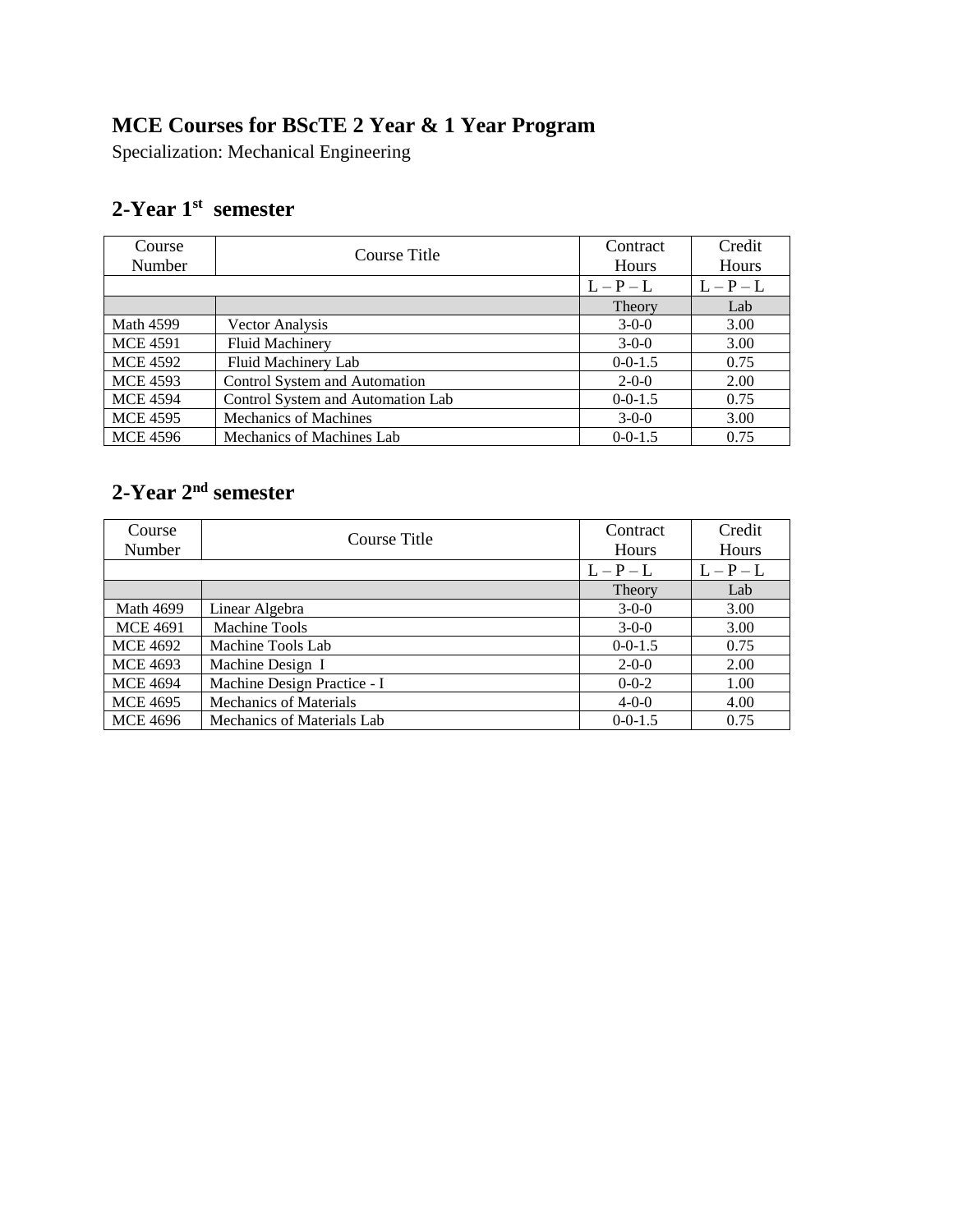## MCE Courses for BScTE 2 Year & 1 Year Program

Specialization: Mechanical Engineering

### 2-Year 1st semester

| Course Number | Course Title | Contract Hours | Credit Hours |
|---|---|---|---|
| | | L – P – L | L – P – L |
| | | Theory | Lab |
| Math 4599 | Vector Analysis | 3-0-0 | 3.00 |
| MCE 4591 | Fluid Machinery | 3-0-0 | 3.00 |
| MCE 4592 | Fluid Machinery Lab | 0-0-1.5 | 0.75 |
| MCE 4593 | Control System and Automation | 2-0-0 | 2.00 |
| MCE 4594 | Control System and Automation Lab | 0-0-1.5 | 0.75 |
| MCE 4595 | Mechanics of Machines | 3-0-0 | 3.00 |
| MCE 4596 | Mechanics of Machines Lab | 0-0-1.5 | 0.75 |

### 2-Year 2nd semester

| Course Number | Course Title | Contract Hours | Credit Hours |
|---|---|---|---|
| | | L – P – L | L – P – L |
| | | Theory | Lab |
| Math 4699 | Linear Algebra | 3-0-0 | 3.00 |
| MCE 4691 | Machine Tools | 3-0-0 | 3.00 |
| MCE 4692 | Machine Tools Lab | 0-0-1.5 | 0.75 |
| MCE 4693 | Machine Design I | 2-0-0 | 2.00 |
| MCE 4694 | Machine Design Practice - I | 0-0-2 | 1.00 |
| MCE 4695 | Mechanics of Materials | 4-0-0 | 4.00 |
| MCE 4696 | Mechanics of Materials Lab | 0-0-1.5 | 0.75 |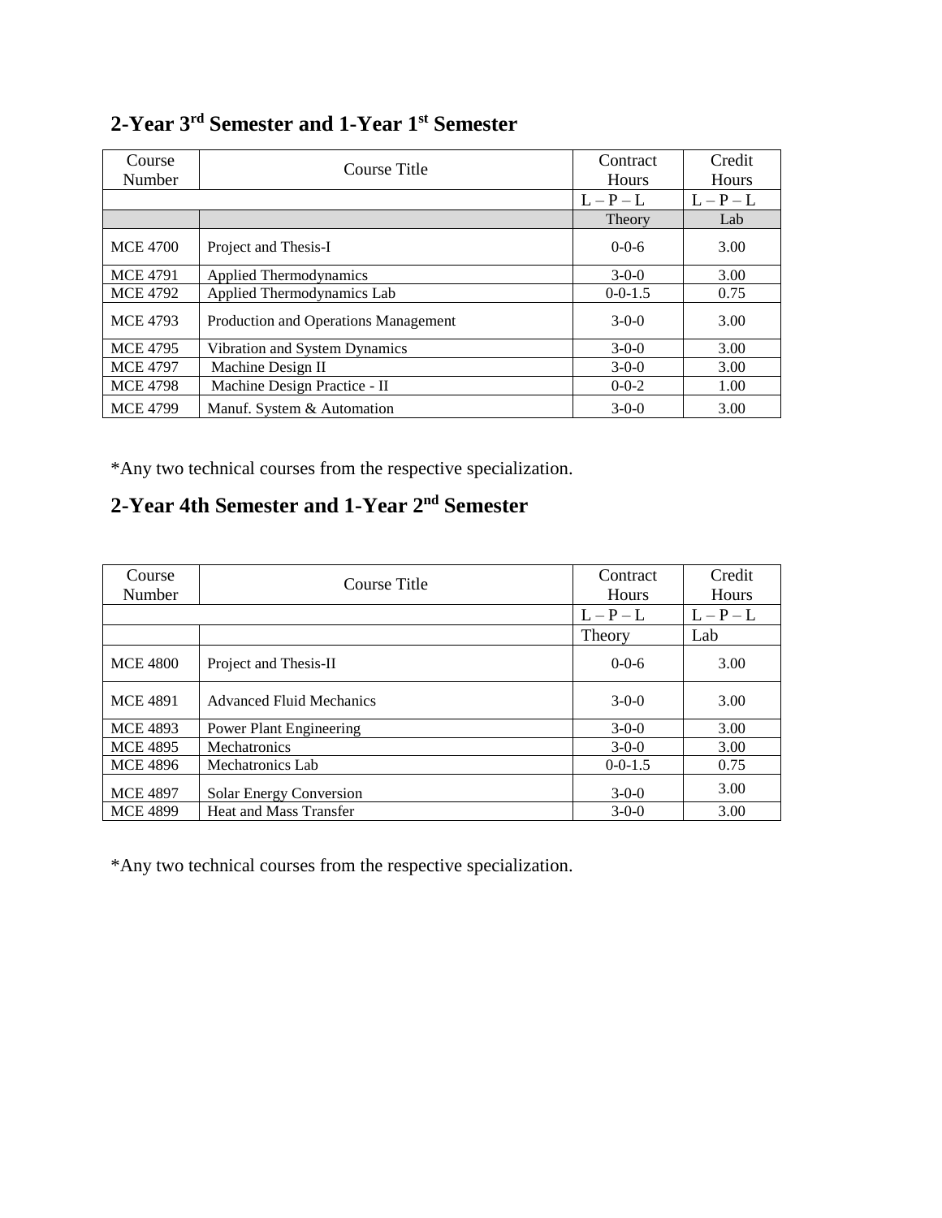## 2-Year 3rd Semester and 1-Year 1st Semester

| Course Number | Course Title | Contract Hours | Credit Hours |
|---|---|---|---|
| | | L – P – L | L – P – L |
| | | Theory | Lab |
| MCE 4700 | Project and Thesis-I | 0-0-6 | 3.00 |
| MCE 4791 | Applied Thermodynamics | 3-0-0 | 3.00 |
| MCE 4792 | Applied Thermodynamics Lab | 0-0-1.5 | 0.75 |
| MCE 4793 | Production and Operations Management | 3-0-0 | 3.00 |
| MCE 4795 | Vibration and System Dynamics | 3-0-0 | 3.00 |
| MCE 4797 | Machine Design II | 3-0-0 | 3.00 |
| MCE 4798 | Machine Design Practice - II | 0-0-2 | 1.00 |
| MCE 4799 | Manuf. System & Automation | 3-0-0 | 3.00 |

*Any two technical courses from the respective specialization.

## 2-Year 4th Semester and 1-Year 2nd Semester

| Course Number | Course Title | Contract Hours | Credit Hours |
|---|---|---|---|
| | | L – P – L | L – P – L |
| | | Theory | Lab |
| MCE 4800 | Project and Thesis-II | 0-0-6 | 3.00 |
| MCE 4891 | Advanced Fluid Mechanics | 3-0-0 | 3.00 |
| MCE 4893 | Power Plant Engineering | 3-0-0 | 3.00 |
| MCE 4895 | Mechatronics | 3-0-0 | 3.00 |
| MCE 4896 | Mechatronics Lab | 0-0-1.5 | 0.75 |
| MCE 4897 | Solar Energy Conversion | 3-0-0 | 3.00 |
| MCE 4899 | Heat and Mass Transfer | 3-0-0 | 3.00 |

*Any two technical courses from the respective specialization.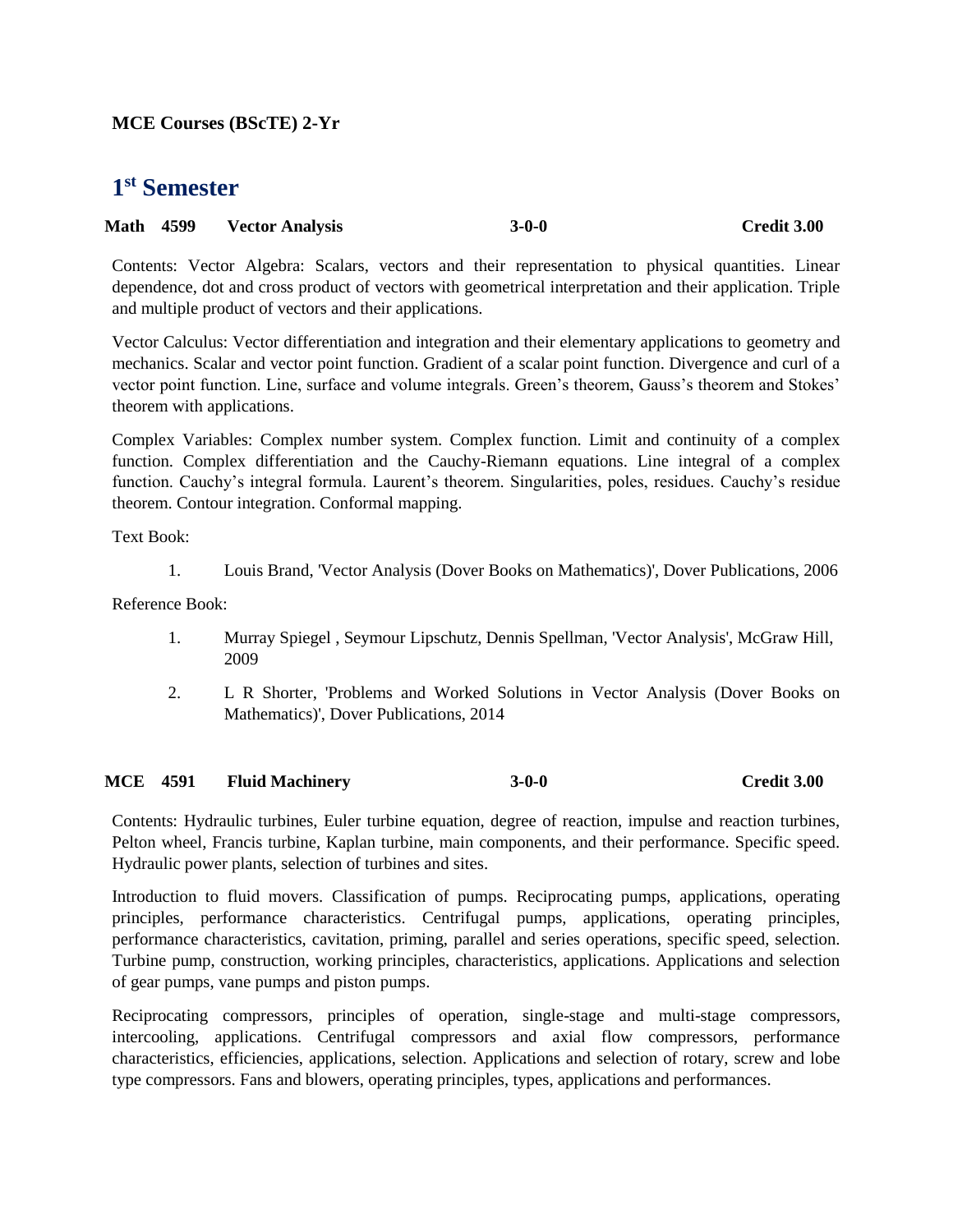**MCE Courses (BScTE) 2-Yr**

# 1st Semester

**Math 4599 Vector Analysis 3-0-0 Credit 3.00**

Contents: Vector Algebra: Scalars, vectors and their representation to physical quantities. Linear dependence, dot and cross product of vectors with geometrical interpretation and their application. Triple and multiple product of vectors and their applications.

Vector Calculus: Vector differentiation and integration and their elementary applications to geometry and mechanics. Scalar and vector point function. Gradient of a scalar point function. Divergence and curl of a vector point function. Line, surface and volume integrals. Green's theorem, Gauss's theorem and Stokes' theorem with applications.

Complex Variables: Complex number system. Complex function. Limit and continuity of a complex function. Complex differentiation and the Cauchy-Riemann equations. Line integral of a complex function. Cauchy's integral formula. Laurent's theorem. Singularities, poles, residues. Cauchy's residue theorem. Contour integration. Conformal mapping.

Text Book:

1. Louis Brand, 'Vector Analysis (Dover Books on Mathematics)', Dover Publications, 2006

Reference Book:

1. Murray Spiegel , Seymour Lipschutz, Dennis Spellman, 'Vector Analysis', McGraw Hill, 2009
2. L R Shorter, 'Problems and Worked Solutions in Vector Analysis (Dover Books on Mathematics)', Dover Publications, 2014

**MCE 4591 Fluid Machinery 3-0-0 Credit 3.00**

Contents: Hydraulic turbines, Euler turbine equation, degree of reaction, impulse and reaction turbines, Pelton wheel, Francis turbine, Kaplan turbine, main components, and their performance. Specific speed. Hydraulic power plants, selection of turbines and sites.

Introduction to fluid movers. Classification of pumps. Reciprocating pumps, applications, operating principles, performance characteristics. Centrifugal pumps, applications, operating principles, performance characteristics, cavitation, priming, parallel and series operations, specific speed, selection. Turbine pump, construction, working principles, characteristics, applications. Applications and selection of gear pumps, vane pumps and piston pumps.

Reciprocating compressors, principles of operation, single-stage and multi-stage compressors, intercooling, applications. Centrifugal compressors and axial flow compressors, performance characteristics, efficiencies, applications, selection. Applications and selection of rotary, screw and lobe type compressors. Fans and blowers, operating principles, types, applications and performances.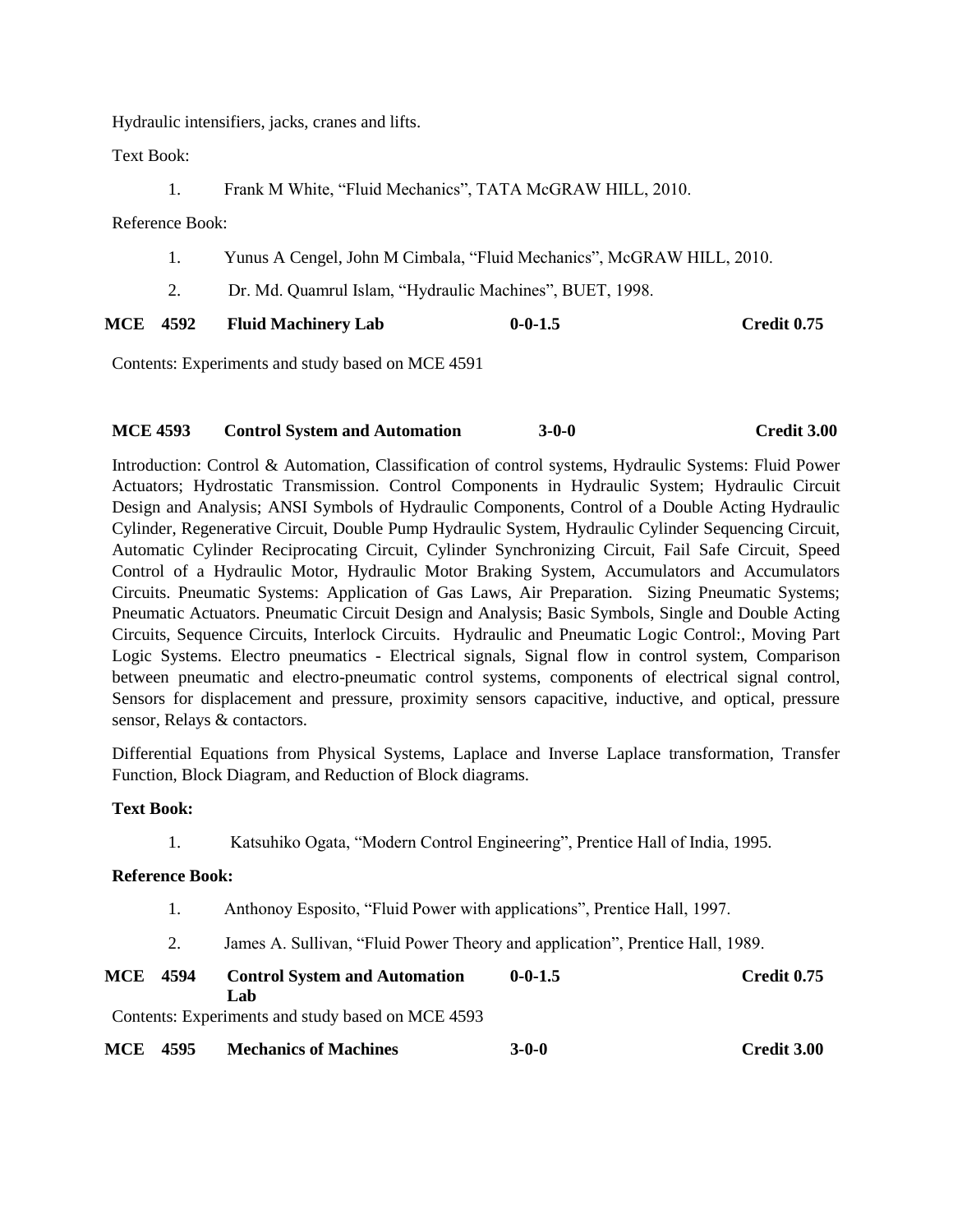Hydraulic intensifiers, jacks, cranes and lifts.

Text Book:

1. Frank M White, “Fluid Mechanics”, TATA McGRAW HILL, 2010.

Reference Book:

1. Yunus A Cengel, John M Cimbala, “Fluid Mechanics”, McGRAW HILL, 2010.
2. Dr. Md. Quamrul Islam, “Hydraulic Machines”, BUET, 1998.

**MCE 4592 Fluid Machinery Lab 0-0-1.5 Credit 0.75**

Contents: Experiments and study based on MCE 4591

**MCE 4593 Control System and Automation 3-0-0 Credit 3.00**

Introduction: Control & Automation, Classification of control systems, Hydraulic Systems: Fluid Power Actuators; Hydrostatic Transmission. Control Components in Hydraulic System; Hydraulic Circuit Design and Analysis; ANSI Symbols of Hydraulic Components, Control of a Double Acting Hydraulic Cylinder, Regenerative Circuit, Double Pump Hydraulic System, Hydraulic Cylinder Sequencing Circuit, Automatic Cylinder Reciprocating Circuit, Cylinder Synchronizing Circuit, Fail Safe Circuit, Speed Control of a Hydraulic Motor, Hydraulic Motor Braking System, Accumulators and Accumulators Circuits. Pneumatic Systems: Application of Gas Laws, Air Preparation. Sizing Pneumatic Systems; Pneumatic Actuators. Pneumatic Circuit Design and Analysis; Basic Symbols, Single and Double Acting Circuits, Sequence Circuits, Interlock Circuits. Hydraulic and Pneumatic Logic Control:, Moving Part Logic Systems. Electro pneumatics - Electrical signals, Signal flow in control system, Comparison between pneumatic and electro-pneumatic control systems, components of electrical signal control, Sensors for displacement and pressure, proximity sensors capacitive, inductive, and optical, pressure sensor, Relays & contactors.

Differential Equations from Physical Systems, Laplace and Inverse Laplace transformation, Transfer Function, Block Diagram, and Reduction of Block diagrams.

**Text Book:**

1. Katsuhiko Ogata, “Modern Control Engineering”, Prentice Hall of India, 1995.

**Reference Book:**

1. Anthonoy Esposito, “Fluid Power with applications”, Prentice Hall, 1997.
2. James A. Sullivan, “Fluid Power Theory and application”, Prentice Hall, 1989.

**MCE 4594 Control System and Automation Lab 0-0-1.5 Credit 0.75**

Contents: Experiments and study based on MCE 4593

**MCE 4595 Mechanics of Machines 3-0-0 Credit 3.00**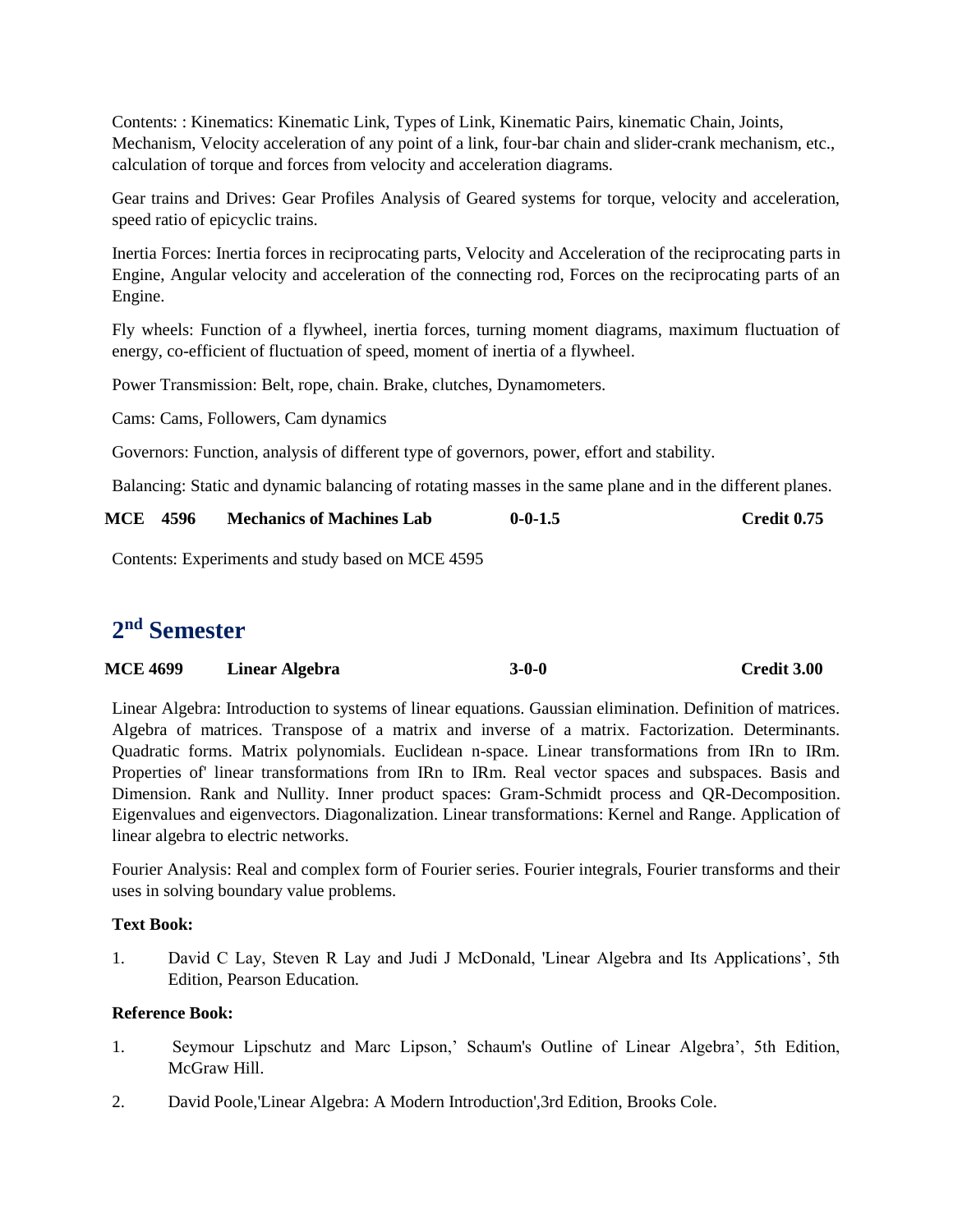Contents: : Kinematics: Kinematic Link, Types of Link, Kinematic Pairs, kinematic Chain, Joints, Mechanism, Velocity acceleration of any point of a link, four-bar chain and slider-crank mechanism, etc., calculation of torque and forces from velocity and acceleration diagrams.

Gear trains and Drives: Gear Profiles Analysis of Geared systems for torque, velocity and acceleration, speed ratio of epicyclic trains.

Inertia Forces: Inertia forces in reciprocating parts, Velocity and Acceleration of the reciprocating parts in Engine, Angular velocity and acceleration of the connecting rod, Forces on the reciprocating parts of an Engine.

Fly wheels: Function of a flywheel, inertia forces, turning moment diagrams, maximum fluctuation of energy, co-efficient of fluctuation of speed, moment of inertia of a flywheel.

Power Transmission: Belt, rope, chain. Brake, clutches, Dynamometers.

Cams: Cams, Followers, Cam dynamics

Governors: Function, analysis of different type of governors, power, effort and stability.

Balancing: Static and dynamic balancing of rotating masses in the same plane and in the different planes.

| **MCE 4596** | **Mechanics of Machines Lab** | **0-0-1.5** | **Credit 0.75** |
|---|---|---|---|

Contents: Experiments and study based on MCE 4595

## 2nd Semester

| **MCE 4699** | **Linear Algebra** | **3-0-0** | **Credit 3.00** |
|---|---|---|---|

Linear Algebra: Introduction to systems of linear equations. Gaussian elimination. Definition of matrices. Algebra of matrices. Transpose of a matrix and inverse of a matrix. Factorization. Determinants. Quadratic forms. Matrix polynomials. Euclidean n-space. Linear transformations from IRn to IRm. Properties of' linear transformations from IRn to IRm. Real vector spaces and subspaces. Basis and Dimension. Rank and Nullity. Inner product spaces: Gram-Schmidt process and QR-Decomposition. Eigenvalues and eigenvectors. Diagonalization. Linear transformations: Kernel and Range. Application of linear algebra to electric networks.

Fourier Analysis: Real and complex form of Fourier series. Fourier integrals, Fourier transforms and their uses in solving boundary value problems.

**Text Book:**

1. David C Lay, Steven R Lay and Judi J McDonald, 'Linear Algebra and Its Applications', 5th Edition, Pearson Education.

**Reference Book:**

1. Seymour Lipschutz and Marc Lipson,' Schaum's Outline of Linear Algebra', 5th Edition, McGraw Hill.
2. David Poole,'Linear Algebra: A Modern Introduction',3rd Edition, Brooks Cole.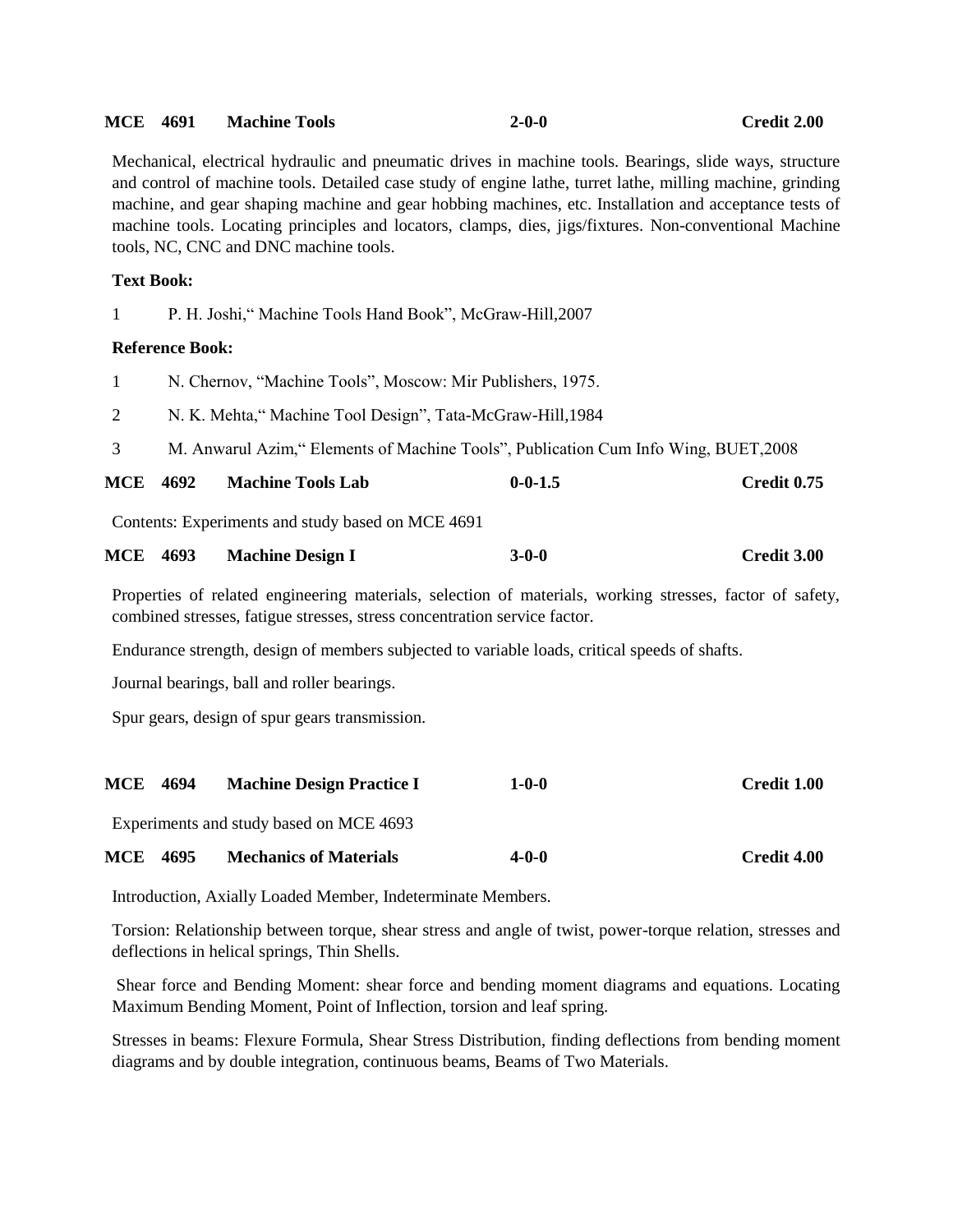**MCE 4691 Machine Tools 2-0-0 Credit 2.00**

Mechanical, electrical hydraulic and pneumatic drives in machine tools. Bearings, slide ways, structure and control of machine tools. Detailed case study of engine lathe, turret lathe, milling machine, grinding machine, and gear shaping machine and gear hobbing machines, etc. Installation and acceptance tests of machine tools. Locating principles and locators, clamps, dies, jigs/fixtures. Non-conventional Machine tools, NC, CNC and DNC machine tools.

**Text Book:**

1 P. H. Joshi," Machine Tools Hand Book", McGraw-Hill,2007

**Reference Book:**

1 N. Chernov, "Machine Tools", Moscow: Mir Publishers, 1975.

2 N. K. Mehta," Machine Tool Design", Tata-McGraw-Hill,1984

3 M. Anwarul Azim," Elements of Machine Tools", Publication Cum Info Wing, BUET,2008

**MCE 4692 Machine Tools Lab 0-0-1.5 Credit 0.75**

Contents: Experiments and study based on MCE 4691

**MCE 4693 Machine Design I 3-0-0 Credit 3.00**

Properties of related engineering materials, selection of materials, working stresses, factor of safety, combined stresses, fatigue stresses, stress concentration service factor.

Endurance strength, design of members subjected to variable loads, critical speeds of shafts.

Journal bearings, ball and roller bearings.

Spur gears, design of spur gears transmission.

**MCE 4694 Machine Design Practice I 1-0-0 Credit 1.00**

Experiments and study based on MCE 4693

**MCE 4695 Mechanics of Materials 4-0-0 Credit 4.00**

Introduction, Axially Loaded Member, Indeterminate Members.

Torsion: Relationship between torque, shear stress and angle of twist, power-torque relation, stresses and deflections in helical springs, Thin Shells.

Shear force and Bending Moment: shear force and bending moment diagrams and equations. Locating Maximum Bending Moment, Point of Inflection, torsion and leaf spring.

Stresses in beams: Flexure Formula, Shear Stress Distribution, finding deflections from bending moment diagrams and by double integration, continuous beams, Beams of Two Materials.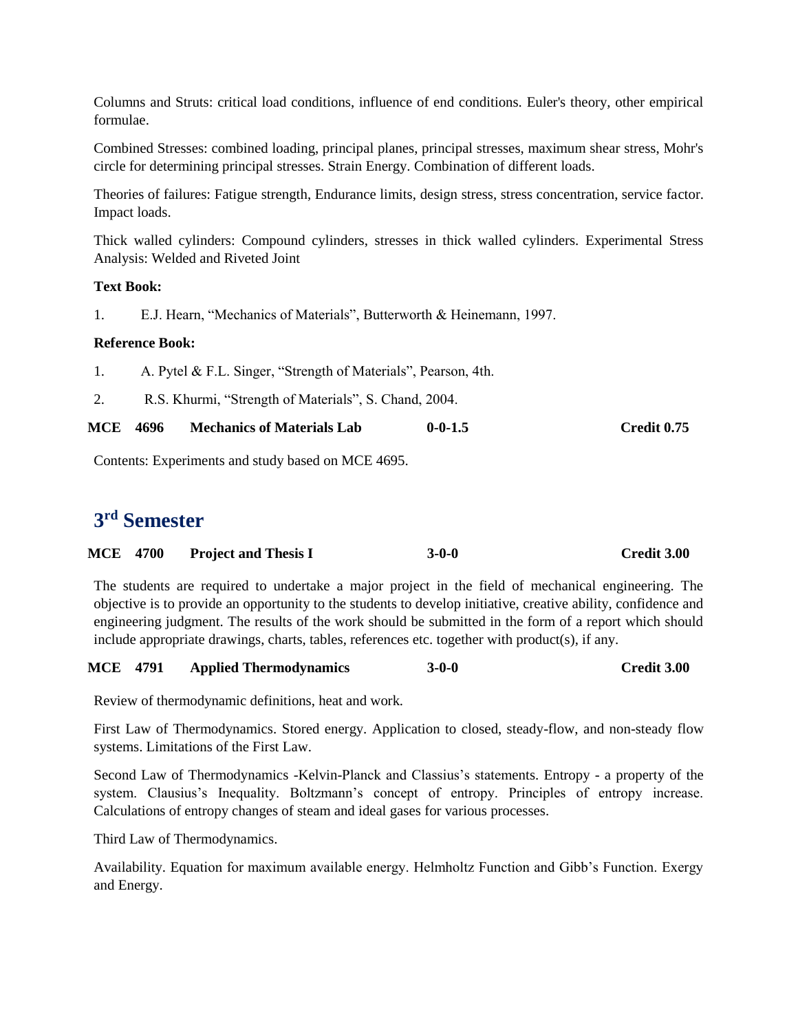Columns and Struts: critical load conditions, influence of end conditions. Euler's theory, other empirical formulae.

Combined Stresses: combined loading, principal planes, principal stresses, maximum shear stress, Mohr's circle for determining principal stresses. Strain Energy. Combination of different loads.

Theories of failures: Fatigue strength, Endurance limits, design stress, stress concentration, service factor. Impact loads.

Thick walled cylinders: Compound cylinders, stresses in thick walled cylinders. Experimental Stress Analysis: Welded and Riveted Joint

**Text Book:**

1. E.J. Hearn, "Mechanics of Materials", Butterworth & Heinemann, 1997.

**Reference Book:**

1. A. Pytel & F.L. Singer, "Strength of Materials", Pearson, 4th.
2. R.S. Khurmi, "Strength of Materials", S. Chand, 2004.

**MCE 4696 Mechanics of Materials Lab 0-0-1.5 Credit 0.75**

Contents: Experiments and study based on MCE 4695.

## 3rd Semester

**MCE 4700 Project and Thesis I 3-0-0 Credit 3.00**

The students are required to undertake a major project in the field of mechanical engineering. The objective is to provide an opportunity to the students to develop initiative, creative ability, confidence and engineering judgment. The results of the work should be submitted in the form of a report which should include appropriate drawings, charts, tables, references etc. together with product(s), if any.

**MCE 4791 Applied Thermodynamics 3-0-0 Credit 3.00**

Review of thermodynamic definitions, heat and work.

First Law of Thermodynamics. Stored energy. Application to closed, steady-flow, and non-steady flow systems. Limitations of the First Law.

Second Law of Thermodynamics -Kelvin-Planck and Classius's statements. Entropy - a property of the system. Clausius's Inequality. Boltzmann's concept of entropy. Principles of entropy increase. Calculations of entropy changes of steam and ideal gases for various processes.

Third Law of Thermodynamics.

Availability. Equation for maximum available energy. Helmholtz Function and Gibb's Function. Exergy and Energy.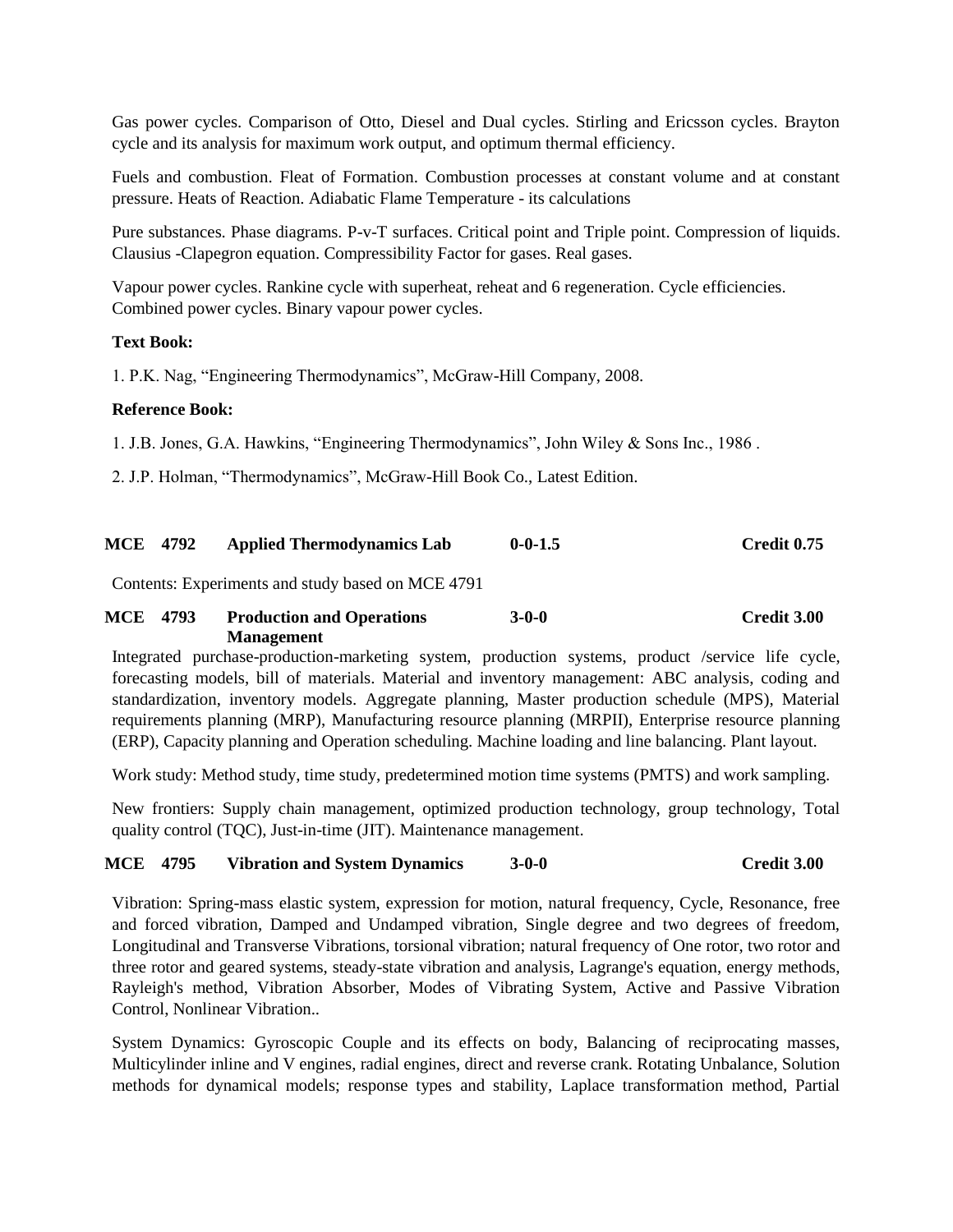Gas power cycles. Comparison of Otto, Diesel and Dual cycles. Stirling and Ericsson cycles. Brayton cycle and its analysis for maximum work output, and optimum thermal efficiency.

Fuels and combustion. Fleat of Formation. Combustion processes at constant volume and at constant pressure. Heats of Reaction. Adiabatic Flame Temperature - its calculations

Pure substances. Phase diagrams. P-v-T surfaces. Critical point and Triple point. Compression of liquids. Clausius -Clapegron equation. Compressibility Factor for gases. Real gases.

Vapour power cycles. Rankine cycle with superheat, reheat and 6 regeneration. Cycle efficiencies. Combined power cycles. Binary vapour power cycles.

**Text Book:**

1. P.K. Nag, "Engineering Thermodynamics", McGraw-Hill Company, 2008.

**Reference Book:**

1. J.B. Jones, G.A. Hawkins, "Engineering Thermodynamics", John Wiley & Sons Inc., 1986 .

2. J.P. Holman, "Thermodynamics", McGraw-Hill Book Co., Latest Edition.

**MCE 4792 Applied Thermodynamics Lab 0-0-1.5 Credit 0.75**

Contents: Experiments and study based on MCE 4791

**MCE 4793 Production and Operations Management 3-0-0 Credit 3.00**

Integrated purchase-production-marketing system, production systems, product /service life cycle, forecasting models, bill of materials. Material and inventory management: ABC analysis, coding and standardization, inventory models. Aggregate planning, Master production schedule (MPS), Material requirements planning (MRP), Manufacturing resource planning (MRPII), Enterprise resource planning (ERP), Capacity planning and Operation scheduling. Machine loading and line balancing. Plant layout.

Work study: Method study, time study, predetermined motion time systems (PMTS) and work sampling.

New frontiers: Supply chain management, optimized production technology, group technology, Total quality control (TQC), Just-in-time (JIT). Maintenance management.

**MCE 4795 Vibration and System Dynamics 3-0-0 Credit 3.00**

Vibration: Spring-mass elastic system, expression for motion, natural frequency, Cycle, Resonance, free and forced vibration, Damped and Undamped vibration, Single degree and two degrees of freedom, Longitudinal and Transverse Vibrations, torsional vibration; natural frequency of One rotor, two rotor and three rotor and geared systems, steady-state vibration and analysis, Lagrange's equation, energy methods, Rayleigh's method, Vibration Absorber, Modes of Vibrating System, Active and Passive Vibration Control, Nonlinear Vibration..

System Dynamics: Gyroscopic Couple and its effects on body, Balancing of reciprocating masses, Multicylinder inline and V engines, radial engines, direct and reverse crank. Rotating Unbalance, Solution methods for dynamical models; response types and stability, Laplace transformation method, Partial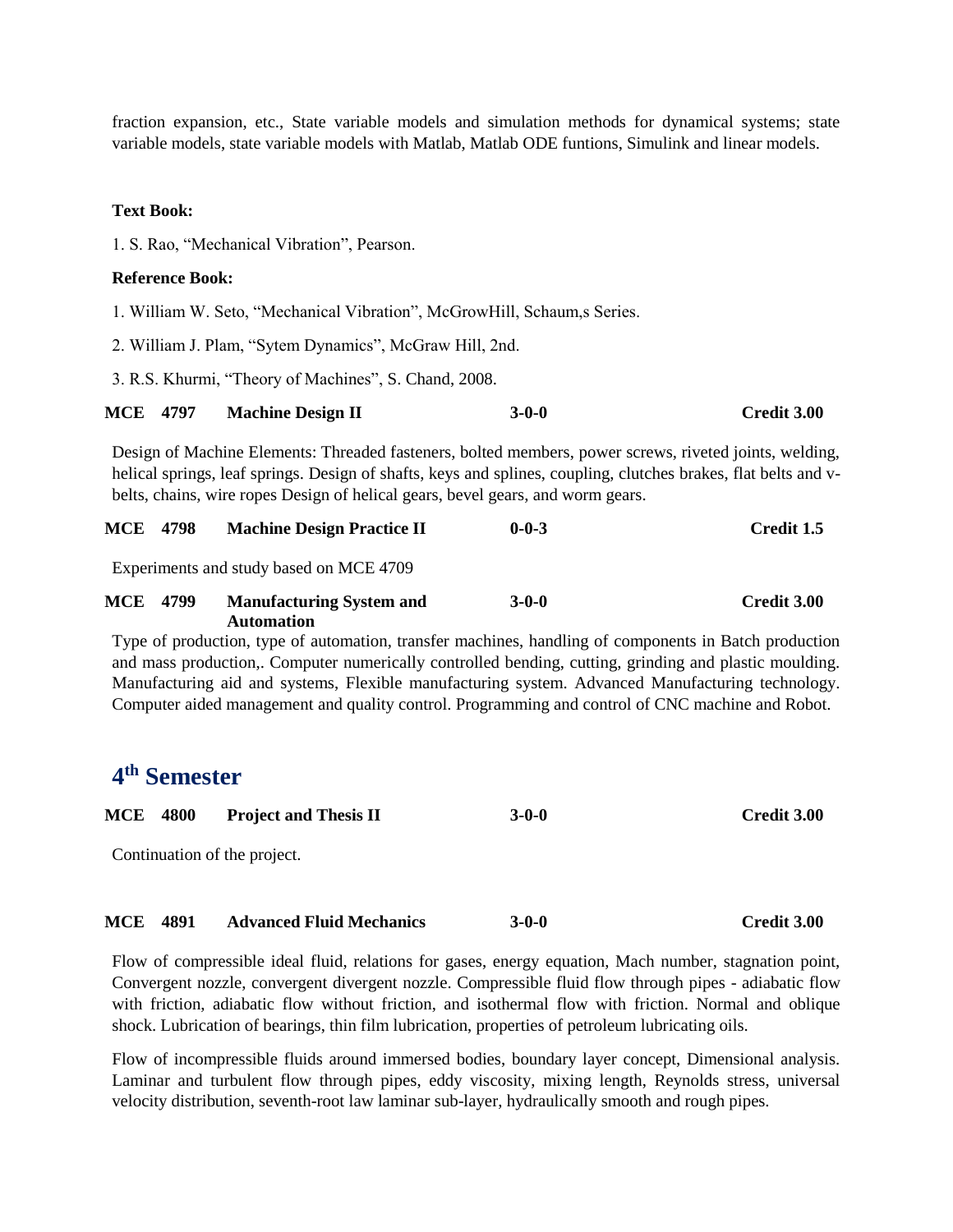fraction expansion, etc., State variable models and simulation methods for dynamical systems; state variable models, state variable models with Matlab, Matlab ODE funtions, Simulink and linear models.

**Text Book:**

1. S. Rao, "Mechanical Vibration", Pearson.

**Reference Book:**

1. William W. Seto, "Mechanical Vibration", McGrowHill, Schaum,s Series.

2. William J. Plam, "Sytem Dynamics", McGraw Hill, 2nd.

3. R.S. Khurmi, "Theory of Machines", S. Chand, 2008.

**MCE 4797 Machine Design II 3-0-0 Credit 3.00**

Design of Machine Elements: Threaded fasteners, bolted members, power screws, riveted joints, welding, helical springs, leaf springs. Design of shafts, keys and splines, coupling, clutches brakes, flat belts and v-belts, chains, wire ropes Design of helical gears, bevel gears, and worm gears.

**MCE 4798 Machine Design Practice II 0-0-3 Credit 1.5**

Experiments and study based on MCE 4709

**MCE 4799 Manufacturing System and Automation 3-0-0 Credit 3.00**

Type of production, type of automation, transfer machines, handling of components in Batch production and mass production,. Computer numerically controlled bending, cutting, grinding and plastic moulding. Manufacturing aid and systems, Flexible manufacturing system. Advanced Manufacturing technology. Computer aided management and quality control. Programming and control of CNC machine and Robot.

## 4th Semester

**MCE 4800 Project and Thesis II 3-0-0 Credit 3.00**

Continuation of the project.

**MCE 4891 Advanced Fluid Mechanics 3-0-0 Credit 3.00**

Flow of compressible ideal fluid, relations for gases, energy equation, Mach number, stagnation point, Convergent nozzle, convergent divergent nozzle. Compressible fluid flow through pipes - adiabatic flow with friction, adiabatic flow without friction, and isothermal flow with friction. Normal and oblique shock. Lubrication of bearings, thin film lubrication, properties of petroleum lubricating oils.

Flow of incompressible fluids around immersed bodies, boundary layer concept, Dimensional analysis. Laminar and turbulent flow through pipes, eddy viscosity, mixing length, Reynolds stress, universal velocity distribution, seventh-root law laminar sub-layer, hydraulically smooth and rough pipes.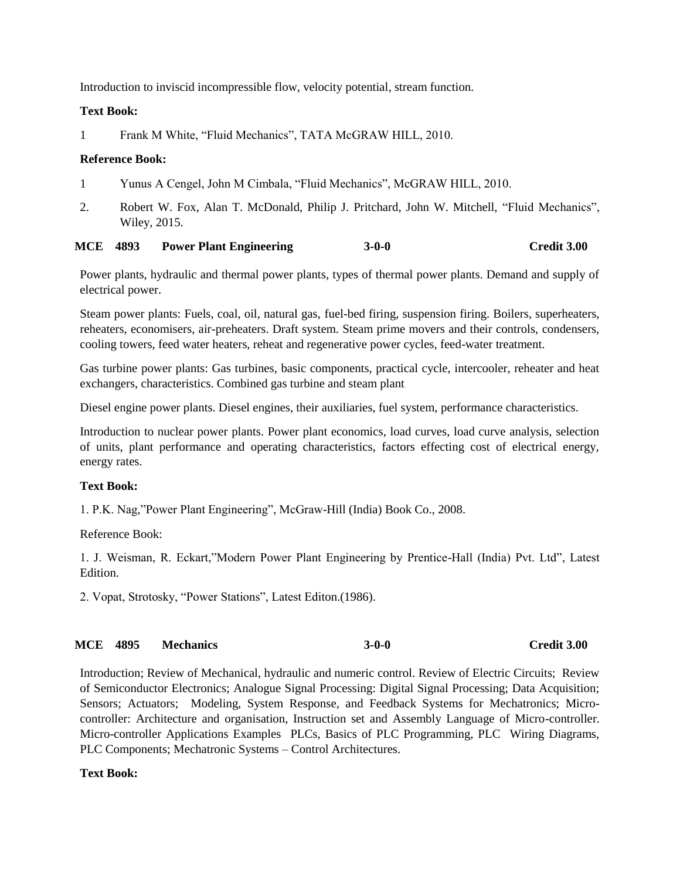Introduction to inviscid incompressible flow, velocity potential, stream function.

**Text Book:**

1 Frank M White, "Fluid Mechanics", TATA McGRAW HILL, 2010.

**Reference Book:**

1 Yunus A Cengel, John M Cimbala, "Fluid Mechanics", McGRAW HILL, 2010.

2. Robert W. Fox, Alan T. McDonald, Philip J. Pritchard, John W. Mitchell, "Fluid Mechanics", Wiley, 2015.

### MCE 4893 Power Plant Engineering 3-0-0 Credit 3.00

Power plants, hydraulic and thermal power plants, types of thermal power plants. Demand and supply of electrical power.

Steam power plants: Fuels, coal, oil, natural gas, fuel-bed firing, suspension firing. Boilers, superheaters, reheaters, economisers, air-preheaters. Draft system. Steam prime movers and their controls, condensers, cooling towers, feed water heaters, reheat and regenerative power cycles, feed-water treatment.

Gas turbine power plants: Gas turbines, basic components, practical cycle, intercooler, reheater and heat exchangers, characteristics. Combined gas turbine and steam plant

Diesel engine power plants. Diesel engines, their auxiliaries, fuel system, performance characteristics.

Introduction to nuclear power plants. Power plant economics, load curves, load curve analysis, selection of units, plant performance and operating characteristics, factors effecting cost of electrical energy, energy rates.

**Text Book:**

1. P.K. Nag,"Power Plant Engineering", McGraw-Hill (India) Book Co., 2008.

Reference Book:

1. J. Weisman, R. Eckart,"Modern Power Plant Engineering by Prentice-Hall (India) Pvt. Ltd", Latest Edition.

2. Vopat, Strotosky, "Power Stations", Latest Editon.(1986).

### MCE 4895 Mechanics 3-0-0 Credit 3.00

Introduction; Review of Mechanical, hydraulic and numeric control. Review of Electric Circuits; Review of Semiconductor Electronics; Analogue Signal Processing: Digital Signal Processing; Data Acquisition; Sensors; Actuators; Modeling, System Response, and Feedback Systems for Mechatronics; Micro-controller: Architecture and organisation, Instruction set and Assembly Language of Micro-controller. Micro-controller Applications Examples PLCs, Basics of PLC Programming, PLC Wiring Diagrams, PLC Components; Mechatronic Systems – Control Architectures.

**Text Book:**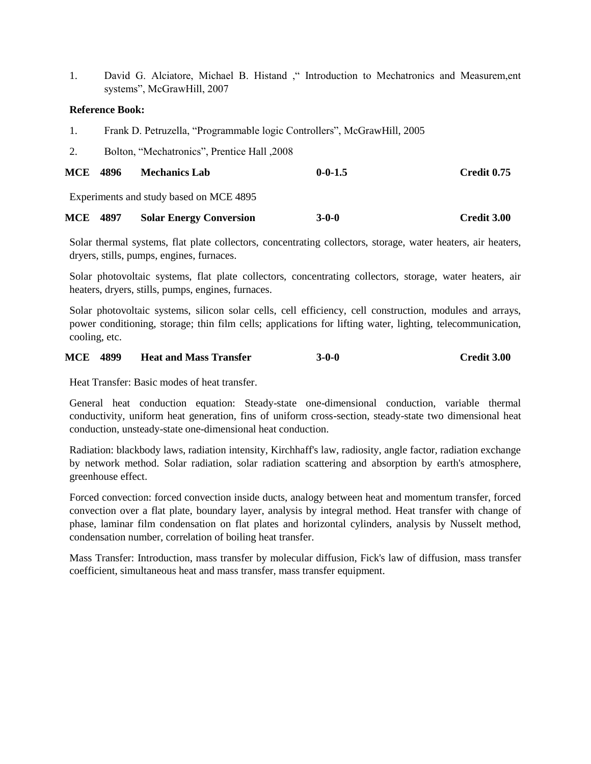1. David G. Alciatore, Michael B. Histand ," Introduction to Mechatronics and Measurem,ent systems", McGrawHill, 2007

**Reference Book:**

1. Frank D. Petruzella, "Programmable logic Controllers", McGrawHill, 2005
2. Bolton, "Mechatronics", Prentice Hall ,2008

**MCE 4896 Mechanics Lab 0-0-1.5 Credit 0.75**

Experiments and study based on MCE 4895

**MCE 4897 Solar Energy Conversion 3-0-0 Credit 3.00**

Solar thermal systems, flat plate collectors, concentrating collectors, storage, water heaters, air heaters, dryers, stills, pumps, engines, furnaces.

Solar photovoltaic systems, flat plate collectors, concentrating collectors, storage, water heaters, air heaters, dryers, stills, pumps, engines, furnaces.

Solar photovoltaic systems, silicon solar cells, cell efficiency, cell construction, modules and arrays, power conditioning, storage; thin film cells; applications for lifting water, lighting, telecommunication, cooling, etc.

**MCE 4899 Heat and Mass Transfer 3-0-0 Credit 3.00**

Heat Transfer: Basic modes of heat transfer.

General heat conduction equation: Steady-state one-dimensional conduction, variable thermal conductivity, uniform heat generation, fins of uniform cross-section, steady-state two dimensional heat conduction, unsteady-state one-dimensional heat conduction.

Radiation: blackbody laws, radiation intensity, Kirchhaff's law, radiosity, angle factor, radiation exchange by network method. Solar radiation, solar radiation scattering and absorption by earth's atmosphere, greenhouse effect.

Forced convection: forced convection inside ducts, analogy between heat and momentum transfer, forced convection over a flat plate, boundary layer, analysis by integral method. Heat transfer with change of phase, laminar film condensation on flat plates and horizontal cylinders, analysis by Nusselt method, condensation number, correlation of boiling heat transfer.

Mass Transfer: Introduction, mass transfer by molecular diffusion, Fick's law of diffusion, mass transfer coefficient, simultaneous heat and mass transfer, mass transfer equipment.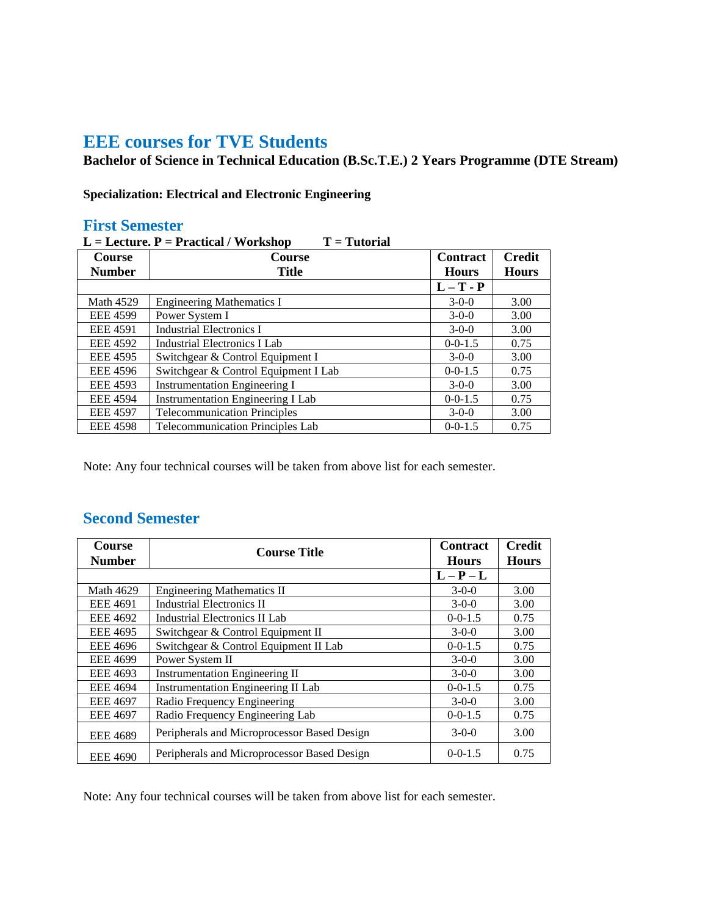# EEE courses for TVE Students

**Bachelor of Science in Technical Education (B.Sc.T.E.) 2 Years Programme (DTE Stream)**

**Specialization: Electrical and Electronic Engineering**

## First Semester

**L = Lecture. P = Practical / Workshop        T = Tutorial**

| Course Number | Course Title | Contract Hours | Credit Hours |
|---|---|---|---|
| | | L – T - P | |
| Math 4529 | Engineering Mathematics I | 3-0-0 | 3.00 |
| EEE 4599 | Power System I | 3-0-0 | 3.00 |
| EEE 4591 | Industrial Electronics I | 3-0-0 | 3.00 |
| EEE 4592 | Industrial Electronics I Lab | 0-0-1.5 | 0.75 |
| EEE 4595 | Switchgear & Control Equipment I | 3-0-0 | 3.00 |
| EEE 4596 | Switchgear & Control Equipment I Lab | 0-0-1.5 | 0.75 |
| EEE 4593 | Instrumentation Engineering I | 3-0-0 | 3.00 |
| EEE 4594 | Instrumentation Engineering I Lab | 0-0-1.5 | 0.75 |
| EEE 4597 | Telecommunication Principles | 3-0-0 | 3.00 |
| EEE 4598 | Telecommunication Principles Lab | 0-0-1.5 | 0.75 |

Note: Any four technical courses will be taken from above list for each semester.

## Second Semester

| Course Number | Course Title | Contract Hours | Credit Hours |
|---|---|---|---|
| | | L – P – L | |
| Math 4629 | Engineering Mathematics II | 3-0-0 | 3.00 |
| EEE 4691 | Industrial Electronics II | 3-0-0 | 3.00 |
| EEE 4692 | Industrial Electronics II Lab | 0-0-1.5 | 0.75 |
| EEE 4695 | Switchgear & Control Equipment II | 3-0-0 | 3.00 |
| EEE 4696 | Switchgear & Control Equipment II Lab | 0-0-1.5 | 0.75 |
| EEE 4699 | Power System II | 3-0-0 | 3.00 |
| EEE 4693 | Instrumentation Engineering II | 3-0-0 | 3.00 |
| EEE 4694 | Instrumentation Engineering II Lab | 0-0-1.5 | 0.75 |
| EEE 4697 | Radio Frequency Engineering | 3-0-0 | 3.00 |
| EEE 4697 | Radio Frequency Engineering Lab | 0-0-1.5 | 0.75 |
| EEE 4689 | Peripherals and Microprocessor Based Design | 3-0-0 | 3.00 |
| EEE 4690 | Peripherals and Microprocessor Based Design | 0-0-1.5 | 0.75 |

Note: Any four technical courses will be taken from above list for each semester.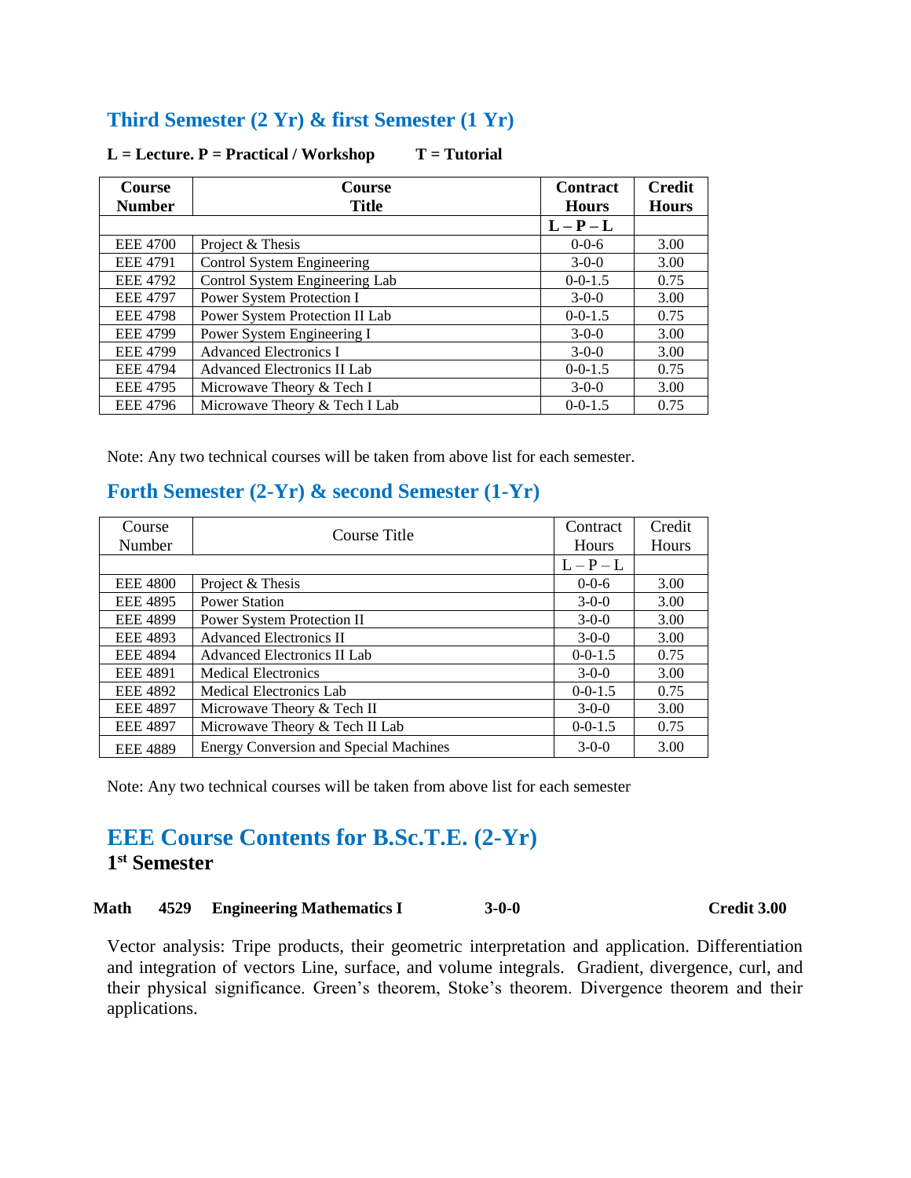## Third Semester (2 Yr) & first Semester (1 Yr)

**L = Lecture. P = Practical / Workshop T = Tutorial**

| Course Number | Course Title | Contract Hours | Credit Hours |
|---|---|---|---|
| | | L – P – L | |
| EEE 4700 | Project & Thesis | 0-0-6 | 3.00 |
| EEE 4791 | Control System Engineering | 3-0-0 | 3.00 |
| EEE 4792 | Control System Engineering Lab | 0-0-1.5 | 0.75 |
| EEE 4797 | Power System Protection I | 3-0-0 | 3.00 |
| EEE 4798 | Power System Protection II Lab | 0-0-1.5 | 0.75 |
| EEE 4799 | Power System Engineering I | 3-0-0 | 3.00 |
| EEE 4799 | Advanced Electronics I | 3-0-0 | 3.00 |
| EEE 4794 | Advanced Electronics II Lab | 0-0-1.5 | 0.75 |
| EEE 4795 | Microwave Theory & Tech I | 3-0-0 | 3.00 |
| EEE 4796 | Microwave Theory & Tech I Lab | 0-0-1.5 | 0.75 |

Note: Any two technical courses will be taken from above list for each semester.

## Forth Semester (2-Yr) & second Semester (1-Yr)

| Course Number | Course Title | Contract Hours | Credit Hours |
|---|---|---|---|
| | | L – P – L | |
| EEE 4800 | Project & Thesis | 0-0-6 | 3.00 |
| EEE 4895 | Power Station | 3-0-0 | 3.00 |
| EEE 4899 | Power System Protection II | 3-0-0 | 3.00 |
| EEE 4893 | Advanced Electronics II | 3-0-0 | 3.00 |
| EEE 4894 | Advanced Electronics II Lab | 0-0-1.5 | 0.75 |
| EEE 4891 | Medical Electronics | 3-0-0 | 3.00 |
| EEE 4892 | Medical Electronics Lab | 0-0-1.5 | 0.75 |
| EEE 4897 | Microwave Theory & Tech II | 3-0-0 | 3.00 |
| EEE 4897 | Microwave Theory & Tech II Lab | 0-0-1.5 | 0.75 |
| EEE 4889 | Energy Conversion and Special Machines | 3-0-0 | 3.00 |

Note: Any two technical courses will be taken from above list for each semester

# EEE Course Contents for B.Sc.T.E. (2-Yr)

### 1st Semester

**Math 4529 Engineering Mathematics I 3-0-0 Credit 3.00**

Vector analysis: Tripe products, their geometric interpretation and application. Differentiation and integration of vectors Line, surface, and volume integrals. Gradient, divergence, curl, and their physical significance. Green's theorem, Stoke's theorem. Divergence theorem and their applications.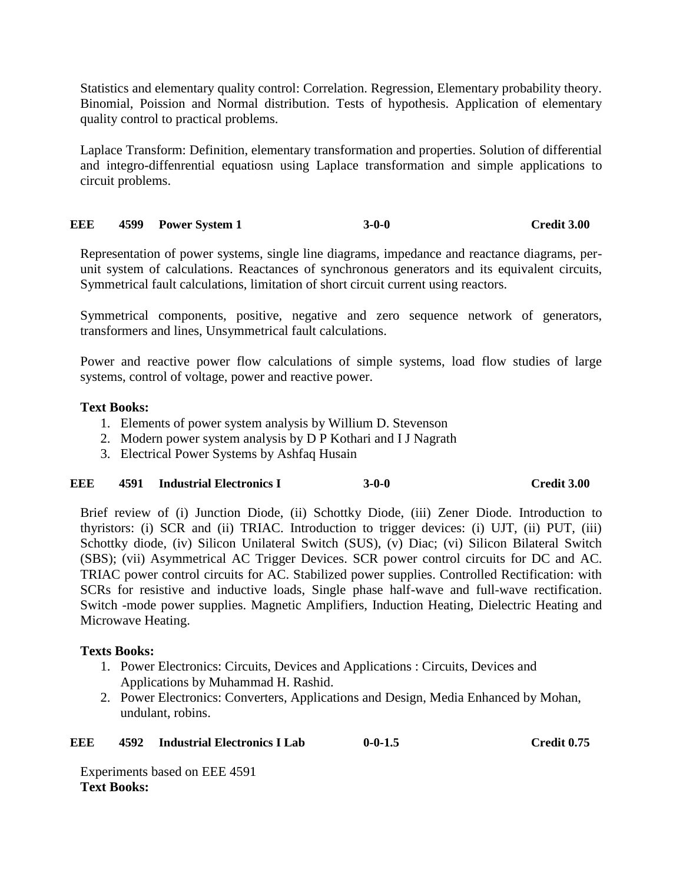Statistics and elementary quality control: Correlation. Regression, Elementary probability theory. Binomial, Poission and Normal distribution. Tests of hypothesis. Application of elementary quality control to practical problems.

Laplace Transform: Definition, elementary transformation and properties. Solution of differential and integro-diffenrential equatiosn using Laplace transformation and simple applications to circuit problems.

**EEE 4599 Power System 1 3-0-0 Credit 3.00**

Representation of power systems, single line diagrams, impedance and reactance diagrams, per-unit system of calculations. Reactances of synchronous generators and its equivalent circuits, Symmetrical fault calculations, limitation of short circuit current using reactors.

Symmetrical components, positive, negative and zero sequence network of generators, transformers and lines, Unsymmetrical fault calculations.

Power and reactive power flow calculations of simple systems, load flow studies of large systems, control of voltage, power and reactive power.

**Text Books:**

1. Elements of power system analysis by Willium D. Stevenson
2. Modern power system analysis by D P Kothari and I J Nagrath
3. Electrical Power Systems by Ashfaq Husain

**EEE 4591 Industrial Electronics I 3-0-0 Credit 3.00**

Brief review of (i) Junction Diode, (ii) Schottky Diode, (iii) Zener Diode. Introduction to thyristors: (i) SCR and (ii) TRIAC. Introduction to trigger devices: (i) UJT, (ii) PUT, (iii) Schottky diode, (iv) Silicon Unilateral Switch (SUS), (v) Diac; (vi) Silicon Bilateral Switch (SBS); (vii) Asymmetrical AC Trigger Devices. SCR power control circuits for DC and AC. TRIAC power control circuits for AC. Stabilized power supplies. Controlled Rectification: with SCRs for resistive and inductive loads, Single phase half-wave and full-wave rectification. Switch -mode power supplies. Magnetic Amplifiers, Induction Heating, Dielectric Heating and Microwave Heating.

**Texts Books:**

1. Power Electronics: Circuits, Devices and Applications : Circuits, Devices and Applications by Muhammad H. Rashid.
2. Power Electronics: Converters, Applications and Design, Media Enhanced by Mohan, undulant, robins.

**EEE 4592 Industrial Electronics I Lab 0-0-1.5 Credit 0.75**

Experiments based on EEE 4591

**Text Books:**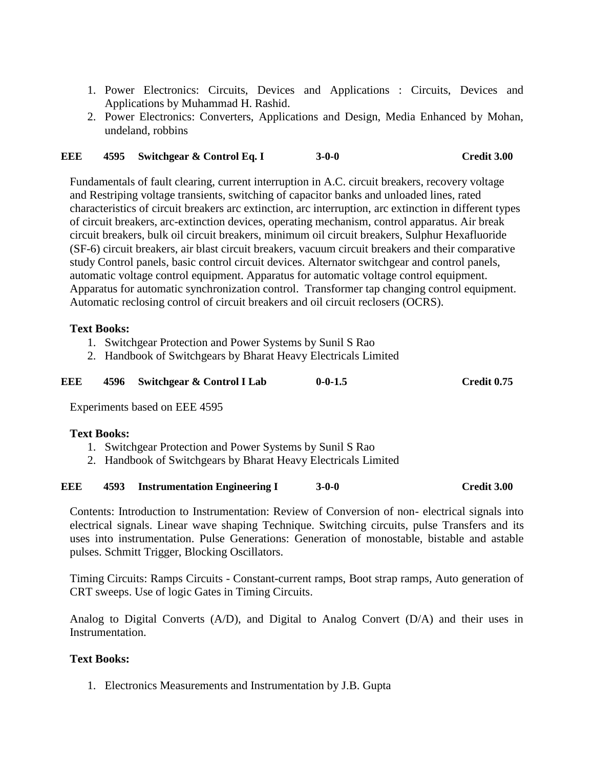1. Power Electronics: Circuits, Devices and Applications : Circuits, Devices and Applications by Muhammad H. Rashid.
2. Power Electronics: Converters, Applications and Design, Media Enhanced by Mohan, undeland, robbins

**EEE 4595 Switchgear & Control Eq. I 3-0-0 Credit 3.00**

Fundamentals of fault clearing, current interruption in A.C. circuit breakers, recovery voltage and Restriping voltage transients, switching of capacitor banks and unloaded lines, rated characteristics of circuit breakers arc extinction, arc interruption, arc extinction in different types of circuit breakers, arc-extinction devices, operating mechanism, control apparatus. Air break circuit breakers, bulk oil circuit breakers, minimum oil circuit breakers, Sulphur Hexafluoride (SF-6) circuit breakers, air blast circuit breakers, vacuum circuit breakers and their comparative study Control panels, basic control circuit devices. Alternator switchgear and control panels, automatic voltage control equipment. Apparatus for automatic voltage control equipment. Apparatus for automatic synchronization control. Transformer tap changing control equipment. Automatic reclosing control of circuit breakers and oil circuit reclosers (OCRS).

**Text Books:**

1. Switchgear Protection and Power Systems by Sunil S Rao
2. Handbook of Switchgears by Bharat Heavy Electricals Limited

**EEE 4596 Switchgear & Control I Lab 0-0-1.5 Credit 0.75**

Experiments based on EEE 4595

**Text Books:**

1. Switchgear Protection and Power Systems by Sunil S Rao
2. Handbook of Switchgears by Bharat Heavy Electricals Limited

**EEE 4593 Instrumentation Engineering I 3-0-0 Credit 3.00**

Contents: Introduction to Instrumentation: Review of Conversion of non- electrical signals into electrical signals. Linear wave shaping Technique. Switching circuits, pulse Transfers and its uses into instrumentation. Pulse Generations: Generation of monostable, bistable and astable pulses. Schmitt Trigger, Blocking Oscillators.

Timing Circuits: Ramps Circuits - Constant-current ramps, Boot strap ramps, Auto generation of CRT sweeps. Use of logic Gates in Timing Circuits.

Analog to Digital Converts (A/D), and Digital to Analog Convert (D/A) and their uses in Instrumentation.

**Text Books:**

1. Electronics Measurements and Instrumentation by J.B. Gupta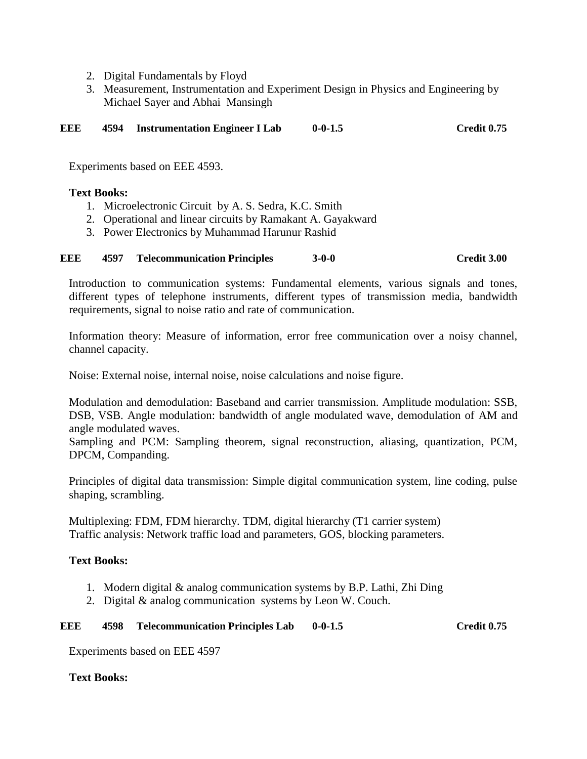2. Digital Fundamentals by Floyd
3. Measurement, Instrumentation and Experiment Design in Physics and Engineering by Michael Sayer and Abhai Mansingh

**EEE 4594 Instrumentation Engineer I Lab 0-0-1.5 Credit 0.75**

Experiments based on EEE 4593.

**Text Books:**

1. Microelectronic Circuit by A. S. Sedra, K.C. Smith
2. Operational and linear circuits by Ramakant A. Gayakward
3. Power Electronics by Muhammad Harunur Rashid

**EEE 4597 Telecommunication Principles 3-0-0 Credit 3.00**

Introduction to communication systems: Fundamental elements, various signals and tones, different types of telephone instruments, different types of transmission media, bandwidth requirements, signal to noise ratio and rate of communication.

Information theory: Measure of information, error free communication over a noisy channel, channel capacity.

Noise: External noise, internal noise, noise calculations and noise figure.

Modulation and demodulation: Baseband and carrier transmission. Amplitude modulation: SSB, DSB, VSB. Angle modulation: bandwidth of angle modulated wave, demodulation of AM and angle modulated waves.
Sampling and PCM: Sampling theorem, signal reconstruction, aliasing, quantization, PCM, DPCM, Companding.

Principles of digital data transmission: Simple digital communication system, line coding, pulse shaping, scrambling.

Multiplexing: FDM, FDM hierarchy. TDM, digital hierarchy (T1 carrier system)
Traffic analysis: Network traffic load and parameters, GOS, blocking parameters.

**Text Books:**

1. Modern digital & analog communication systems by B.P. Lathi, Zhi Ding
2. Digital & analog communication systems by Leon W. Couch.

**EEE 4598 Telecommunication Principles Lab 0-0-1.5 Credit 0.75**

Experiments based on EEE 4597

**Text Books:**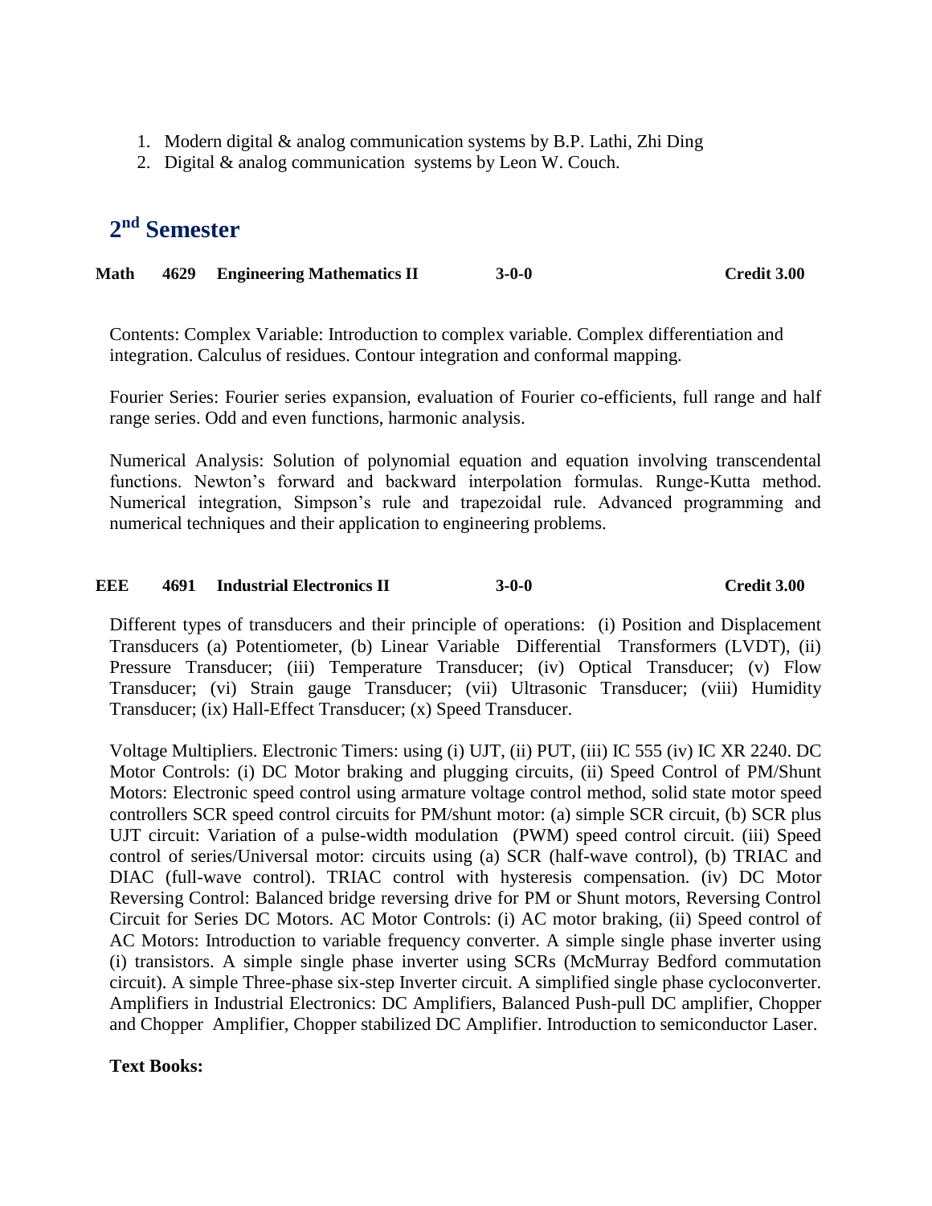1. Modern digital & analog communication systems by B.P. Lathi, Zhi Ding
2. Digital & analog communication systems by Leon W. Couch.

## 2nd Semester

**Math 4629 Engineering Mathematics II 3-0-0 Credit 3.00**

Contents: Complex Variable: Introduction to complex variable. Complex differentiation and integration. Calculus of residues. Contour integration and conformal mapping.

Fourier Series: Fourier series expansion, evaluation of Fourier co-efficients, full range and half range series. Odd and even functions, harmonic analysis.

Numerical Analysis: Solution of polynomial equation and equation involving transcendental functions. Newton's forward and backward interpolation formulas. Runge-Kutta method. Numerical integration, Simpson's rule and trapezoidal rule. Advanced programming and numerical techniques and their application to engineering problems.

**EEE 4691 Industrial Electronics II 3-0-0 Credit 3.00**

Different types of transducers and their principle of operations: (i) Position and Displacement Transducers (a) Potentiometer, (b) Linear Variable Differential Transformers (LVDT), (ii) Pressure Transducer; (iii) Temperature Transducer; (iv) Optical Transducer; (v) Flow Transducer; (vi) Strain gauge Transducer; (vii) Ultrasonic Transducer; (viii) Humidity Transducer; (ix) Hall-Effect Transducer; (x) Speed Transducer.

Voltage Multipliers. Electronic Timers: using (i) UJT, (ii) PUT, (iii) IC 555 (iv) IC XR 2240. DC Motor Controls: (i) DC Motor braking and plugging circuits, (ii) Speed Control of PM/Shunt Motors: Electronic speed control using armature voltage control method, solid state motor speed controllers SCR speed control circuits for PM/shunt motor: (a) simple SCR circuit, (b) SCR plus UJT circuit: Variation of a pulse-width modulation (PWM) speed control circuit. (iii) Speed control of series/Universal motor: circuits using (a) SCR (half-wave control), (b) TRIAC and DIAC (full-wave control). TRIAC control with hysteresis compensation. (iv) DC Motor Reversing Control: Balanced bridge reversing drive for PM or Shunt motors, Reversing Control Circuit for Series DC Motors. AC Motor Controls: (i) AC motor braking, (ii) Speed control of AC Motors: Introduction to variable frequency converter. A simple single phase inverter using (i) transistors. A simple single phase inverter using SCRs (McMurray Bedford commutation circuit). A simple Three-phase six-step Inverter circuit. A simplified single phase cycloconverter. Amplifiers in Industrial Electronics: DC Amplifiers, Balanced Push-pull DC amplifier, Chopper and Chopper Amplifier, Chopper stabilized DC Amplifier. Introduction to semiconductor Laser.

**Text Books:**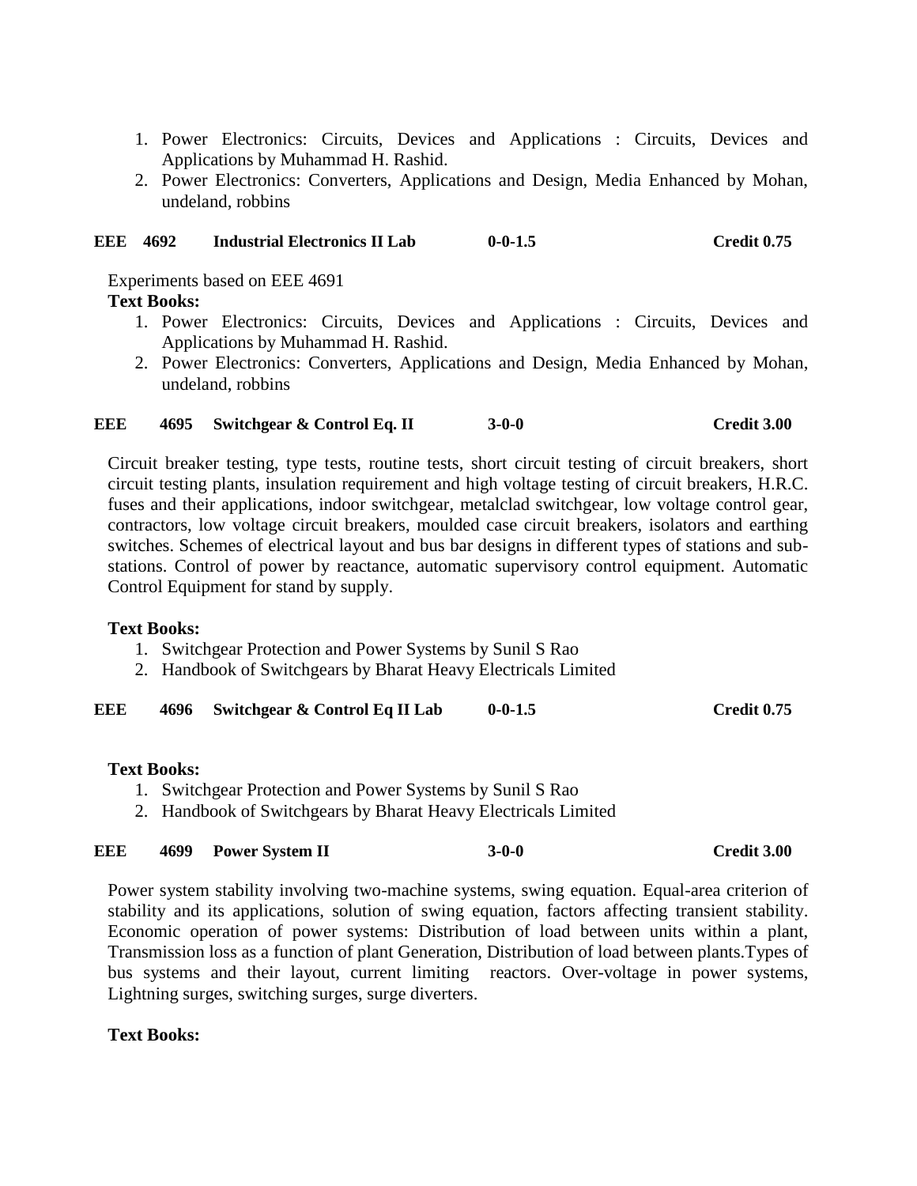1. Power Electronics: Circuits, Devices and Applications : Circuits, Devices and Applications by Muhammad H. Rashid.
2. Power Electronics: Converters, Applications and Design, Media Enhanced by Mohan, undeland, robbins

**EEE 4692 Industrial Electronics II Lab 0-0-1.5 Credit 0.75**

Experiments based on EEE 4691

**Text Books:**

1. Power Electronics: Circuits, Devices and Applications : Circuits, Devices and Applications by Muhammad H. Rashid.
2. Power Electronics: Converters, Applications and Design, Media Enhanced by Mohan, undeland, robbins

**EEE 4695 Switchgear & Control Eq. II 3-0-0 Credit 3.00**

Circuit breaker testing, type tests, routine tests, short circuit testing of circuit breakers, short circuit testing plants, insulation requirement and high voltage testing of circuit breakers, H.R.C. fuses and their applications, indoor switchgear, metalclad switchgear, low voltage control gear, contractors, low voltage circuit breakers, moulded case circuit breakers, isolators and earthing switches. Schemes of electrical layout and bus bar designs in different types of stations and sub-stations. Control of power by reactance, automatic supervisory control equipment. Automatic Control Equipment for stand by supply.

**Text Books:**

1. Switchgear Protection and Power Systems by Sunil S Rao
2. Handbook of Switchgears by Bharat Heavy Electricals Limited

**EEE 4696 Switchgear & Control Eq II Lab 0-0-1.5 Credit 0.75**

**Text Books:**

1. Switchgear Protection and Power Systems by Sunil S Rao
2. Handbook of Switchgears by Bharat Heavy Electricals Limited

**EEE 4699 Power System II 3-0-0 Credit 3.00**

Power system stability involving two-machine systems, swing equation. Equal-area criterion of stability and its applications, solution of swing equation, factors affecting transient stability. Economic operation of power systems: Distribution of load between units within a plant, Transmission loss as a function of plant Generation, Distribution of load between plants.Types of bus systems and their layout, current limiting reactors. Over-voltage in power systems, Lightning surges, switching surges, surge diverters.

**Text Books:**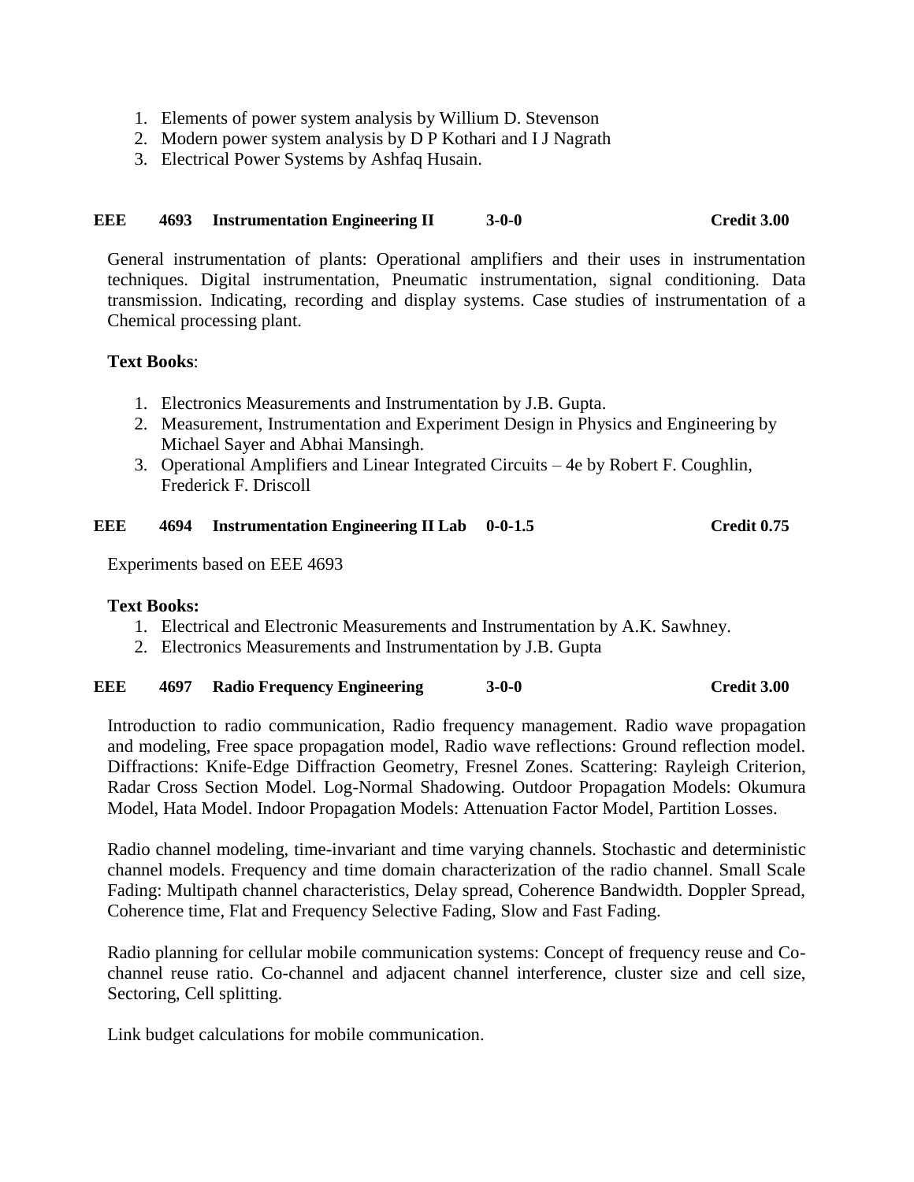1. Elements of power system analysis by Willium D. Stevenson
2. Modern power system analysis by D P Kothari and I J Nagrath
3. Electrical Power Systems by Ashfaq Husain.

**EEE 4693 Instrumentation Engineering II 3-0-0 Credit 3.00**

General instrumentation of plants: Operational amplifiers and their uses in instrumentation techniques. Digital instrumentation, Pneumatic instrumentation, signal conditioning. Data transmission. Indicating, recording and display systems. Case studies of instrumentation of a Chemical processing plant.

**Text Books**:

1. Electronics Measurements and Instrumentation by J.B. Gupta.
2. Measurement, Instrumentation and Experiment Design in Physics and Engineering by Michael Sayer and Abhai Mansingh.
3. Operational Amplifiers and Linear Integrated Circuits – 4e by Robert F. Coughlin, Frederick F. Driscoll

**EEE 4694 Instrumentation Engineering II Lab 0-0-1.5 Credit 0.75**

Experiments based on EEE 4693

**Text Books:**

1. Electrical and Electronic Measurements and Instrumentation by A.K. Sawhney.
2. Electronics Measurements and Instrumentation by J.B. Gupta

**EEE 4697 Radio Frequency Engineering 3-0-0 Credit 3.00**

Introduction to radio communication, Radio frequency management. Radio wave propagation and modeling, Free space propagation model, Radio wave reflections: Ground reflection model. Diffractions: Knife-Edge Diffraction Geometry, Fresnel Zones. Scattering: Rayleigh Criterion, Radar Cross Section Model. Log-Normal Shadowing. Outdoor Propagation Models: Okumura Model, Hata Model. Indoor Propagation Models: Attenuation Factor Model, Partition Losses.

Radio channel modeling, time-invariant and time varying channels. Stochastic and deterministic channel models. Frequency and time domain characterization of the radio channel. Small Scale Fading: Multipath channel characteristics, Delay spread, Coherence Bandwidth. Doppler Spread, Coherence time, Flat and Frequency Selective Fading, Slow and Fast Fading.

Radio planning for cellular mobile communication systems: Concept of frequency reuse and Co-channel reuse ratio. Co-channel and adjacent channel interference, cluster size and cell size, Sectoring, Cell splitting.

Link budget calculations for mobile communication.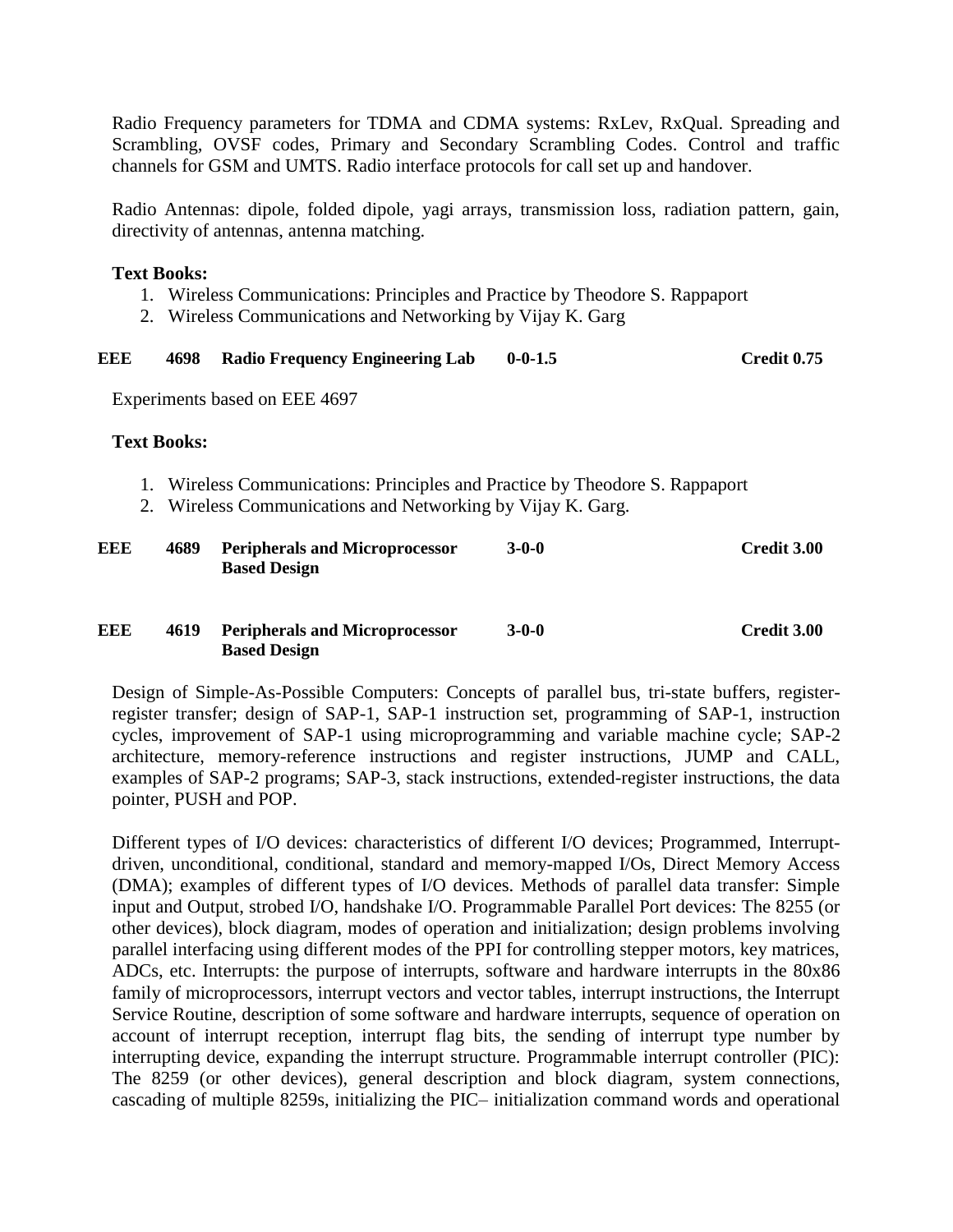Radio Frequency parameters for TDMA and CDMA systems: RxLev, RxQual. Spreading and Scrambling, OVSF codes, Primary and Secondary Scrambling Codes. Control and traffic channels for GSM and UMTS. Radio interface protocols for call set up and handover.

Radio Antennas: dipole, folded dipole, yagi arrays, transmission loss, radiation pattern, gain, directivity of antennas, antenna matching.

**Text Books:**

1. Wireless Communications: Principles and Practice by Theodore S. Rappaport
2. Wireless Communications and Networking by Vijay K. Garg

**EEE 4698 Radio Frequency Engineering Lab 0-0-1.5 Credit 0.75**

Experiments based on EEE 4697

**Text Books:**

1. Wireless Communications: Principles and Practice by Theodore S. Rappaport
2. Wireless Communications and Networking by Vijay K. Garg.

**EEE 4689 Peripherals and Microprocessor Based Design 3-0-0 Credit 3.00**

**EEE 4619 Peripherals and Microprocessor Based Design 3-0-0 Credit 3.00**

Design of Simple-As-Possible Computers: Concepts of parallel bus, tri-state buffers, register-register transfer; design of SAP-1, SAP-1 instruction set, programming of SAP-1, instruction cycles, improvement of SAP-1 using microprogramming and variable machine cycle; SAP-2 architecture, memory-reference instructions and register instructions, JUMP and CALL, examples of SAP-2 programs; SAP-3, stack instructions, extended-register instructions, the data pointer, PUSH and POP.

Different types of I/O devices: characteristics of different I/O devices; Programmed, Interrupt-driven, unconditional, conditional, standard and memory-mapped I/Os, Direct Memory Access (DMA); examples of different types of I/O devices. Methods of parallel data transfer: Simple input and Output, strobed I/O, handshake I/O. Programmable Parallel Port devices: The 8255 (or other devices), block diagram, modes of operation and initialization; design problems involving parallel interfacing using different modes of the PPI for controlling stepper motors, key matrices, ADCs, etc. Interrupts: the purpose of interrupts, software and hardware interrupts in the 80x86 family of microprocessors, interrupt vectors and vector tables, interrupt instructions, the Interrupt Service Routine, description of some software and hardware interrupts, sequence of operation on account of interrupt reception, interrupt flag bits, the sending of interrupt type number by interrupting device, expanding the interrupt structure. Programmable interrupt controller (PIC): The 8259 (or other devices), general description and block diagram, system connections, cascading of multiple 8259s, initializing the PIC– initialization command words and operational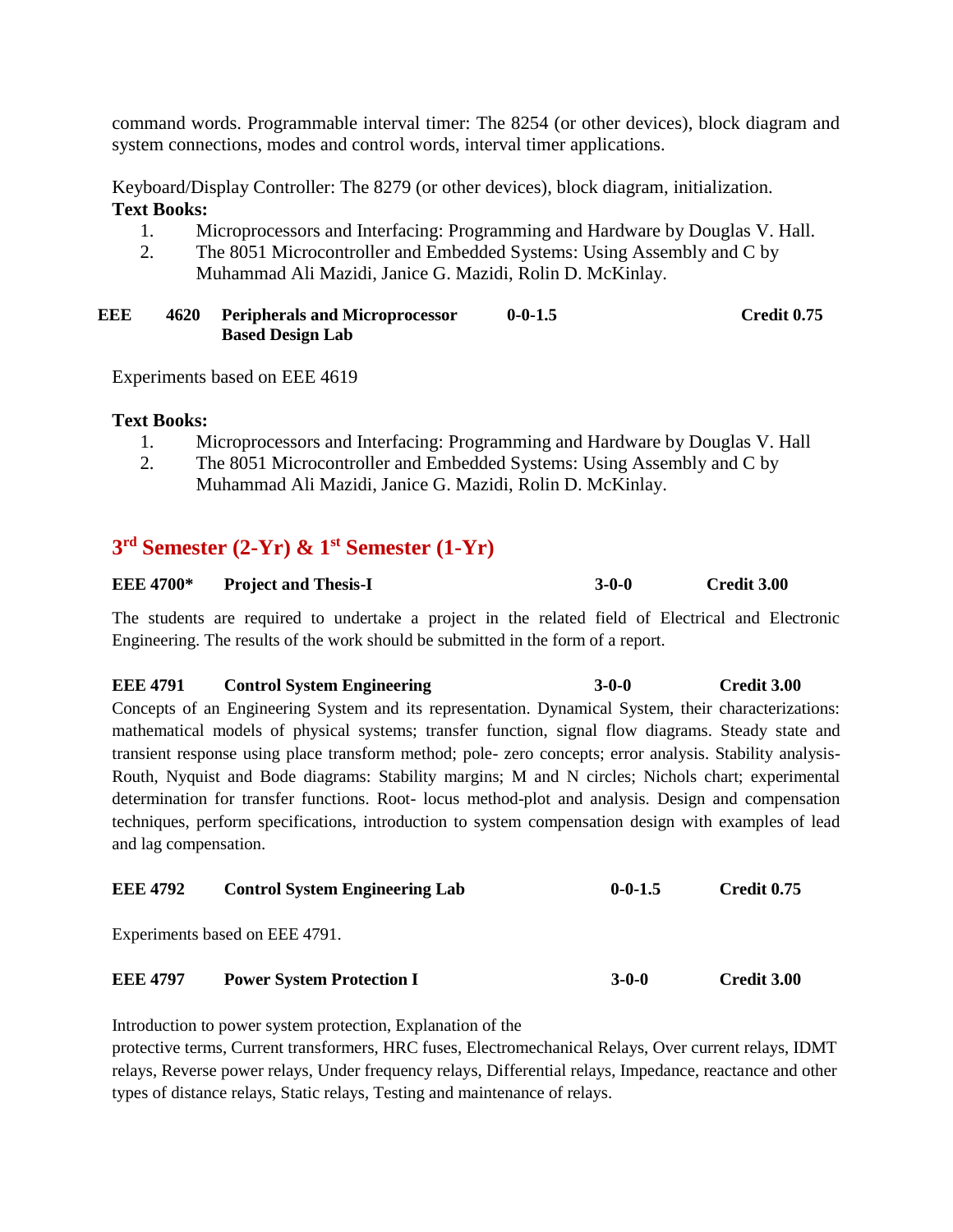command words. Programmable interval timer: The 8254 (or other devices), block diagram and system connections, modes and control words, interval timer applications.

Keyboard/Display Controller: The 8279 (or other devices), block diagram, initialization.

**Text Books:**

1. Microprocessors and Interfacing: Programming and Hardware by Douglas V. Hall.
2. The 8051 Microcontroller and Embedded Systems: Using Assembly and C by Muhammad Ali Mazidi, Janice G. Mazidi, Rolin D. McKinlay.

| **EEE 4620** | **Peripherals and Microprocessor Based Design Lab** | **0-0-1.5** | **Credit 0.75** |
|---|---|---|---|

Experiments based on EEE 4619

**Text Books:**

1. Microprocessors and Interfacing: Programming and Hardware by Douglas V. Hall
2. The 8051 Microcontroller and Embedded Systems: Using Assembly and C by Muhammad Ali Mazidi, Janice G. Mazidi, Rolin D. McKinlay.

## 3rd Semester (2-Yr) & 1st Semester (1-Yr)

| **EEE 4700*** | **Project and Thesis-I** | **3-0-0** | **Credit 3.00** |
|---|---|---|---|

The students are required to undertake a project in the related field of Electrical and Electronic Engineering. The results of the work should be submitted in the form of a report.

| **EEE 4791** | **Control System Engineering** | **3-0-0** | **Credit 3.00** |
|---|---|---|---|

Concepts of an Engineering System and its representation. Dynamical System, their characterizations: mathematical models of physical systems; transfer function, signal flow diagrams. Steady state and transient response using place transform method; pole- zero concepts; error analysis. Stability analysis-Routh, Nyquist and Bode diagrams: Stability margins; M and N circles; Nichols chart; experimental determination for transfer functions. Root- locus method-plot and analysis. Design and compensation techniques, perform specifications, introduction to system compensation design with examples of lead and lag compensation.

| **EEE 4792** | **Control System Engineering Lab** | **0-0-1.5** | **Credit 0.75** |
|---|---|---|---|

Experiments based on EEE 4791.

| **EEE 4797** | **Power System Protection I** | **3-0-0** | **Credit 3.00** |
|---|---|---|---|

Introduction to power system protection, Explanation of the protective terms, Current transformers, HRC fuses, Electromechanical Relays, Over current relays, IDMT relays, Reverse power relays, Under frequency relays, Differential relays, Impedance, reactance and other types of distance relays, Static relays, Testing and maintenance of relays.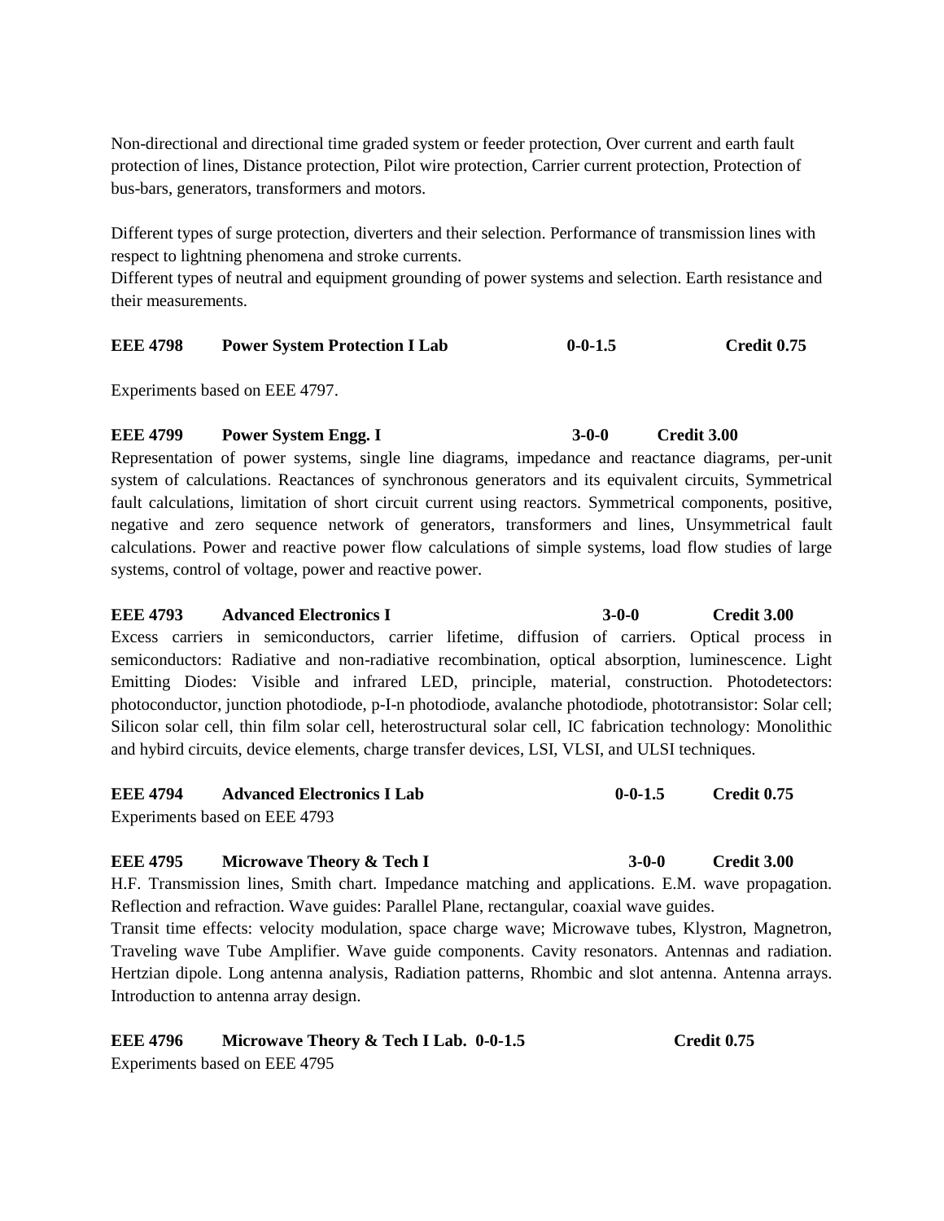Non-directional and directional time graded system or feeder protection, Over current and earth fault protection of lines, Distance protection, Pilot wire protection, Carrier current protection, Protection of bus-bars, generators, transformers and motors.

Different types of surge protection, diverters and their selection. Performance of transmission lines with respect to lightning phenomena and stroke currents.
Different types of neutral and equipment grounding of power systems and selection. Earth resistance and their measurements.

**EEE 4798 Power System Protection I Lab 0-0-1.5 Credit 0.75**

Experiments based on EEE 4797.

**EEE 4799 Power System Engg. I 3-0-0 Credit 3.00**

Representation of power systems, single line diagrams, impedance and reactance diagrams, per-unit system of calculations. Reactances of synchronous generators and its equivalent circuits, Symmetrical fault calculations, limitation of short circuit current using reactors. Symmetrical components, positive, negative and zero sequence network of generators, transformers and lines, Unsymmetrical fault calculations. Power and reactive power flow calculations of simple systems, load flow studies of large systems, control of voltage, power and reactive power.

**EEE 4793 Advanced Electronics I 3-0-0 Credit 3.00**

Excess carriers in semiconductors, carrier lifetime, diffusion of carriers. Optical process in semiconductors: Radiative and non-radiative recombination, optical absorption, luminescence. Light Emitting Diodes: Visible and infrared LED, principle, material, construction. Photodetectors: photoconductor, junction photodiode, p-I-n photodiode, avalanche photodiode, phototransistor: Solar cell; Silicon solar cell, thin film solar cell, heterostructural solar cell, IC fabrication technology: Monolithic and hybird circuits, device elements, charge transfer devices, LSI, VLSI, and ULSI techniques.

**EEE 4794 Advanced Electronics I Lab 0-0-1.5 Credit 0.75**

Experiments based on EEE 4793

**EEE 4795 Microwave Theory & Tech I 3-0-0 Credit 3.00**

H.F. Transmission lines, Smith chart. Impedance matching and applications. E.M. wave propagation. Reflection and refraction. Wave guides: Parallel Plane, rectangular, coaxial wave guides.
Transit time effects: velocity modulation, space charge wave; Microwave tubes, Klystron, Magnetron, Traveling wave Tube Amplifier. Wave guide components. Cavity resonators. Antennas and radiation. Hertzian dipole. Long antenna analysis, Radiation patterns, Rhombic and slot antenna. Antenna arrays. Introduction to antenna array design.

**EEE 4796 Microwave Theory & Tech I Lab. 0-0-1.5 Credit 0.75**

Experiments based on EEE 4795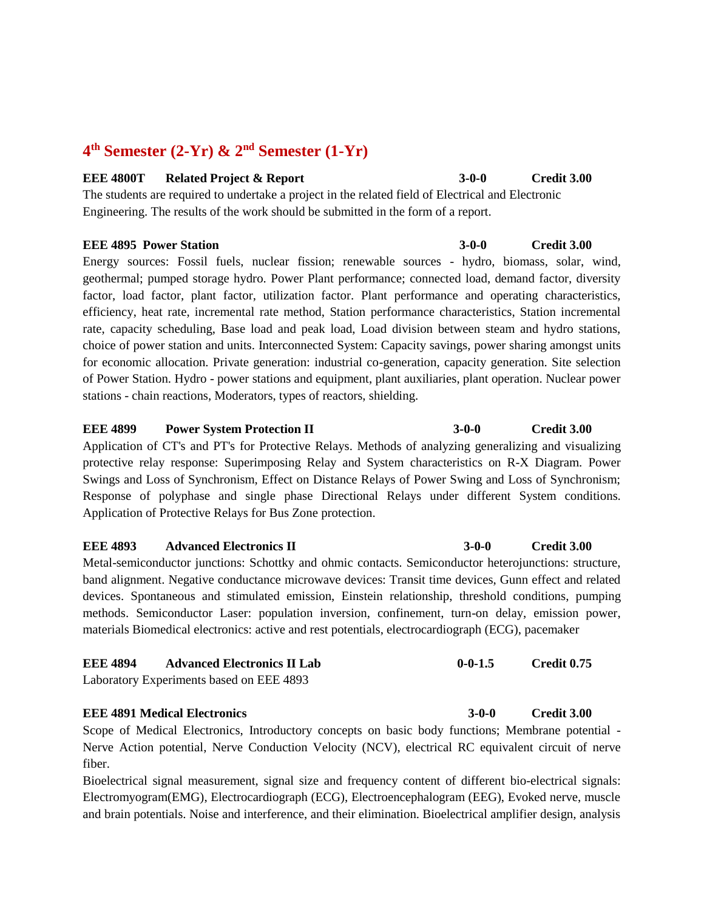## 4$^{th}$ Semester (2-Yr) & 2$^{nd}$ Semester (1-Yr)

**EEE 4800T Related Project & Report 3-0-0 Credit 3.00**

The students are required to undertake a project in the related field of Electrical and Electronic Engineering. The results of the work should be submitted in the form of a report.

**EEE 4895 Power Station 3-0-0 Credit 3.00**

Energy sources: Fossil fuels, nuclear fission; renewable sources - hydro, biomass, solar, wind, geothermal; pumped storage hydro. Power Plant performance; connected load, demand factor, diversity factor, load factor, plant factor, utilization factor. Plant performance and operating characteristics, efficiency, heat rate, incremental rate method, Station performance characteristics, Station incremental rate, capacity scheduling, Base load and peak load, Load division between steam and hydro stations, choice of power station and units. Interconnected System: Capacity savings, power sharing amongst units for economic allocation. Private generation: industrial co-generation, capacity generation. Site selection of Power Station. Hydro - power stations and equipment, plant auxiliaries, plant operation. Nuclear power stations - chain reactions, Moderators, types of reactors, shielding.

**EEE 4899 Power System Protection II 3-0-0 Credit 3.00**

Application of CT's and PT's for Protective Relays. Methods of analyzing generalizing and visualizing protective relay response: Superimposing Relay and System characteristics on R-X Diagram. Power Swings and Loss of Synchronism, Effect on Distance Relays of Power Swing and Loss of Synchronism; Response of polyphase and single phase Directional Relays under different System conditions. Application of Protective Relays for Bus Zone protection.

**EEE 4893 Advanced Electronics II 3-0-0 Credit 3.00**

Metal-semiconductor junctions: Schottky and ohmic contacts. Semiconductor heterojunctions: structure, band alignment. Negative conductance microwave devices: Transit time devices, Gunn effect and related devices. Spontaneous and stimulated emission, Einstein relationship, threshold conditions, pumping methods. Semiconductor Laser: population inversion, confinement, turn-on delay, emission power, materials Biomedical electronics: active and rest potentials, electrocardiograph (ECG), pacemaker

**EEE 4894 Advanced Electronics II Lab 0-0-1.5 Credit 0.75**

Laboratory Experiments based on EEE 4893

**EEE 4891 Medical Electronics 3-0-0 Credit 3.00**

Scope of Medical Electronics, Introductory concepts on basic body functions; Membrane potential - Nerve Action potential, Nerve Conduction Velocity (NCV), electrical RC equivalent circuit of nerve fiber.

Bioelectrical signal measurement, signal size and frequency content of different bio-electrical signals: Electromyogram(EMG), Electrocardiograph (ECG), Electroencephalogram (EEG), Evoked nerve, muscle and brain potentials. Noise and interference, and their elimination. Bioelectrical amplifier design, analysis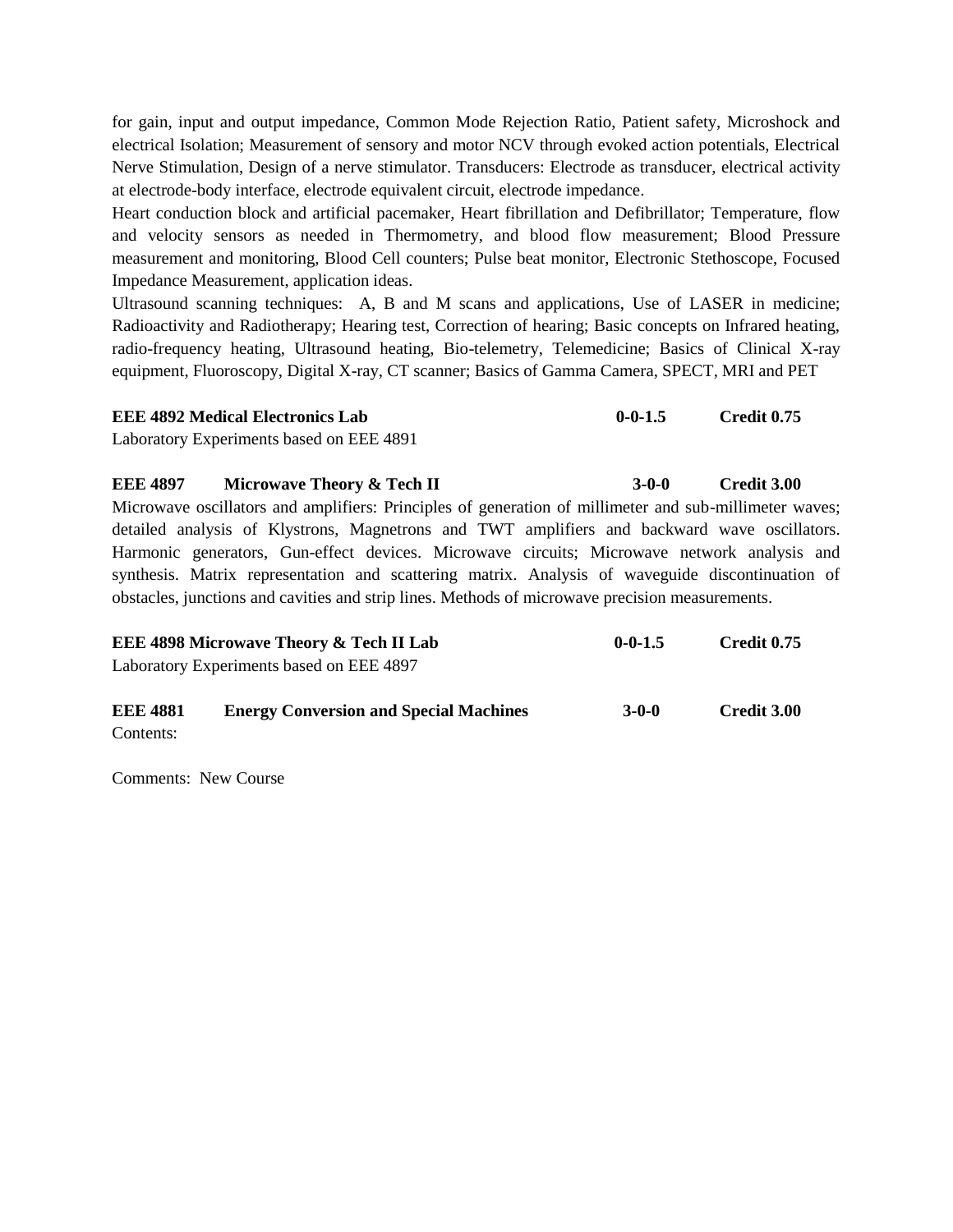for gain, input and output impedance, Common Mode Rejection Ratio, Patient safety, Microshock and electrical Isolation; Measurement of sensory and motor NCV through evoked action potentials, Electrical Nerve Stimulation, Design of a nerve stimulator. Transducers: Electrode as transducer, electrical activity at electrode-body interface, electrode equivalent circuit, electrode impedance.

Heart conduction block and artificial pacemaker, Heart fibrillation and Defibrillator; Temperature, flow and velocity sensors as needed in Thermometry, and blood flow measurement; Blood Pressure measurement and monitoring, Blood Cell counters; Pulse beat monitor, Electronic Stethoscope, Focused Impedance Measurement, application ideas.

Ultrasound scanning techniques: A, B and M scans and applications, Use of LASER in medicine; Radioactivity and Radiotherapy; Hearing test, Correction of hearing; Basic concepts on Infrared heating, radio-frequency heating, Ultrasound heating, Bio-telemetry, Telemedicine; Basics of Clinical X-ray equipment, Fluoroscopy, Digital X-ray, CT scanner; Basics of Gamma Camera, SPECT, MRI and PET

**EEE 4892 Medical Electronics Lab** **0-0-1.5** **Credit 0.75**

Laboratory Experiments based on EEE 4891

**EEE 4897 Microwave Theory & Tech II** **3-0-0** **Credit 3.00**

Microwave oscillators and amplifiers: Principles of generation of millimeter and sub-millimeter waves; detailed analysis of Klystrons, Magnetrons and TWT amplifiers and backward wave oscillators. Harmonic generators, Gun-effect devices. Microwave circuits; Microwave network analysis and synthesis. Matrix representation and scattering matrix. Analysis of waveguide discontinuation of obstacles, junctions and cavities and strip lines. Methods of microwave precision measurements.

**EEE 4898 Microwave Theory & Tech II Lab** **0-0-1.5** **Credit 0.75**

Laboratory Experiments based on EEE 4897

**EEE 4881 Energy Conversion and Special Machines** **3-0-0** **Credit 3.00**

Contents:

Comments: New Course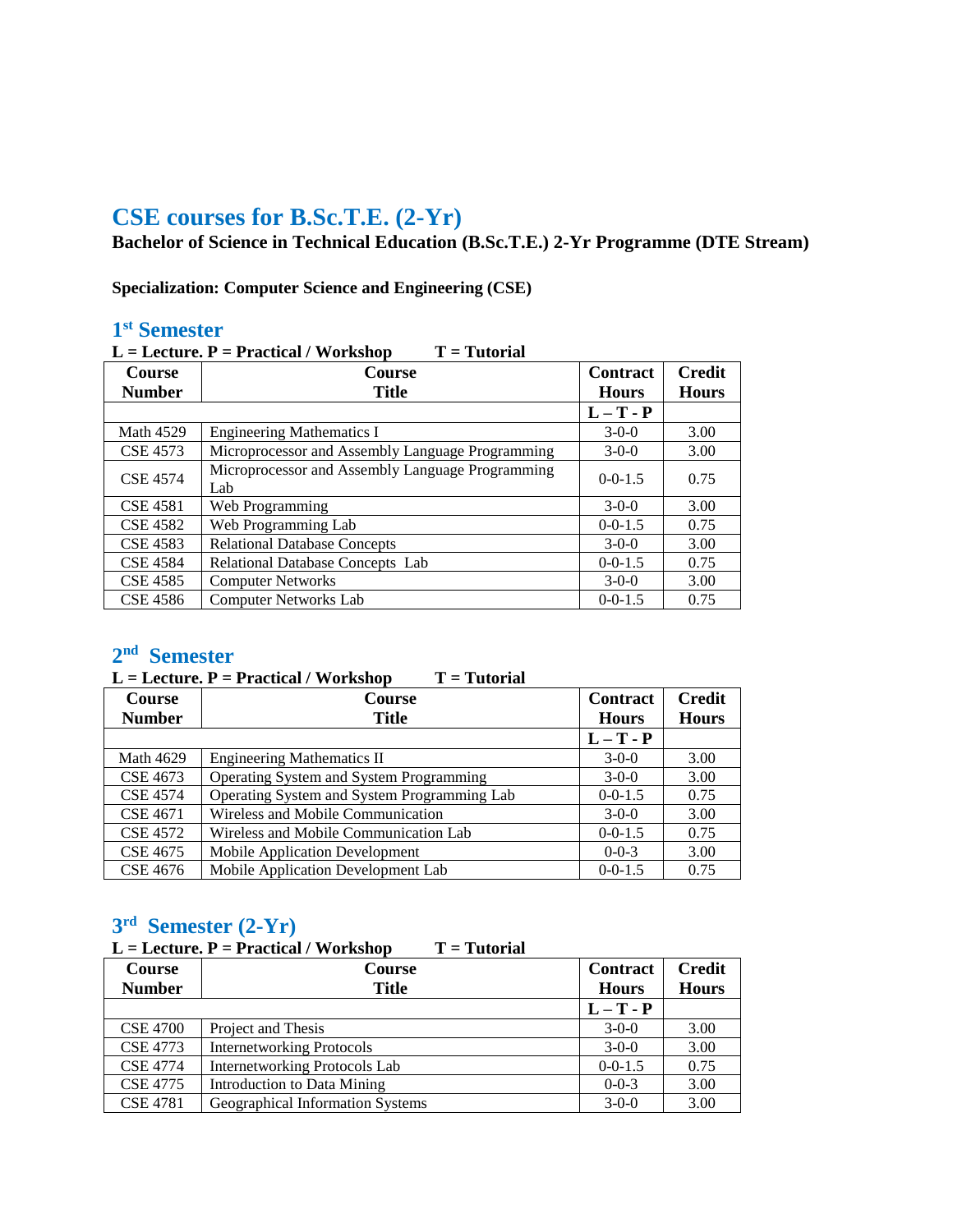# CSE courses for B.Sc.T.E. (2-Yr)

**Bachelor of Science in Technical Education (B.Sc.T.E.) 2-Yr Programme (DTE Stream)**

**Specialization: Computer Science and Engineering (CSE)**

## 1st Semester

**L = Lecture. P = Practical / Workshop T = Tutorial**

| Course Number | Course Title | Contract Hours | Credit Hours |
|---|---|---|---|
| | | **L – T - P** | |
| Math 4529 | Engineering Mathematics I | 3-0-0 | 3.00 |
| CSE 4573 | Microprocessor and Assembly Language Programming | 3-0-0 | 3.00 |
| CSE 4574 | Microprocessor and Assembly Language Programming Lab | 0-0-1.5 | 0.75 |
| CSE 4581 | Web Programming | 3-0-0 | 3.00 |
| CSE 4582 | Web Programming Lab | 0-0-1.5 | 0.75 |
| CSE 4583 | Relational Database Concepts | 3-0-0 | 3.00 |
| CSE 4584 | Relational Database Concepts Lab | 0-0-1.5 | 0.75 |
| CSE 4585 | Computer Networks | 3-0-0 | 3.00 |
| CSE 4586 | Computer Networks Lab | 0-0-1.5 | 0.75 |

## 2nd Semester

**L = Lecture. P = Practical / Workshop T = Tutorial**

| Course Number | Course Title | Contract Hours | Credit Hours |
|---|---|---|---|
| | | **L – T - P** | |
| Math 4629 | Engineering Mathematics II | 3-0-0 | 3.00 |
| CSE 4673 | Operating System and System Programming | 3-0-0 | 3.00 |
| CSE 4574 | Operating System and System Programming Lab | 0-0-1.5 | 0.75 |
| CSE 4671 | Wireless and Mobile Communication | 3-0-0 | 3.00 |
| CSE 4572 | Wireless and Mobile Communication Lab | 0-0-1.5 | 0.75 |
| CSE 4675 | Mobile Application Development | 0-0-3 | 3.00 |
| CSE 4676 | Mobile Application Development Lab | 0-0-1.5 | 0.75 |

## 3rd Semester (2-Yr)

**L = Lecture. P = Practical / Workshop T = Tutorial**

| Course Number | Course Title | Contract Hours | Credit Hours |
|---|---|---|---|
| | | **L – T - P** | |
| CSE 4700 | Project and Thesis | 3-0-0 | 3.00 |
| CSE 4773 | Internetworking Protocols | 3-0-0 | 3.00 |
| CSE 4774 | Internetworking Protocols Lab | 0-0-1.5 | 0.75 |
| CSE 4775 | Introduction to Data Mining | 0-0-3 | 3.00 |
| CSE 4781 | Geographical Information Systems | 3-0-0 | 3.00 |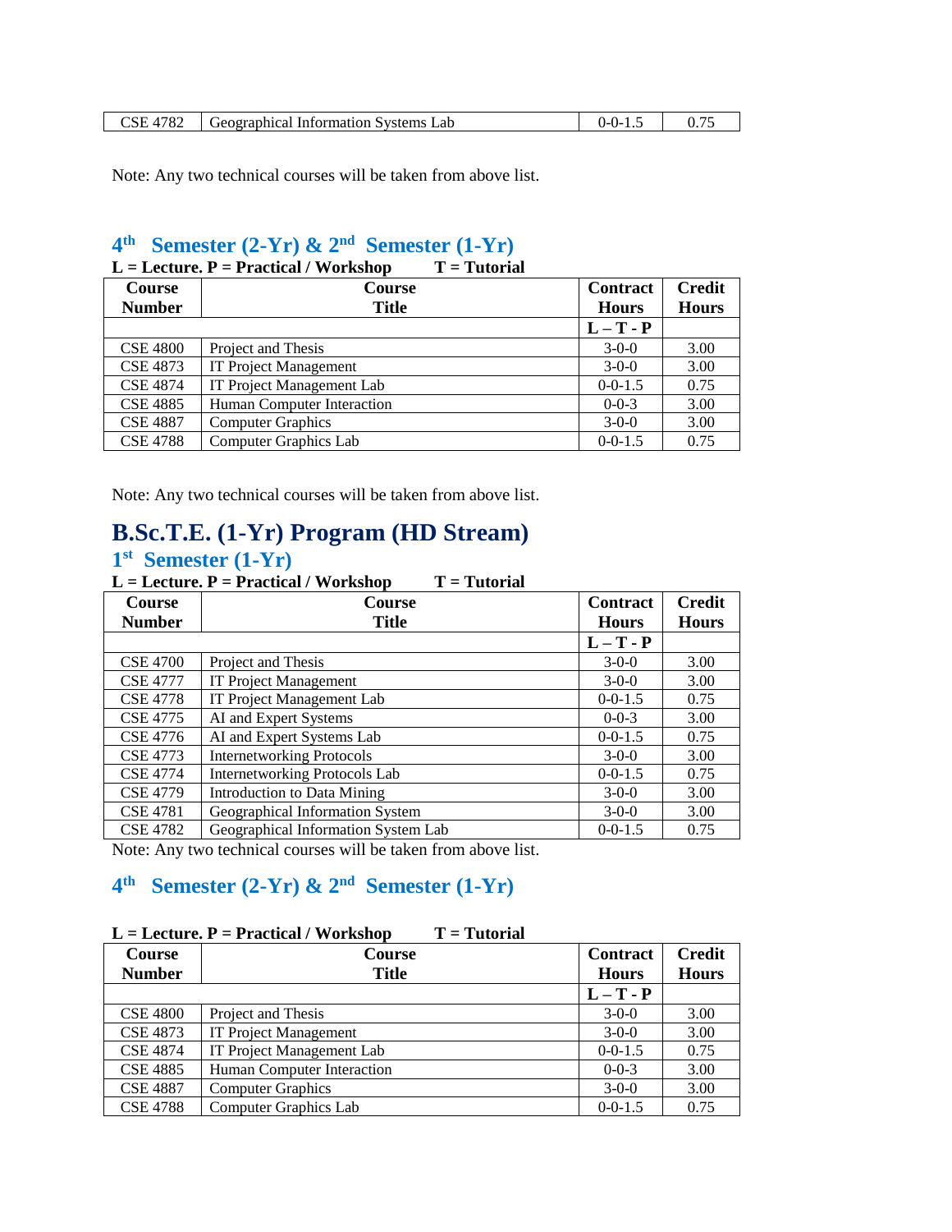| CSE 4782 | Geographical Information Systems Lab | 0-0-1.5 | 0.75 |
|---|---|---|---|

Note: Any two technical courses will be taken from above list.

## 4th Semester (2-Yr) & 2nd Semester (1-Yr)

**L = Lecture. P = Practical / Workshop T = Tutorial**

| Course Number | Course Title | Contract Hours | Credit Hours |
|---|---|---|---|
| | | L – T - P | |
| CSE 4800 | Project and Thesis | 3-0-0 | 3.00 |
| CSE 4873 | IT Project Management | 3-0-0 | 3.00 |
| CSE 4874 | IT Project Management Lab | 0-0-1.5 | 0.75 |
| CSE 4885 | Human Computer Interaction | 0-0-3 | 3.00 |
| CSE 4887 | Computer Graphics | 3-0-0 | 3.00 |
| CSE 4788 | Computer Graphics Lab | 0-0-1.5 | 0.75 |

Note: Any two technical courses will be taken from above list.

# B.Sc.T.E. (1-Yr) Program (HD Stream)

## 1st Semester (1-Yr)

**L = Lecture. P = Practical / Workshop T = Tutorial**

| Course Number | Course Title | Contract Hours | Credit Hours |
|---|---|---|---|
| | | L – T - P | |
| CSE 4700 | Project and Thesis | 3-0-0 | 3.00 |
| CSE 4777 | IT Project Management | 3-0-0 | 3.00 |
| CSE 4778 | IT Project Management Lab | 0-0-1.5 | 0.75 |
| CSE 4775 | AI and Expert Systems | 0-0-3 | 3.00 |
| CSE 4776 | AI and Expert Systems Lab | 0-0-1.5 | 0.75 |
| CSE 4773 | Internetworking Protocols | 3-0-0 | 3.00 |
| CSE 4774 | Internetworking Protocols Lab | 0-0-1.5 | 0.75 |
| CSE 4779 | Introduction to Data Mining | 3-0-0 | 3.00 |
| CSE 4781 | Geographical Information System | 3-0-0 | 3.00 |
| CSE 4782 | Geographical Information System Lab | 0-0-1.5 | 0.75 |

Note: Any two technical courses will be taken from above list.

## 4th Semester (2-Yr) & 2nd Semester (1-Yr)

**L = Lecture. P = Practical / Workshop T = Tutorial**

| Course Number | Course Title | Contract Hours | Credit Hours |
|---|---|---|---|
| | | L – T - P | |
| CSE 4800 | Project and Thesis | 3-0-0 | 3.00 |
| CSE 4873 | IT Project Management | 3-0-0 | 3.00 |
| CSE 4874 | IT Project Management Lab | 0-0-1.5 | 0.75 |
| CSE 4885 | Human Computer Interaction | 0-0-3 | 3.00 |
| CSE 4887 | Computer Graphics | 3-0-0 | 3.00 |
| CSE 4788 | Computer Graphics Lab | 0-0-1.5 | 0.75 |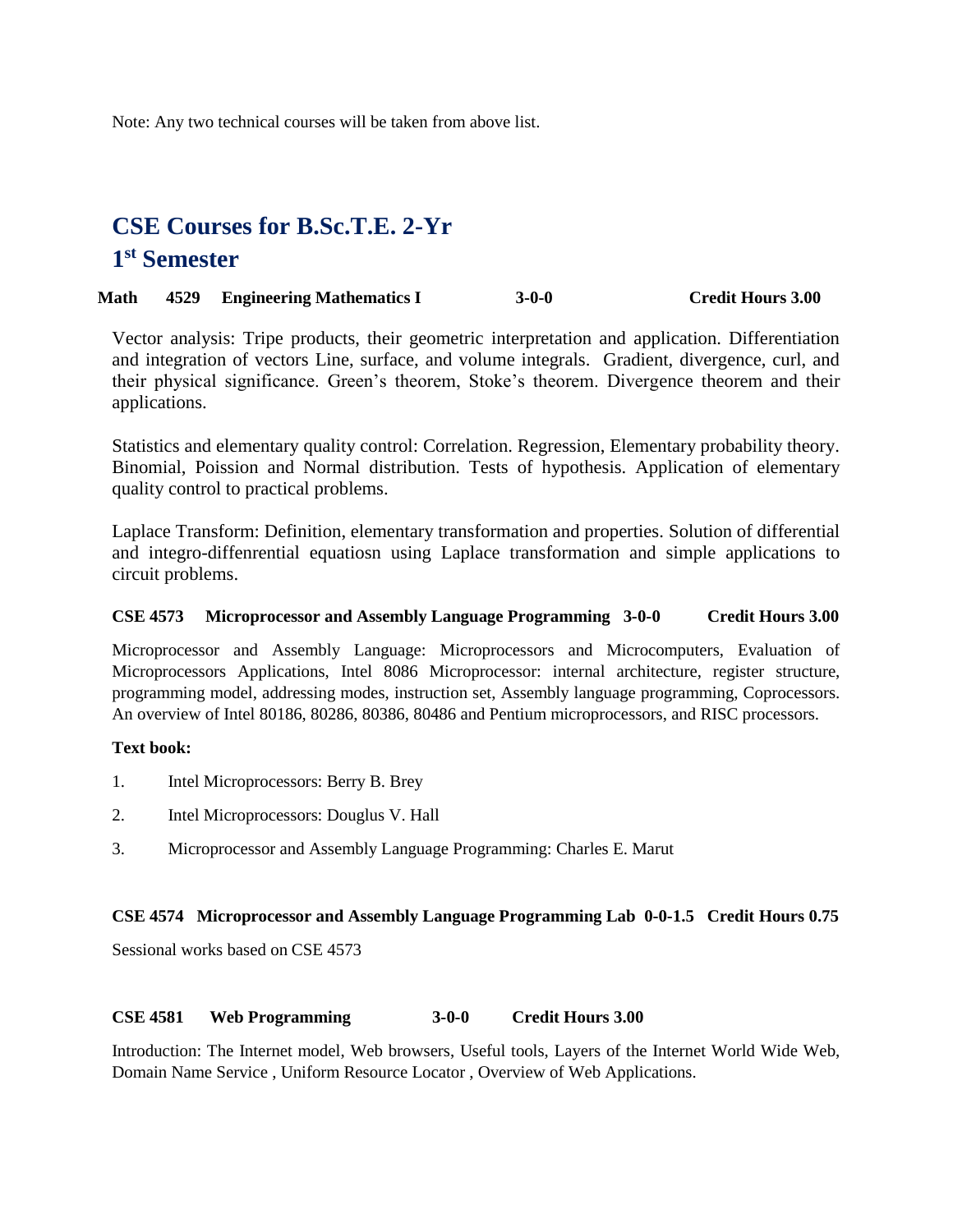Note: Any two technical courses will be taken from above list.

# CSE Courses for B.Sc.T.E. 2-Yr

## 1st Semester

**Math 4529 Engineering Mathematics I 3-0-0 Credit Hours 3.00**

Vector analysis: Tripe products, their geometric interpretation and application. Differentiation and integration of vectors Line, surface, and volume integrals. Gradient, divergence, curl, and their physical significance. Green's theorem, Stoke's theorem. Divergence theorem and their applications.

Statistics and elementary quality control: Correlation. Regression, Elementary probability theory. Binomial, Poission and Normal distribution. Tests of hypothesis. Application of elementary quality control to practical problems.

Laplace Transform: Definition, elementary transformation and properties. Solution of differential and integro-diffenrential equatiosn using Laplace transformation and simple applications to circuit problems.

**CSE 4573 Microprocessor and Assembly Language Programming 3-0-0 Credit Hours 3.00**

Microprocessor and Assembly Language: Microprocessors and Microcomputers, Evaluation of Microprocessors Applications, Intel 8086 Microprocessor: internal architecture, register structure, programming model, addressing modes, instruction set, Assembly language programming, Coprocessors. An overview of Intel 80186, 80286, 80386, 80486 and Pentium microprocessors, and RISC processors.

**Text book:**

1. Intel Microprocessors: Berry B. Brey
2. Intel Microprocessors: Douglus V. Hall
3. Microprocessor and Assembly Language Programming: Charles E. Marut

**CSE 4574 Microprocessor and Assembly Language Programming Lab 0-0-1.5 Credit Hours 0.75**

Sessional works based on CSE 4573

**CSE 4581 Web Programming 3-0-0 Credit Hours 3.00**

Introduction: The Internet model, Web browsers, Useful tools, Layers of the Internet World Wide Web, Domain Name Service , Uniform Resource Locator , Overview of Web Applications.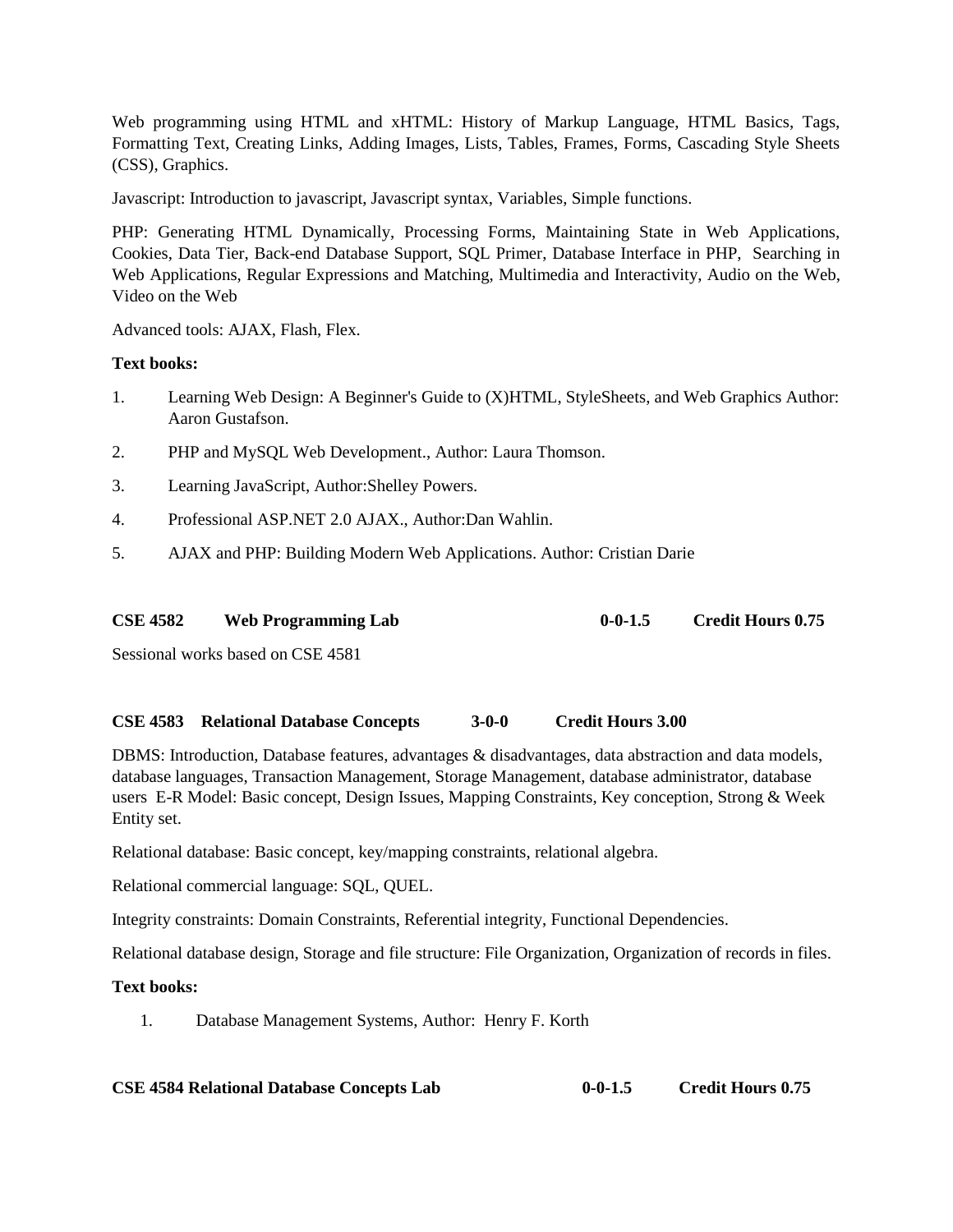Web programming using HTML and xHTML: History of Markup Language, HTML Basics, Tags, Formatting Text, Creating Links, Adding Images, Lists, Tables, Frames, Forms, Cascading Style Sheets (CSS), Graphics.

Javascript: Introduction to javascript, Javascript syntax, Variables, Simple functions.

PHP: Generating HTML Dynamically, Processing Forms, Maintaining State in Web Applications, Cookies, Data Tier, Back-end Database Support, SQL Primer, Database Interface in PHP, Searching in Web Applications, Regular Expressions and Matching, Multimedia and Interactivity, Audio on the Web, Video on the Web

Advanced tools: AJAX, Flash, Flex.

**Text books:**

1. Learning Web Design: A Beginner's Guide to (X)HTML, StyleSheets, and Web Graphics Author: Aaron Gustafson.
2. PHP and MySQL Web Development., Author: Laura Thomson.
3. Learning JavaScript, Author:Shelley Powers.
4. Professional ASP.NET 2.0 AJAX., Author:Dan Wahlin.
5. AJAX and PHP: Building Modern Web Applications. Author: Cristian Darie

**CSE 4582 Web Programming Lab 0-0-1.5 Credit Hours 0.75**

Sessional works based on CSE 4581

**CSE 4583 Relational Database Concepts 3-0-0 Credit Hours 3.00**

DBMS: Introduction, Database features, advantages & disadvantages, data abstraction and data models, database languages, Transaction Management, Storage Management, database administrator, database users E-R Model: Basic concept, Design Issues, Mapping Constraints, Key conception, Strong & Week Entity set.

Relational database: Basic concept, key/mapping constraints, relational algebra.

Relational commercial language: SQL, QUEL.

Integrity constraints: Domain Constraints, Referential integrity, Functional Dependencies.

Relational database design, Storage and file structure: File Organization, Organization of records in files.

**Text books:**

1. Database Management Systems, Author: Henry F. Korth

**CSE 4584 Relational Database Concepts Lab 0-0-1.5 Credit Hours 0.75**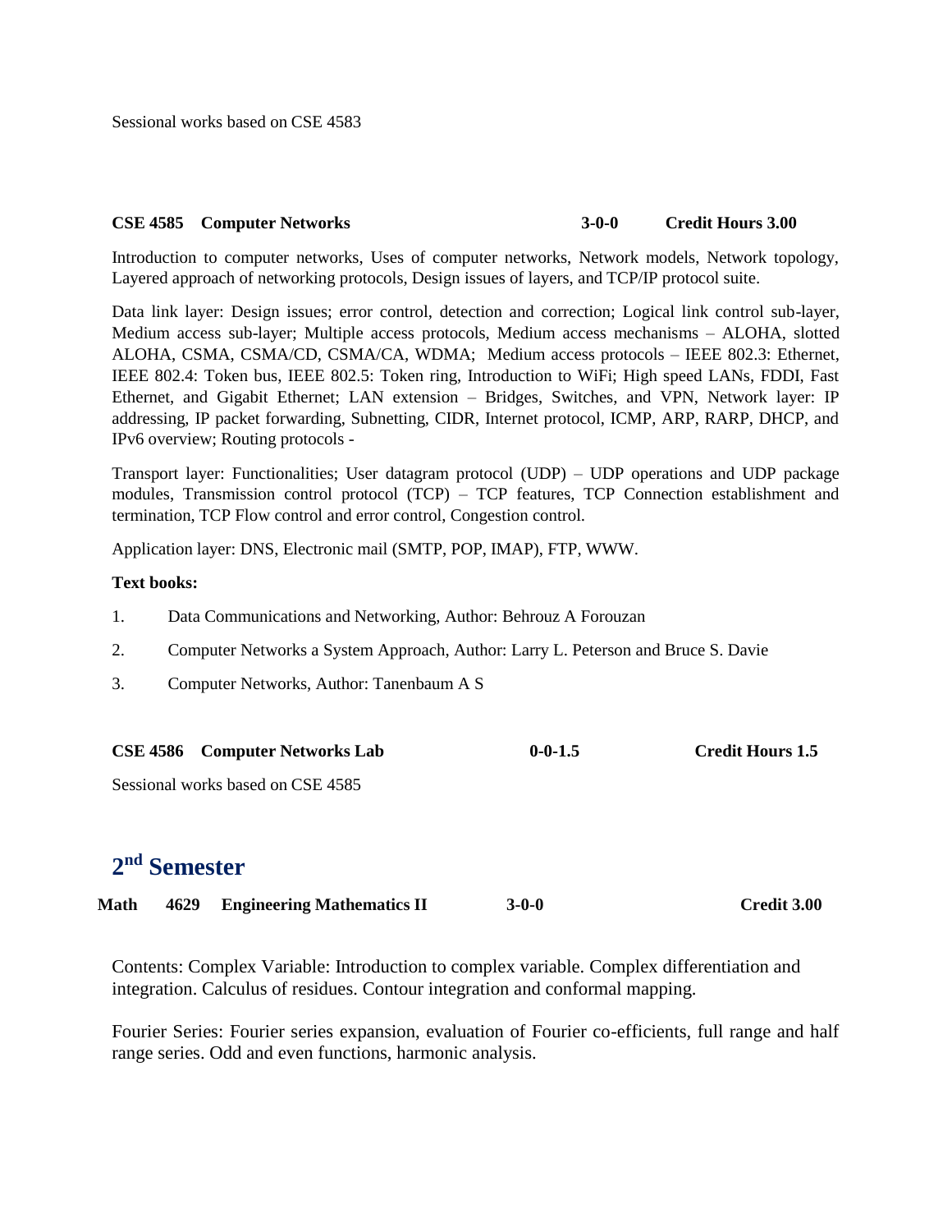Sessional works based on CSE 4583

**CSE 4585 Computer Networks 3-0-0 Credit Hours 3.00**

Introduction to computer networks, Uses of computer networks, Network models, Network topology, Layered approach of networking protocols, Design issues of layers, and TCP/IP protocol suite.

Data link layer: Design issues; error control, detection and correction; Logical link control sub-layer, Medium access sub-layer; Multiple access protocols, Medium access mechanisms – ALOHA, slotted ALOHA, CSMA, CSMA/CD, CSMA/CA, WDMA; Medium access protocols – IEEE 802.3: Ethernet, IEEE 802.4: Token bus, IEEE 802.5: Token ring, Introduction to WiFi; High speed LANs, FDDI, Fast Ethernet, and Gigabit Ethernet; LAN extension – Bridges, Switches, and VPN, Network layer: IP addressing, IP packet forwarding, Subnetting, CIDR, Internet protocol, ICMP, ARP, RARP, DHCP, and IPv6 overview; Routing protocols -

Transport layer: Functionalities; User datagram protocol (UDP) – UDP operations and UDP package modules, Transmission control protocol (TCP) – TCP features, TCP Connection establishment and termination, TCP Flow control and error control, Congestion control.

Application layer: DNS, Electronic mail (SMTP, POP, IMAP), FTP, WWW.

**Text books:**

1. Data Communications and Networking, Author: Behrouz A Forouzan
2. Computer Networks a System Approach, Author: Larry L. Peterson and Bruce S. Davie
3. Computer Networks, Author: Tanenbaum A S

**CSE 4586 Computer Networks Lab 0-0-1.5 Credit Hours 1.5**

Sessional works based on CSE 4585

## 2nd Semester

**Math 4629 Engineering Mathematics II 3-0-0 Credit 3.00**

Contents: Complex Variable: Introduction to complex variable. Complex differentiation and integration. Calculus of residues. Contour integration and conformal mapping.

Fourier Series: Fourier series expansion, evaluation of Fourier co-efficients, full range and half range series. Odd and even functions, harmonic analysis.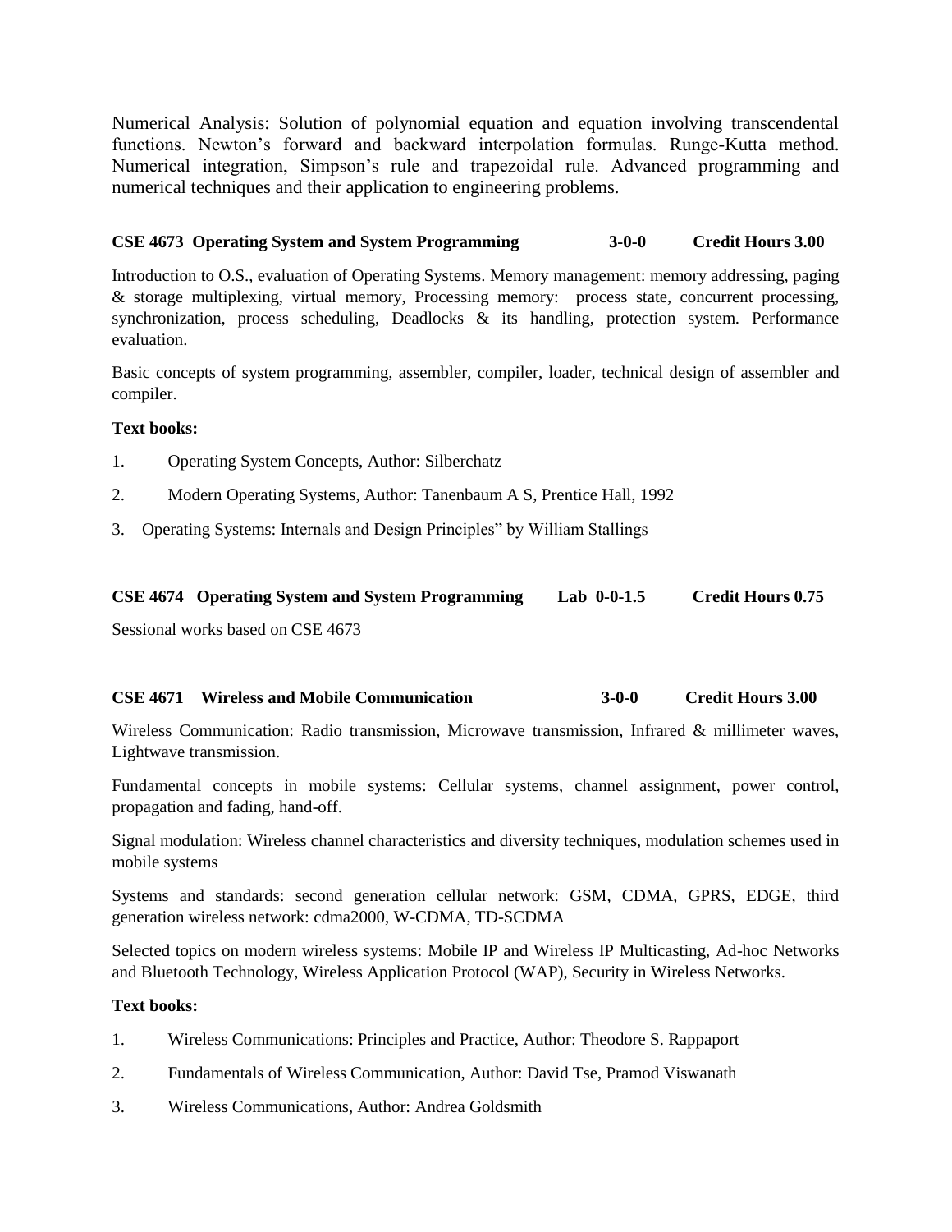Numerical Analysis: Solution of polynomial equation and equation involving transcendental functions. Newton's forward and backward interpolation formulas. Runge-Kutta method. Numerical integration, Simpson's rule and trapezoidal rule. Advanced programming and numerical techniques and their application to engineering problems.

### CSE 4673 Operating System and System Programming 3-0-0 Credit Hours 3.00

Introduction to O.S., evaluation of Operating Systems. Memory management: memory addressing, paging & storage multiplexing, virtual memory, Processing memory: process state, concurrent processing, synchronization, process scheduling, Deadlocks & its handling, protection system. Performance evaluation.

Basic concepts of system programming, assembler, compiler, loader, technical design of assembler and compiler.

**Text books:**

1. Operating System Concepts, Author: Silberchatz
2. Modern Operating Systems, Author: Tanenbaum A S, Prentice Hall, 1992
3. Operating Systems: Internals and Design Principles" by William Stallings

### CSE 4674 Operating System and System Programming Lab 0-0-1.5 Credit Hours 0.75

Sessional works based on CSE 4673

### CSE 4671 Wireless and Mobile Communication 3-0-0 Credit Hours 3.00

Wireless Communication: Radio transmission, Microwave transmission, Infrared & millimeter waves, Lightwave transmission.

Fundamental concepts in mobile systems: Cellular systems, channel assignment, power control, propagation and fading, hand-off.

Signal modulation: Wireless channel characteristics and diversity techniques, modulation schemes used in mobile systems

Systems and standards: second generation cellular network: GSM, CDMA, GPRS, EDGE, third generation wireless network: cdma2000, W-CDMA, TD-SCDMA

Selected topics on modern wireless systems: Mobile IP and Wireless IP Multicasting, Ad-hoc Networks and Bluetooth Technology, Wireless Application Protocol (WAP), Security in Wireless Networks.

**Text books:**

1. Wireless Communications: Principles and Practice, Author: Theodore S. Rappaport
2. Fundamentals of Wireless Communication, Author: David Tse, Pramod Viswanath
3. Wireless Communications, Author: Andrea Goldsmith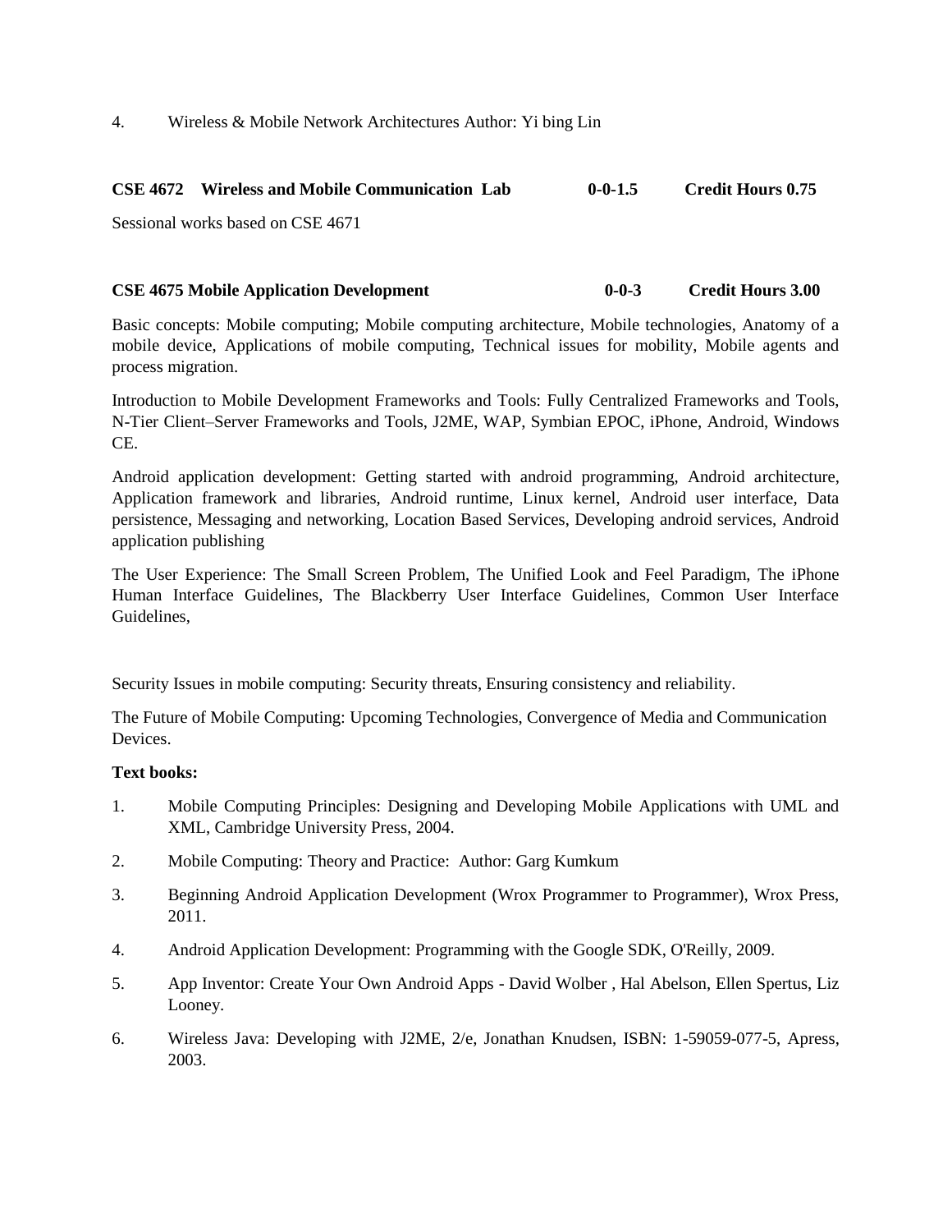4. Wireless & Mobile Network Architectures Author: Yi bing Lin

**CSE 4672 Wireless and Mobile Communication Lab 0-0-1.5 Credit Hours 0.75**

Sessional works based on CSE 4671

**CSE 4675 Mobile Application Development 0-0-3 Credit Hours 3.00**

Basic concepts: Mobile computing; Mobile computing architecture, Mobile technologies, Anatomy of a mobile device, Applications of mobile computing, Technical issues for mobility, Mobile agents and process migration.

Introduction to Mobile Development Frameworks and Tools: Fully Centralized Frameworks and Tools, N-Tier Client–Server Frameworks and Tools, J2ME, WAP, Symbian EPOC, iPhone, Android, Windows CE.

Android application development: Getting started with android programming, Android architecture, Application framework and libraries, Android runtime, Linux kernel, Android user interface, Data persistence, Messaging and networking, Location Based Services, Developing android services, Android application publishing

The User Experience: The Small Screen Problem, The Unified Look and Feel Paradigm, The iPhone Human Interface Guidelines, The Blackberry User Interface Guidelines, Common User Interface Guidelines,

Security Issues in mobile computing: Security threats, Ensuring consistency and reliability.

The Future of Mobile Computing: Upcoming Technologies, Convergence of Media and Communication Devices.

**Text books:**

1. Mobile Computing Principles: Designing and Developing Mobile Applications with UML and XML, Cambridge University Press, 2004.
2. Mobile Computing: Theory and Practice: Author: Garg Kumkum
3. Beginning Android Application Development (Wrox Programmer to Programmer), Wrox Press, 2011.
4. Android Application Development: Programming with the Google SDK, O'Reilly, 2009.
5. App Inventor: Create Your Own Android Apps - David Wolber , Hal Abelson, Ellen Spertus, Liz Looney.
6. Wireless Java: Developing with J2ME, 2/e, Jonathan Knudsen, ISBN: 1-59059-077-5, Apress, 2003.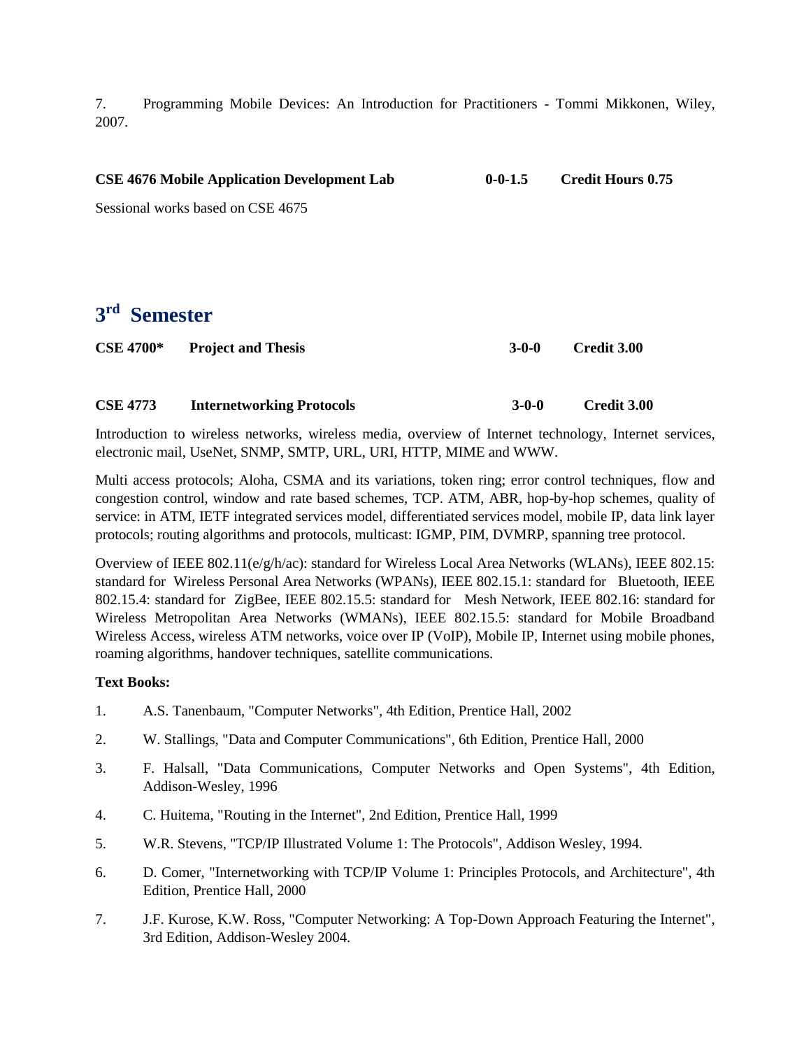7. Programming Mobile Devices: An Introduction for Practitioners - Tommi Mikkonen, Wiley, 2007.

**CSE 4676 Mobile Application Development Lab 0-0-1.5 Credit Hours 0.75**

Sessional works based on CSE 4675

## 3rd Semester

**CSE 4700* Project and Thesis 3-0-0 Credit 3.00**

**CSE 4773 Internetworking Protocols 3-0-0 Credit 3.00**

Introduction to wireless networks, wireless media, overview of Internet technology, Internet services, electronic mail, UseNet, SNMP, SMTP, URL, URI, HTTP, MIME and WWW.

Multi access protocols; Aloha, CSMA and its variations, token ring; error control techniques, flow and congestion control, window and rate based schemes, TCP. ATM, ABR, hop-by-hop schemes, quality of service: in ATM, IETF integrated services model, differentiated services model, mobile IP, data link layer protocols; routing algorithms and protocols, multicast: IGMP, PIM, DVMRP, spanning tree protocol.

Overview of IEEE 802.11(e/g/h/ac): standard for Wireless Local Area Networks (WLANs), IEEE 802.15: standard for Wireless Personal Area Networks (WPANs), IEEE 802.15.1: standard for Bluetooth, IEEE 802.15.4: standard for ZigBee, IEEE 802.15.5: standard for Mesh Network, IEEE 802.16: standard for Wireless Metropolitan Area Networks (WMANs), IEEE 802.15.5: standard for Mobile Broadband Wireless Access, wireless ATM networks, voice over IP (VoIP), Mobile IP, Internet using mobile phones, roaming algorithms, handover techniques, satellite communications.

**Text Books:**

1. A.S. Tanenbaum, "Computer Networks", 4th Edition, Prentice Hall, 2002
2. W. Stallings, "Data and Computer Communications", 6th Edition, Prentice Hall, 2000
3. F. Halsall, "Data Communications, Computer Networks and Open Systems", 4th Edition, Addison-Wesley, 1996
4. C. Huitema, "Routing in the Internet", 2nd Edition, Prentice Hall, 1999
5. W.R. Stevens, "TCP/IP Illustrated Volume 1: The Protocols", Addison Wesley, 1994.
6. D. Comer, "Internetworking with TCP/IP Volume 1: Principles Protocols, and Architecture", 4th Edition, Prentice Hall, 2000
7. J.F. Kurose, K.W. Ross, "Computer Networking: A Top-Down Approach Featuring the Internet", 3rd Edition, Addison-Wesley 2004.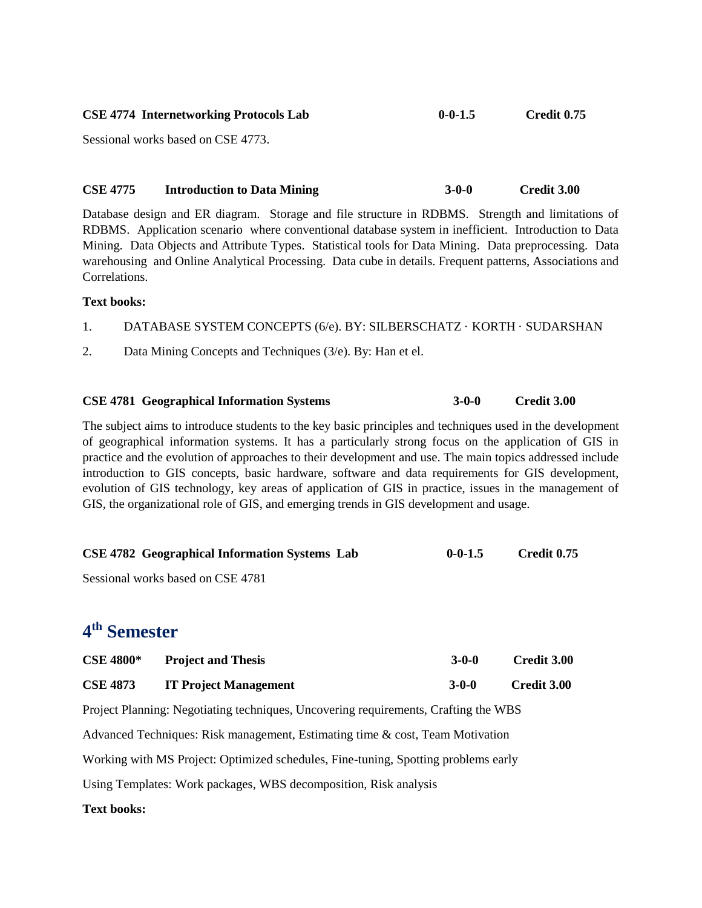**CSE 4774 Internetworking Protocols Lab 0-0-1.5 Credit 0.75**

Sessional works based on CSE 4773.

**CSE 4775 Introduction to Data Mining 3-0-0 Credit 3.00**

Database design and ER diagram. Storage and file structure in RDBMS. Strength and limitations of RDBMS. Application scenario where conventional database system in inefficient. Introduction to Data Mining. Data Objects and Attribute Types. Statistical tools for Data Mining. Data preprocessing. Data warehousing and Online Analytical Processing. Data cube in details. Frequent patterns, Associations and Correlations.

**Text books:**

1. DATABASE SYSTEM CONCEPTS (6/e). BY: SILBERSCHATZ · KORTH · SUDARSHAN
2. Data Mining Concepts and Techniques (3/e). By: Han et el.

**CSE 4781 Geographical Information Systems 3-0-0 Credit 3.00**

The subject aims to introduce students to the key basic principles and techniques used in the development of geographical information systems. It has a particularly strong focus on the application of GIS in practice and the evolution of approaches to their development and use. The main topics addressed include introduction to GIS concepts, basic hardware, software and data requirements for GIS development, evolution of GIS technology, key areas of application of GIS in practice, issues in the management of GIS, the organizational role of GIS, and emerging trends in GIS development and usage.

**CSE 4782 Geographical Information Systems Lab 0-0-1.5 Credit 0.75**

Sessional works based on CSE 4781

## 4th Semester

**CSE 4800* Project and Thesis 3-0-0 Credit 3.00**

**CSE 4873 IT Project Management 3-0-0 Credit 3.00**

Project Planning: Negotiating techniques, Uncovering requirements, Crafting the WBS

Advanced Techniques: Risk management, Estimating time & cost, Team Motivation

Working with MS Project: Optimized schedules, Fine-tuning, Spotting problems early

Using Templates: Work packages, WBS decomposition, Risk analysis

**Text books:**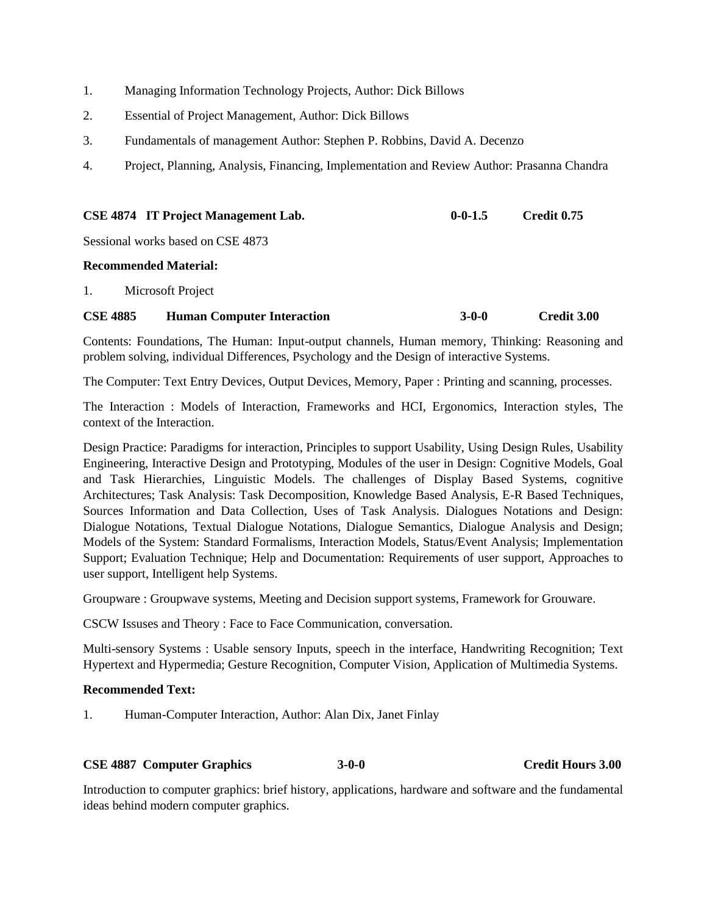1. Managing Information Technology Projects, Author: Dick Billows
2. Essential of Project Management, Author: Dick Billows
3. Fundamentals of management Author: Stephen P. Robbins, David A. Decenzo
4. Project, Planning, Analysis, Financing, Implementation and Review Author: Prasanna Chandra

**CSE 4874 IT Project Management Lab.** **0-0-1.5** **Credit 0.75**

Sessional works based on CSE 4873

**Recommended Material:**

1. Microsoft Project

**CSE 4885 Human Computer Interaction** **3-0-0** **Credit 3.00**

Contents: Foundations, The Human: Input-output channels, Human memory, Thinking: Reasoning and problem solving, individual Differences, Psychology and the Design of interactive Systems.

The Computer: Text Entry Devices, Output Devices, Memory, Paper : Printing and scanning, processes.

The Interaction : Models of Interaction, Frameworks and HCI, Ergonomics, Interaction styles, The context of the Interaction.

Design Practice: Paradigms for interaction, Principles to support Usability, Using Design Rules, Usability Engineering, Interactive Design and Prototyping, Modules of the user in Design: Cognitive Models, Goal and Task Hierarchies, Linguistic Models. The challenges of Display Based Systems, cognitive Architectures; Task Analysis: Task Decomposition, Knowledge Based Analysis, E-R Based Techniques, Sources Information and Data Collection, Uses of Task Analysis. Dialogues Notations and Design: Dialogue Notations, Textual Dialogue Notations, Dialogue Semantics, Dialogue Analysis and Design; Models of the System: Standard Formalisms, Interaction Models, Status/Event Analysis; Implementation Support; Evaluation Technique; Help and Documentation: Requirements of user support, Approaches to user support, Intelligent help Systems.

Groupware : Groupwave systems, Meeting and Decision support systems, Framework for Grouware.

CSCW Issuses and Theory : Face to Face Communication, conversation.

Multi-sensory Systems : Usable sensory Inputs, speech in the interface, Handwriting Recognition; Text Hypertext and Hypermedia; Gesture Recognition, Computer Vision, Application of Multimedia Systems.

**Recommended Text:**

1. Human-Computer Interaction, Author: Alan Dix, Janet Finlay

**CSE 4887 Computer Graphics** **3-0-0** **Credit Hours 3.00**

Introduction to computer graphics: brief history, applications, hardware and software and the fundamental ideas behind modern computer graphics.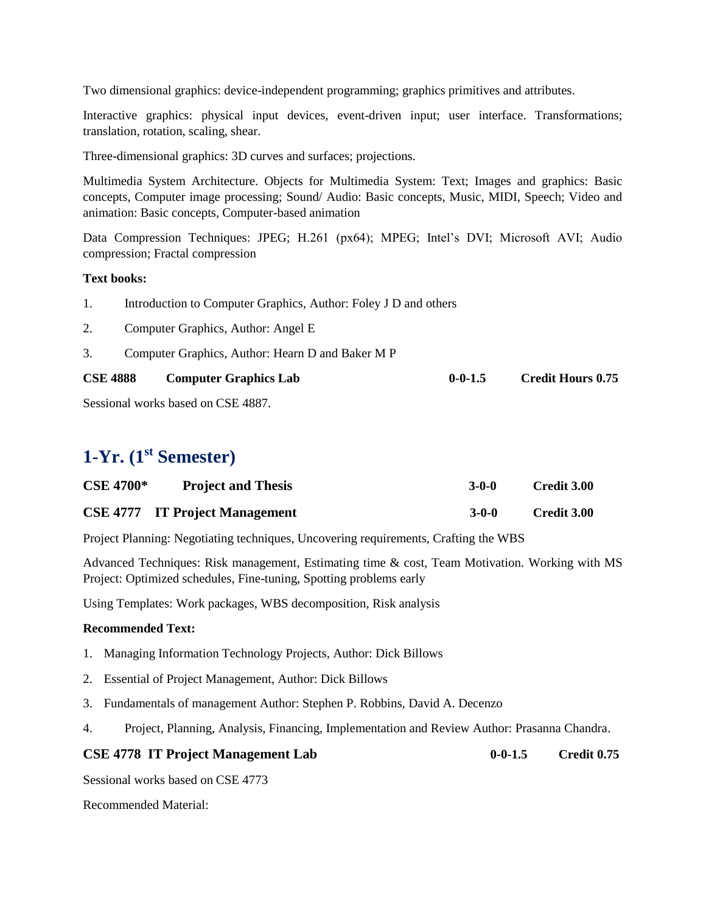Two dimensional graphics: device-independent programming; graphics primitives and attributes.

Interactive graphics: physical input devices, event-driven input; user interface. Transformations; translation, rotation, scaling, shear.

Three-dimensional graphics: 3D curves and surfaces; projections.

Multimedia System Architecture. Objects for Multimedia System: Text; Images and graphics: Basic concepts, Computer image processing; Sound/ Audio: Basic concepts, Music, MIDI, Speech; Video and animation: Basic concepts, Computer-based animation

Data Compression Techniques: JPEG; H.261 (px64); MPEG; Intel's DVI; Microsoft AVI; Audio compression; Fractal compression

**Text books:**

1. Introduction to Computer Graphics, Author: Foley J D and others
2. Computer Graphics, Author: Angel E
3. Computer Graphics, Author: Hearn D and Baker M P

**CSE 4888 Computer Graphics Lab 0-0-1.5 Credit Hours 0.75**

Sessional works based on CSE 4887.

## 1-Yr. (1st Semester)

**CSE 4700* Project and Thesis 3-0-0 Credit 3.00**

**CSE 4777 IT Project Management 3-0-0 Credit 3.00**

Project Planning: Negotiating techniques, Uncovering requirements, Crafting the WBS

Advanced Techniques: Risk management, Estimating time & cost, Team Motivation. Working with MS Project: Optimized schedules, Fine-tuning, Spotting problems early

Using Templates: Work packages, WBS decomposition, Risk analysis

**Recommended Text:**

1. Managing Information Technology Projects, Author: Dick Billows
2. Essential of Project Management, Author: Dick Billows
3. Fundamentals of management Author: Stephen P. Robbins, David A. Decenzo
4. Project, Planning, Analysis, Financing, Implementation and Review Author: Prasanna Chandra.

**CSE 4778 IT Project Management Lab 0-0-1.5 Credit 0.75**

Sessional works based on CSE 4773

Recommended Material: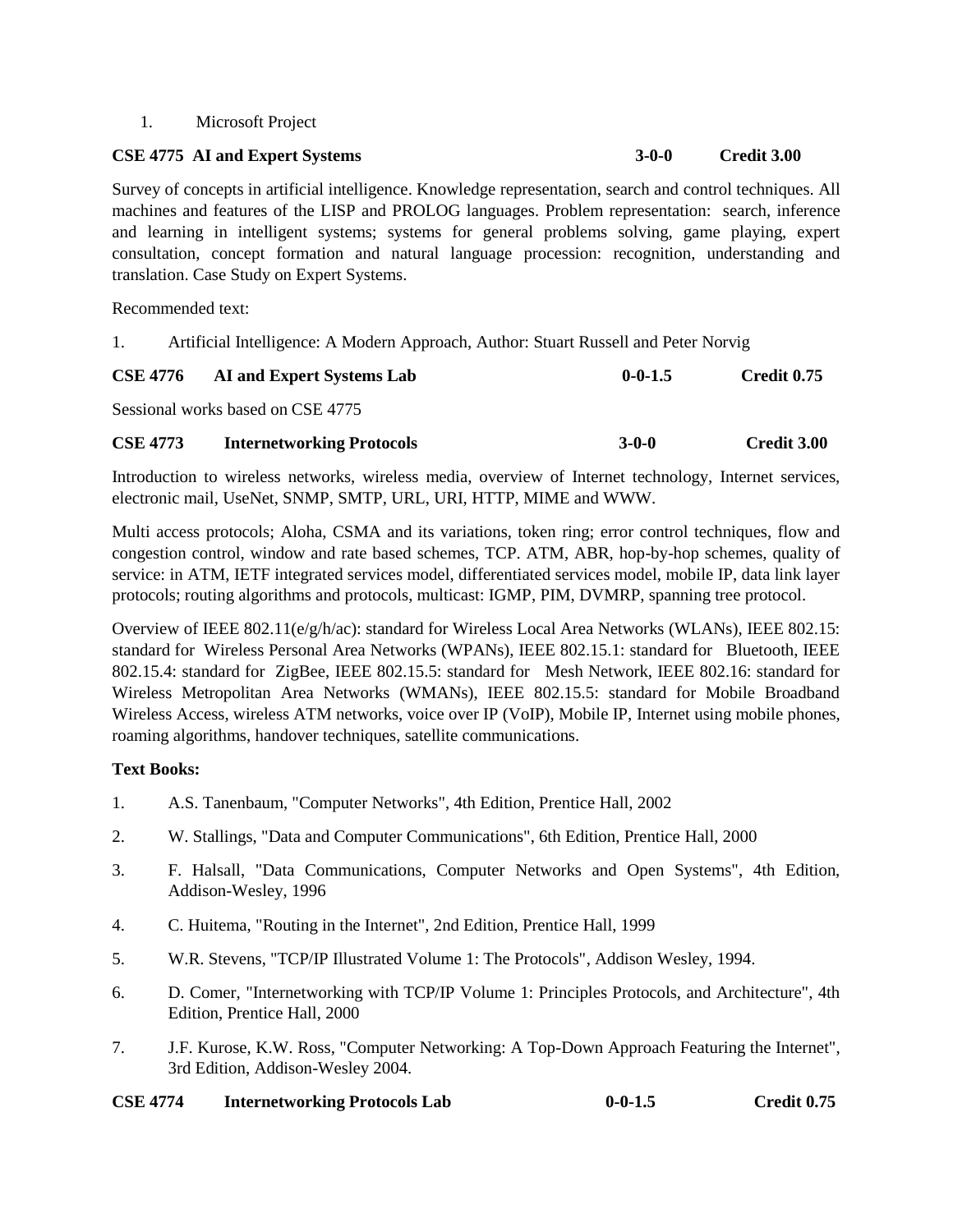1. Microsoft Project

**CSE 4775 AI and Expert Systems 3-0-0 Credit 3.00**

Survey of concepts in artificial intelligence. Knowledge representation, search and control techniques. All machines and features of the LISP and PROLOG languages. Problem representation: search, inference and learning in intelligent systems; systems for general problems solving, game playing, expert consultation, concept formation and natural language procession: recognition, understanding and translation. Case Study on Expert Systems.

Recommended text:

1. Artificial Intelligence: A Modern Approach, Author: Stuart Russell and Peter Norvig

**CSE 4776 AI and Expert Systems Lab 0-0-1.5 Credit 0.75**

Sessional works based on CSE 4775

**CSE 4773 Internetworking Protocols 3-0-0 Credit 3.00**

Introduction to wireless networks, wireless media, overview of Internet technology, Internet services, electronic mail, UseNet, SNMP, SMTP, URL, URI, HTTP, MIME and WWW.

Multi access protocols; Aloha, CSMA and its variations, token ring; error control techniques, flow and congestion control, window and rate based schemes, TCP. ATM, ABR, hop-by-hop schemes, quality of service: in ATM, IETF integrated services model, differentiated services model, mobile IP, data link layer protocols; routing algorithms and protocols, multicast: IGMP, PIM, DVMRP, spanning tree protocol.

Overview of IEEE 802.11(e/g/h/ac): standard for Wireless Local Area Networks (WLANs), IEEE 802.15: standard for Wireless Personal Area Networks (WPANs), IEEE 802.15.1: standard for Bluetooth, IEEE 802.15.4: standard for ZigBee, IEEE 802.15.5: standard for Mesh Network, IEEE 802.16: standard for Wireless Metropolitan Area Networks (WMANs), IEEE 802.15.5: standard for Mobile Broadband Wireless Access, wireless ATM networks, voice over IP (VoIP), Mobile IP, Internet using mobile phones, roaming algorithms, handover techniques, satellite communications.

**Text Books:**

1. A.S. Tanenbaum, "Computer Networks", 4th Edition, Prentice Hall, 2002
2. W. Stallings, "Data and Computer Communications", 6th Edition, Prentice Hall, 2000
3. F. Halsall, "Data Communications, Computer Networks and Open Systems", 4th Edition, Addison-Wesley, 1996
4. C. Huitema, "Routing in the Internet", 2nd Edition, Prentice Hall, 1999
5. W.R. Stevens, "TCP/IP Illustrated Volume 1: The Protocols", Addison Wesley, 1994.
6. D. Comer, "Internetworking with TCP/IP Volume 1: Principles Protocols, and Architecture", 4th Edition, Prentice Hall, 2000
7. J.F. Kurose, K.W. Ross, "Computer Networking: A Top-Down Approach Featuring the Internet", 3rd Edition, Addison-Wesley 2004.

**CSE 4774 Internetworking Protocols Lab 0-0-1.5 Credit 0.75**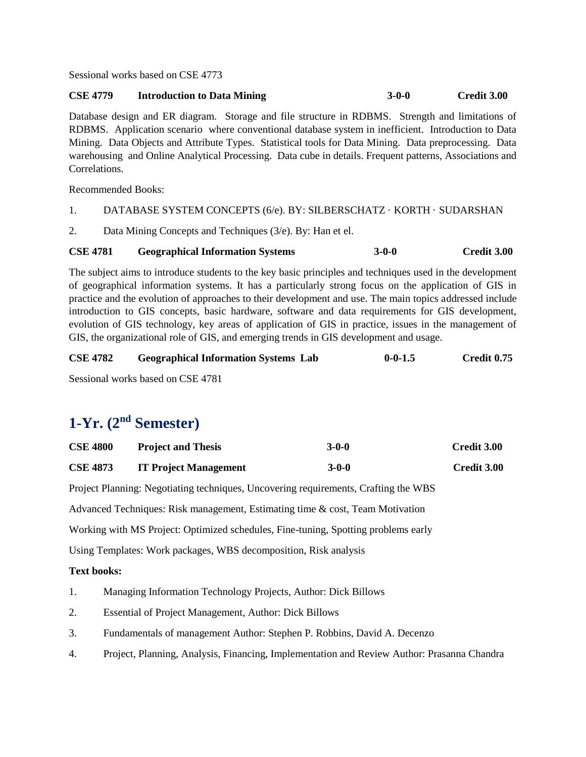Sessional works based on CSE 4773

| | | | |
|---|---|---|---|
| **CSE 4779** | **Introduction to Data Mining** | **3-0-0** | **Credit 3.00** |

Database design and ER diagram. Storage and file structure in RDBMS. Strength and limitations of RDBMS. Application scenario where conventional database system in inefficient. Introduction to Data Mining. Data Objects and Attribute Types. Statistical tools for Data Mining. Data preprocessing. Data warehousing and Online Analytical Processing. Data cube in details. Frequent patterns, Associations and Correlations.

Recommended Books:

1. DATABASE SYSTEM CONCEPTS (6/e). BY: SILBERSCHATZ · KORTH · SUDARSHAN
2. Data Mining Concepts and Techniques (3/e). By: Han et el.

| | | | |
|---|---|---|---|
| **CSE 4781** | **Geographical Information Systems** | **3-0-0** | **Credit 3.00** |

The subject aims to introduce students to the key basic principles and techniques used in the development of geographical information systems. It has a particularly strong focus on the application of GIS in practice and the evolution of approaches to their development and use. The main topics addressed include introduction to GIS concepts, basic hardware, software and data requirements for GIS development, evolution of GIS technology, key areas of application of GIS in practice, issues in the management of GIS, the organizational role of GIS, and emerging trends in GIS development and usage.

| | | | |
|---|---|---|---|
| **CSE 4782** | **Geographical Information Systems Lab** | **0-0-1.5** | **Credit 0.75** |

Sessional works based on CSE 4781

## 1-Yr. (2nd Semester)

| | | | |
|---|---|---|---|
| **CSE 4800** | **Project and Thesis** | **3-0-0** | **Credit 3.00** |
| **CSE 4873** | **IT Project Management** | **3-0-0** | **Credit 3.00** |

Project Planning: Negotiating techniques, Uncovering requirements, Crafting the WBS

Advanced Techniques: Risk management, Estimating time & cost, Team Motivation

Working with MS Project: Optimized schedules, Fine-tuning, Spotting problems early

Using Templates: Work packages, WBS decomposition, Risk analysis

**Text books:**

1. Managing Information Technology Projects, Author: Dick Billows
2. Essential of Project Management, Author: Dick Billows
3. Fundamentals of management Author: Stephen P. Robbins, David A. Decenzo
4. Project, Planning, Analysis, Financing, Implementation and Review Author: Prasanna Chandra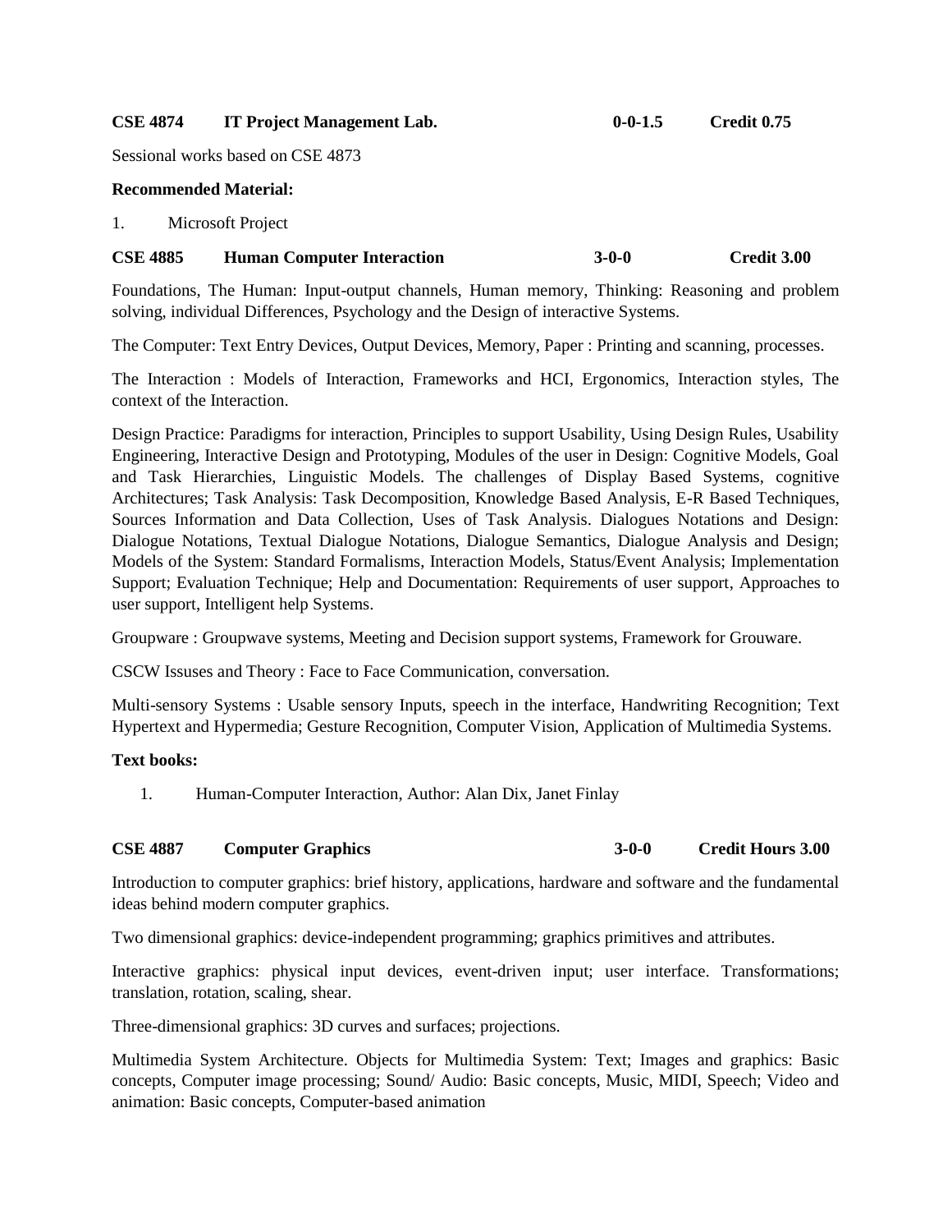**CSE 4874 IT Project Management Lab. 0-0-1.5 Credit 0.75**

Sessional works based on CSE 4873

**Recommended Material:**

1. Microsoft Project

**CSE 4885 Human Computer Interaction 3-0-0 Credit 3.00**

Foundations, The Human: Input-output channels, Human memory, Thinking: Reasoning and problem solving, individual Differences, Psychology and the Design of interactive Systems.

The Computer: Text Entry Devices, Output Devices, Memory, Paper : Printing and scanning, processes.

The Interaction : Models of Interaction, Frameworks and HCI, Ergonomics, Interaction styles, The context of the Interaction.

Design Practice: Paradigms for interaction, Principles to support Usability, Using Design Rules, Usability Engineering, Interactive Design and Prototyping, Modules of the user in Design: Cognitive Models, Goal and Task Hierarchies, Linguistic Models. The challenges of Display Based Systems, cognitive Architectures; Task Analysis: Task Decomposition, Knowledge Based Analysis, E-R Based Techniques, Sources Information and Data Collection, Uses of Task Analysis. Dialogues Notations and Design: Dialogue Notations, Textual Dialogue Notations, Dialogue Semantics, Dialogue Analysis and Design; Models of the System: Standard Formalisms, Interaction Models, Status/Event Analysis; Implementation Support; Evaluation Technique; Help and Documentation: Requirements of user support, Approaches to user support, Intelligent help Systems.

Groupware : Groupwave systems, Meeting and Decision support systems, Framework for Grouware.

CSCW Issuses and Theory : Face to Face Communication, conversation.

Multi-sensory Systems : Usable sensory Inputs, speech in the interface, Handwriting Recognition; Text Hypertext and Hypermedia; Gesture Recognition, Computer Vision, Application of Multimedia Systems.

**Text books:**

1. Human-Computer Interaction, Author: Alan Dix, Janet Finlay

**CSE 4887 Computer Graphics 3-0-0 Credit Hours 3.00**

Introduction to computer graphics: brief history, applications, hardware and software and the fundamental ideas behind modern computer graphics.

Two dimensional graphics: device-independent programming; graphics primitives and attributes.

Interactive graphics: physical input devices, event-driven input; user interface. Transformations; translation, rotation, scaling, shear.

Three-dimensional graphics: 3D curves and surfaces; projections.

Multimedia System Architecture. Objects for Multimedia System: Text; Images and graphics: Basic concepts, Computer image processing; Sound/ Audio: Basic concepts, Music, MIDI, Speech; Video and animation: Basic concepts, Computer-based animation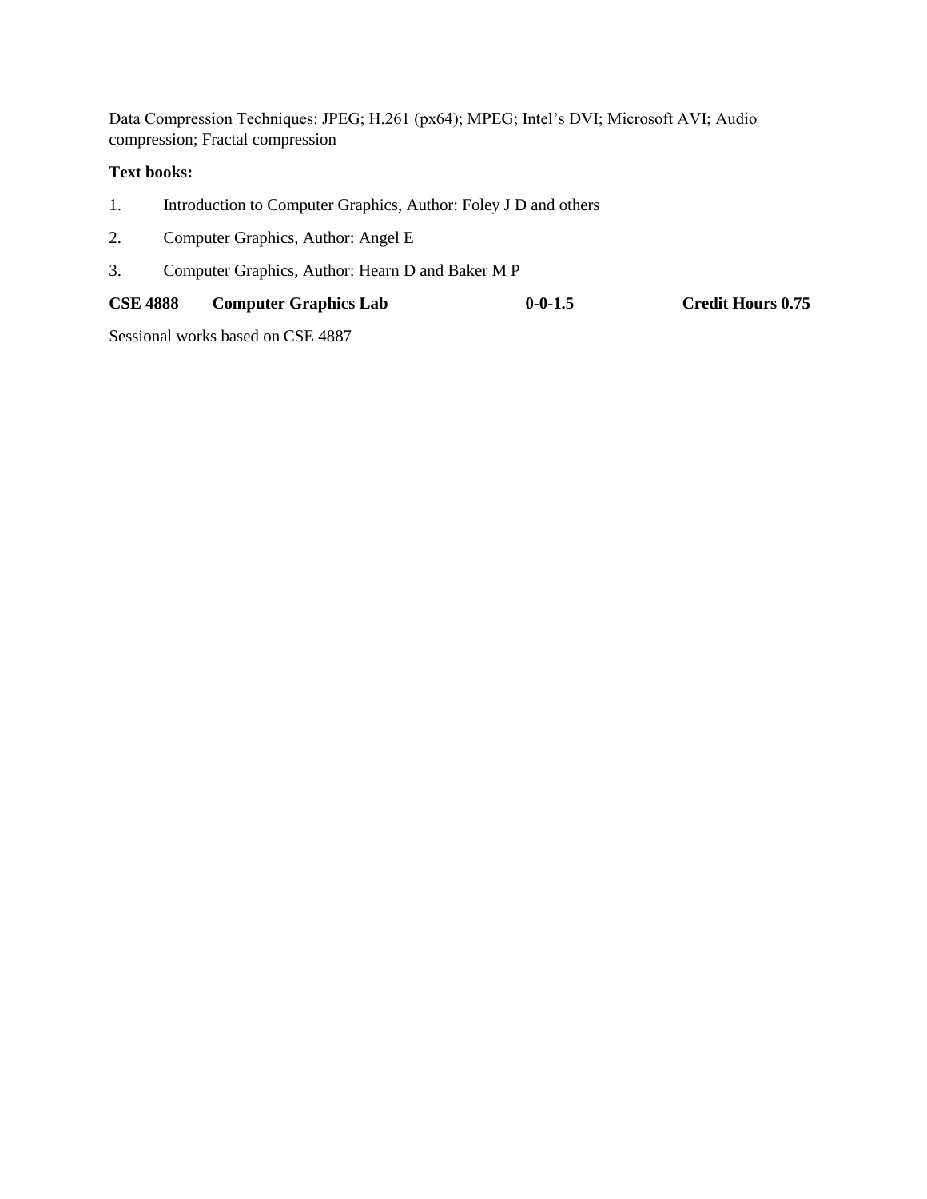Data Compression Techniques: JPEG; H.261 (px64); MPEG; Intel's DVI; Microsoft AVI; Audio compression; Fractal compression

**Text books:**

1. Introduction to Computer Graphics, Author: Foley J D and others
2. Computer Graphics, Author: Angel E
3. Computer Graphics, Author: Hearn D and Baker M P

**CSE 4888 Computer Graphics Lab 0-0-1.5 Credit Hours 0.75**

Sessional works based on CSE 4887